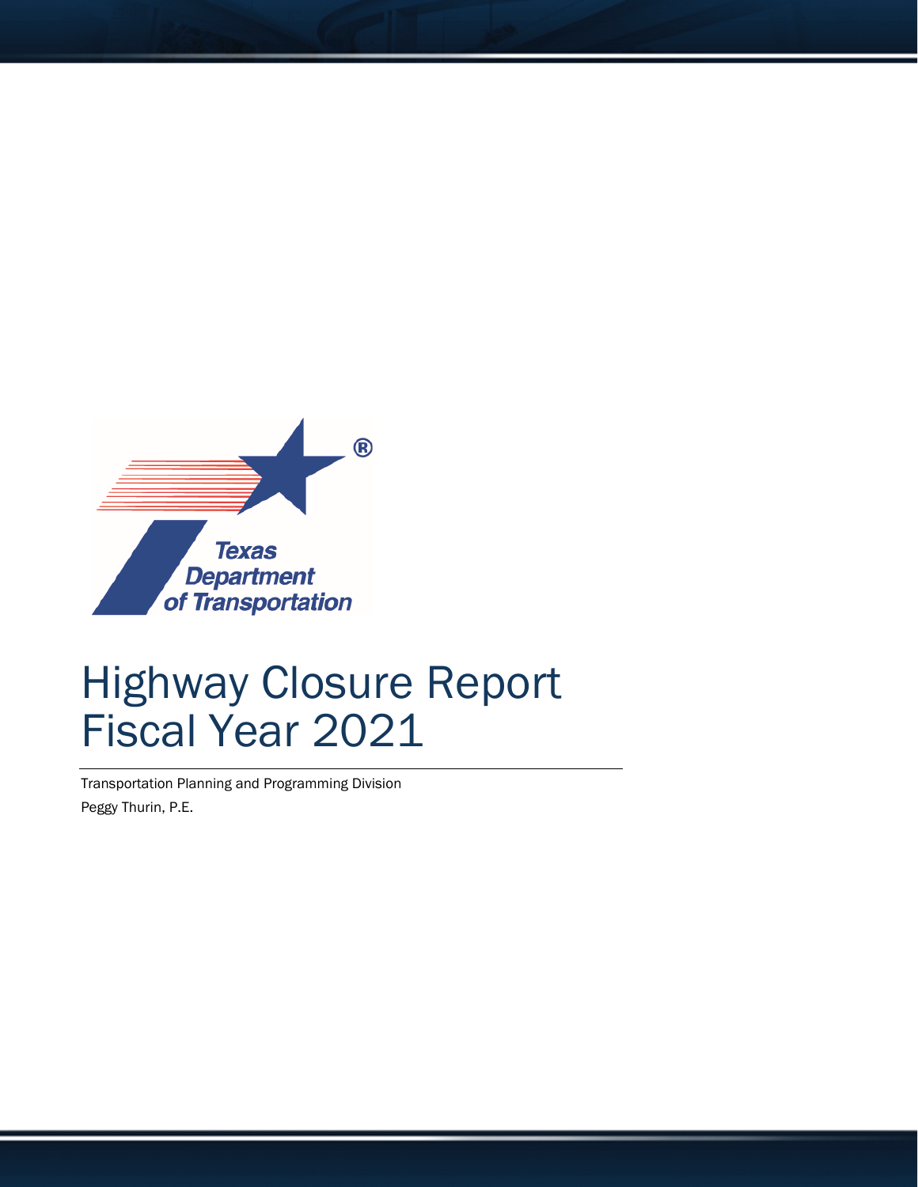# Highway Closure Report Fiscal Year 2021

Transportation Planning and Programming Division

Peggy Thurin, P.E.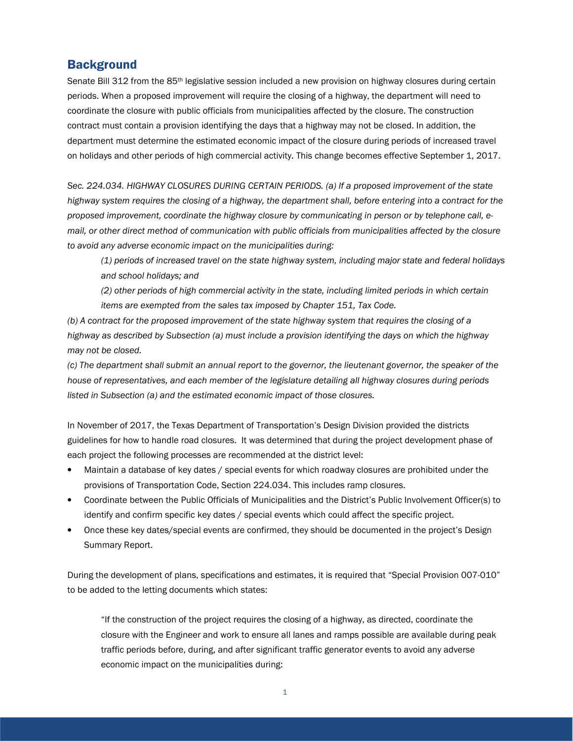## Background

Senate Bill 312 from the 85th legislative session included a new provision on highway closures during certain periods. When a proposed improvement will require the closing of a highway, the department will need to coordinate the closure with public officials from municipalities affected by the closure. The construction contract must contain a provision identifying the days that a highway may not be closed. In addition, the department must determine the estimated economic impact of the closure during periods of increased travel on holidays and other periods of high commercial activity. This change becomes effective September 1, 2017.

*Sec. 224.034. HIGHWAY CLOSURES DURING CERTAIN PERIODS. (a) If a proposed improvement of the state highway system requires the closing of a highway, the department shall, before entering into a contract for the proposed improvement, coordinate the highway closure by communicating in person or by telephone call, e-mail, or other direct method of communication with public officials from municipalities affected by the closure to avoid any adverse economic impact on the municipalities during:*

> *(1) periods of increased travel on the state highway system, including major state and federal holidays and school holidays; and*
>
> *(2) other periods of high commercial activity in the state, including limited periods in which certain items are exempted from the sales tax imposed by Chapter 151, Tax Code.*

*(b) A contract for the proposed improvement of the state highway system that requires the closing of a highway as described by Subsection (a) must include a provision identifying the days on which the highway may not be closed.*

*(c) The department shall submit an annual report to the governor, the lieutenant governor, the speaker of the house of representatives, and each member of the legislature detailing all highway closures during periods listed in Subsection (a) and the estimated economic impact of those closures.*

In November of 2017, the Texas Department of Transportation's Design Division provided the districts guidelines for how to handle road closures. It was determined that during the project development phase of each project the following processes are recommended at the district level:

- Maintain a database of key dates / special events for which roadway closures are prohibited under the provisions of Transportation Code, Section 224.034. This includes ramp closures.
- Coordinate between the Public Officials of Municipalities and the District's Public Involvement Officer(s) to identify and confirm specific key dates / special events which could affect the specific project.
- Once these key dates/special events are confirmed, they should be documented in the project's Design Summary Report.

During the development of plans, specifications and estimates, it is required that "Special Provision 007-010" to be added to the letting documents which states:

> "If the construction of the project requires the closing of a highway, as directed, coordinate the closure with the Engineer and work to ensure all lanes and ramps possible are available during peak traffic periods before, during, and after significant traffic generator events to avoid any adverse economic impact on the municipalities during: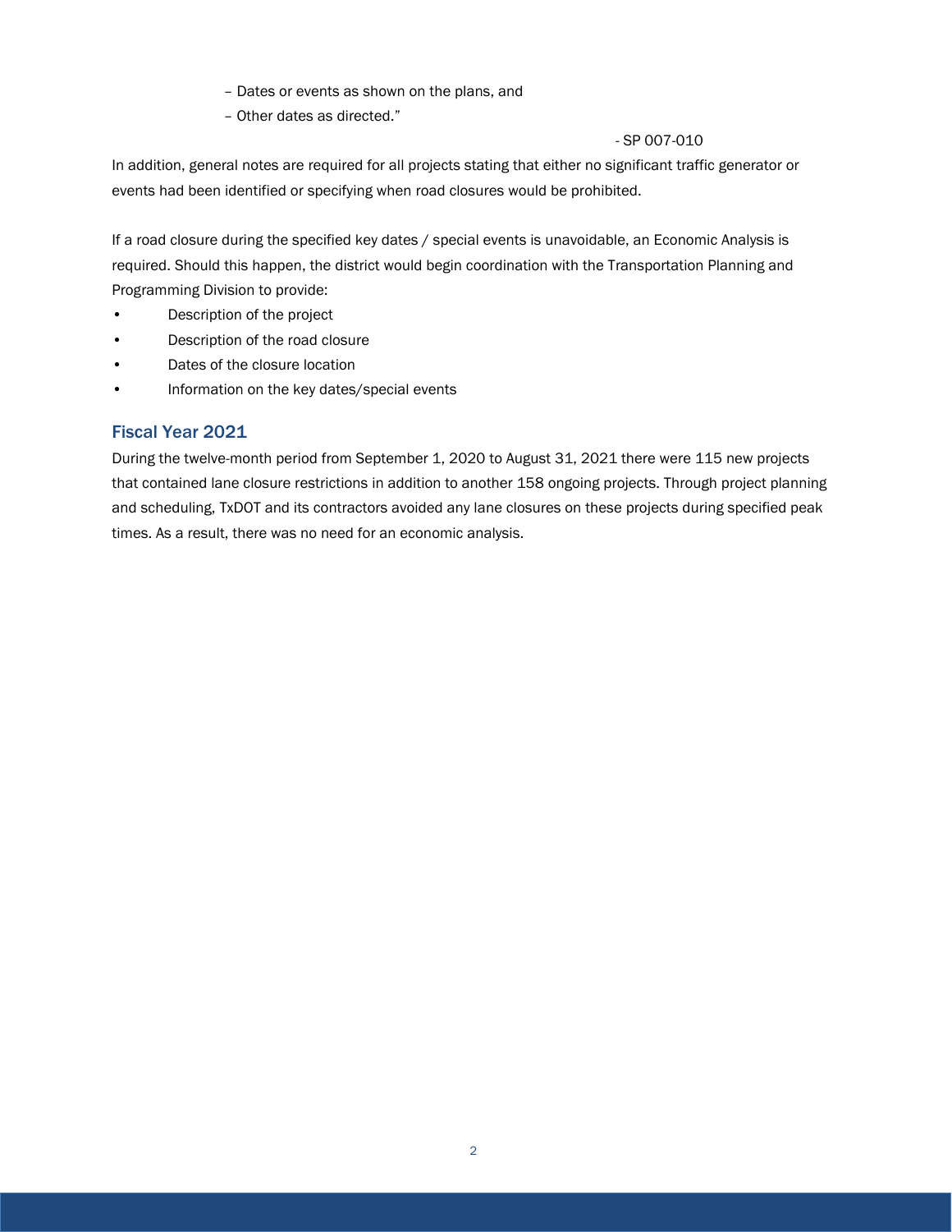– Dates or events as shown on the plans, and

– Other dates as directed."

- SP 007-010

In addition, general notes are required for all projects stating that either no significant traffic generator or events had been identified or specifying when road closures would be prohibited.

If a road closure during the specified key dates / special events is unavoidable, an Economic Analysis is required. Should this happen, the district would begin coordination with the Transportation Planning and Programming Division to provide:

- Description of the project
- Description of the road closure
- Dates of the closure location
- Information on the key dates/special events

## Fiscal Year 2021

During the twelve-month period from September 1, 2020 to August 31, 2021 there were 115 new projects that contained lane closure restrictions in addition to another 158 ongoing projects. Through project planning and scheduling, TxDOT and its contractors avoided any lane closures on these projects during specified peak times. As a result, there was no need for an economic analysis.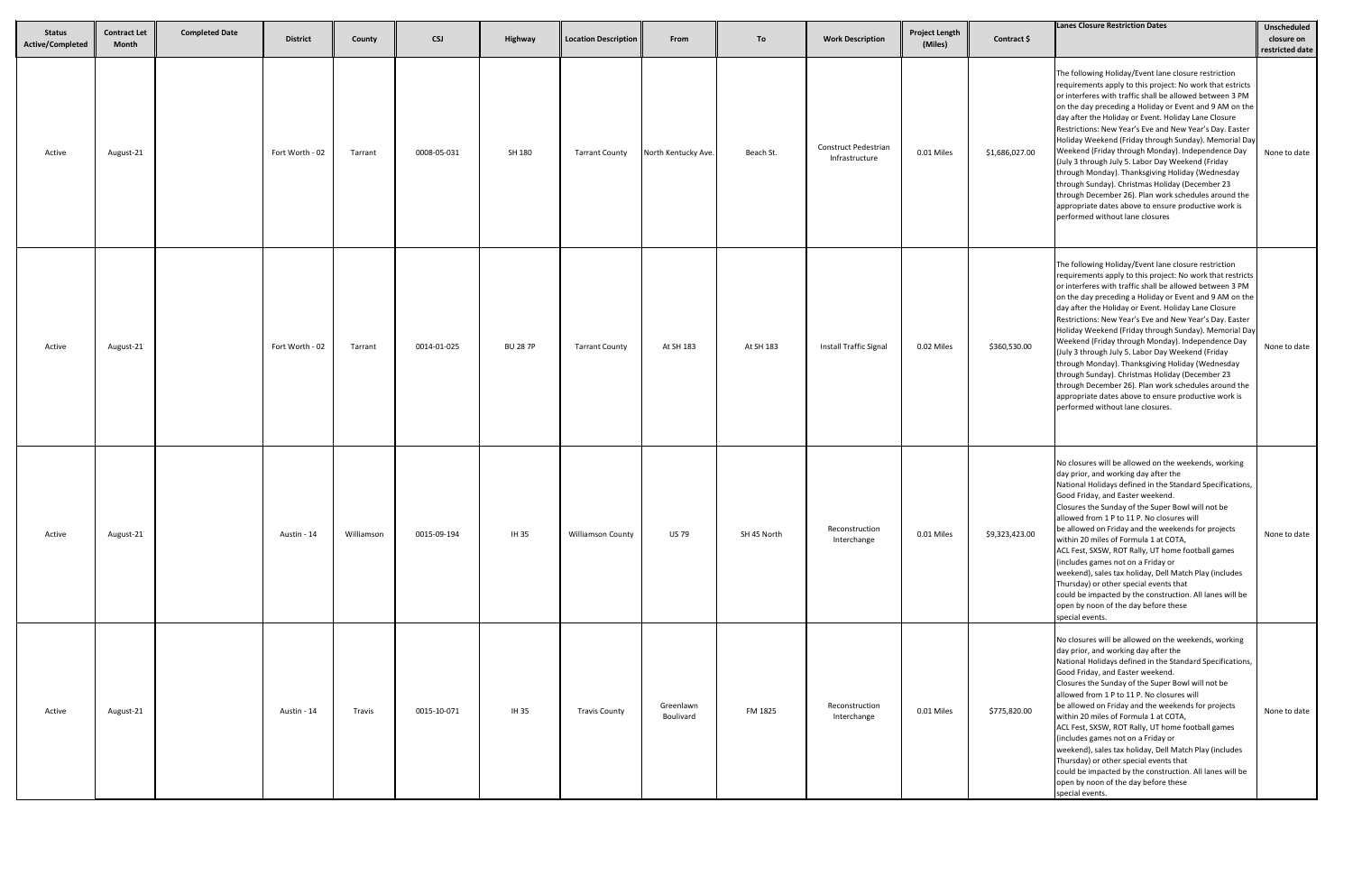| Status Active/Completed | Contract Let Month | Completed Date | District | County | CSJ | Highway | Location Description | From | To | Work Description | Project Length (Miles) | Contract $ | Lanes Closure Restriction Dates | Unscheduled closure on restricted date |
|---|---|---|---|---|---|---|---|---|---|---|---|---|---|---|
| Active | August-21 | | Fort Worth - 02 | Tarrant | 0008-05-031 | SH 180 | Tarrant County | North Kentucky Ave. | Beach St. | Construct Pedestrian Infrastructure | 0.01 Miles | $1,686,027.00 | The following Holiday/Event lane closure restriction requirements apply to this project: No work that estricts or interferes with traffic shall be allowed between 3 PM on the day preceding a Holiday or Event and 9 AM on the day after the Holiday or Event. Holiday Lane Closure Restrictions: New Year's Eve and New Year's Day. Easter Holiday Weekend (Friday through Sunday). Memorial Day Weekend (Friday through Monday). Independence Day (July 3 through July 5. Labor Day Weekend (Friday through Monday). Thanksgiving Holiday (Wednesday through Sunday). Christmas Holiday (December 23 through December 26). Plan work schedules around the appropriate dates above to ensure productive work is performed without lane closures | None to date |
| Active | August-21 | | Fort Worth - 02 | Tarrant | 0014-01-025 | BU 28 7P | Tarrant County | At SH 183 | At SH 183 | Install Traffic Signal | 0.02 Miles | $360,530.00 | The following Holiday/Event lane closure restriction requirements apply to this project: No work that restricts or interferes with traffic shall be allowed between 3 PM on the day preceding a Holiday or Event and 9 AM on the day after the Holiday or Event. Holiday Lane Closure Restrictions: New Year's Eve and New Year's Day. Easter Holiday Weekend (Friday through Sunday). Memorial Day Weekend (Friday through Monday). Independence Day (July 3 through July 5. Labor Day Weekend (Friday through Monday). Thanksgiving Holiday (Wednesday through Sunday). Christmas Holiday (December 23 through December 26). Plan work schedules around the appropriate dates above to ensure productive work is performed without lane closures. | None to date |
| Active | August-21 | | Austin - 14 | Williamson | 0015-09-194 | IH 35 | Williamson County | US 79 | SH 45 North | Reconstruction Interchange | 0.01 Miles | $9,323,423.00 | No closures will be allowed on the weekends, working day prior, and working day after the National Holidays defined in the Standard Specifications, Good Friday, and Easter weekend. Closures the Sunday of the Super Bowl will not be allowed from 1 P to 11 P. No closures will be allowed on Friday and the weekends for projects within 20 miles of Formula 1 at COTA, ACL Fest, SXSW, ROT Rally, UT home football games (includes games not on a Friday or weekend), sales tax holiday, Dell Match Play (includes Thursday) or other special events that could be impacted by the construction. All lanes will be open by noon of the day before these special events. | None to date |
| Active | August-21 | | Austin - 14 | Travis | 0015-10-071 | IH 35 | Travis County | Greenlawn Boulivard | FM 1825 | Reconstruction Interchange | 0.01 Miles | $775,820.00 | No closures will be allowed on the weekends, working day prior, and working day after the National Holidays defined in the Standard Specifications, Good Friday, and Easter weekend. Closures the Sunday of the Super Bowl will not be allowed from 1 P to 11 P. No closures will be allowed on Friday and the weekends for projects within 20 miles of Formula 1 at COTA, ACL Fest, SXSW, ROT Rally, UT home football games (includes games not on a Friday or weekend), sales tax holiday, Dell Match Play (includes Thursday) or other special events that could be impacted by the construction. All lanes will be open by noon of the day before these special events. | None to date |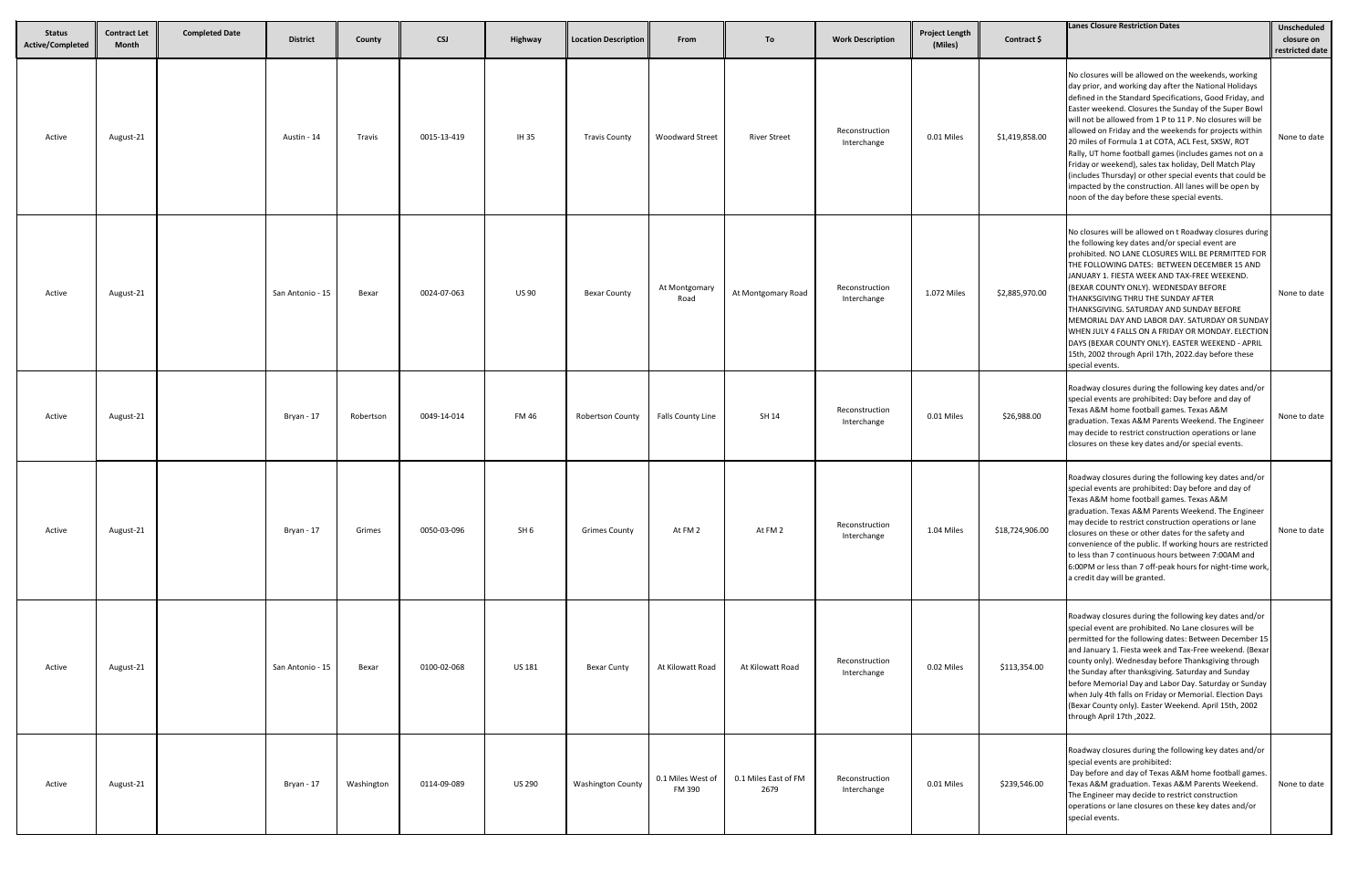| Status Active/Completed | Contract Let Month | Completed Date | District | County | CSJ | Highway | Location Description | From | To | Work Description | Project Length (Miles) | Contract $ | Lanes Closure Restriction Dates | Unscheduled closure on restricted date |
|---|---|---|---|---|---|---|---|---|---|---|---|---|---|---|
| Active | August-21 | | Austin - 14 | Travis | 0015-13-419 | IH 35 | Travis County | Woodward Street | River Street | Reconstruction Interchange | 0.01 Miles | $1,419,858.00 | No closures will be allowed on the weekends, working day prior, and working day after the National Holidays defined in the Standard Specifications, Good Friday, and Easter weekend. Closures the Sunday of the Super Bowl will not be allowed from 1 P to 11 P. No closures will be allowed on Friday and the weekends for projects within 20 miles of Formula 1 at COTA, ACL Fest, SXSW, ROT Rally, UT home football games (includes games not on a Friday or weekend), sales tax holiday, Dell Match Play (includes Thursday) or other special events that could be impacted by the construction. All lanes will be open by noon of the day before these special events. | None to date |
| Active | August-21 | | San Antonio - 15 | Bexar | 0024-07-063 | US 90 | Bexar County | At Montgomary Road | At Montgomary Road | Reconstruction Interchange | 1.072 Miles | $2,885,970.00 | No closures will be allowed on t Roadway closures during the following key dates and/or special event are prohibited. NO LANE CLOSURES WILL BE PERMITTED FOR THE FOLLOWING DATES: BETWEEN DECEMBER 15 AND JANUARY 1. FIESTA WEEK AND TAX-FREE WEEKEND. (BEXAR COUNTY ONLY). WEDNESDAY BEFORE THANKSGIVING THRU THE SUNDAY AFTER THANKSGIVING. SATURDAY AND SUNDAY BEFORE MEMORIAL DAY AND LABOR DAY. SATURDAY OR SUNDAY WHEN JULY 4 FALLS ON A FRIDAY OR MONDAY. ELECTION DAYS (BEXAR COUNTY ONLY). EASTER WEEKEND - APRIL 15th, 2002 through April 17th, 2022.day before these special events. | None to date |
| Active | August-21 | | Bryan - 17 | Robertson | 0049-14-014 | FM 46 | Robertson County | Falls County Line | SH 14 | Reconstruction Interchange | 0.01 Miles | $26,988.00 | Roadway closures during the following key dates and/or special events are prohibited: Day before and day of Texas A&M home football games. Texas A&M graduation. Texas A&M Parents Weekend. The Engineer may decide to restrict construction operations or lane closures on these key dates and/or special events. | None to date |
| Active | August-21 | | Bryan - 17 | Grimes | 0050-03-096 | SH 6 | Grimes County | At FM 2 | At FM 2 | Reconstruction Interchange | 1.04 Miles | $18,724,906.00 | Roadway closures during the following key dates and/or special events are prohibited: Day before and day of Texas A&M home football games. Texas A&M graduation. Texas A&M Parents Weekend. The Engineer may decide to restrict construction operations or lane closures on these or other dates for the safety and convenience of the public. If working hours are restricted to less than 7 continuous hours between 7:00AM and 6:00PM or less than 7 off-peak hours for night-time work, a credit day will be granted. | None to date |
| Active | August-21 | | San Antonio - 15 | Bexar | 0100-02-068 | US 181 | Bexar Cunty | At Kilowatt Road | At Kilowatt Road | Reconstruction Interchange | 0.02 Miles | $113,354.00 | Roadway closures during the following key dates and/or special event are prohibited. No Lane closures will be permitted for the following dates: Between December 15 and January 1. Fiesta week and Tax-Free weekend. (Bexar county only). Wednesday before Thanksgiving through the Sunday after thanksgiving. Saturday and Sunday before Memorial Day and Labor Day. Saturday or Sunday when July 4th falls on Friday or Memorial. Election Days (Bexar County only). Easter Weekend. April 15th, 2002 through April 17th ,2022. | |
| Active | August-21 | | Bryan - 17 | Washington | 0114-09-089 | US 290 | Washington County | 0.1 Miles West of FM 390 | 0.1 Miles East of FM 2679 | Reconstruction Interchange | 0.01 Miles | $239,546.00 | Roadway closures during the following key dates and/or special events are prohibited: Day before and day of Texas A&M home football games. Texas A&M graduation. Texas A&M Parents Weekend. The Engineer may decide to restrict construction operations or lane closures on these key dates and/or special events. | None to date |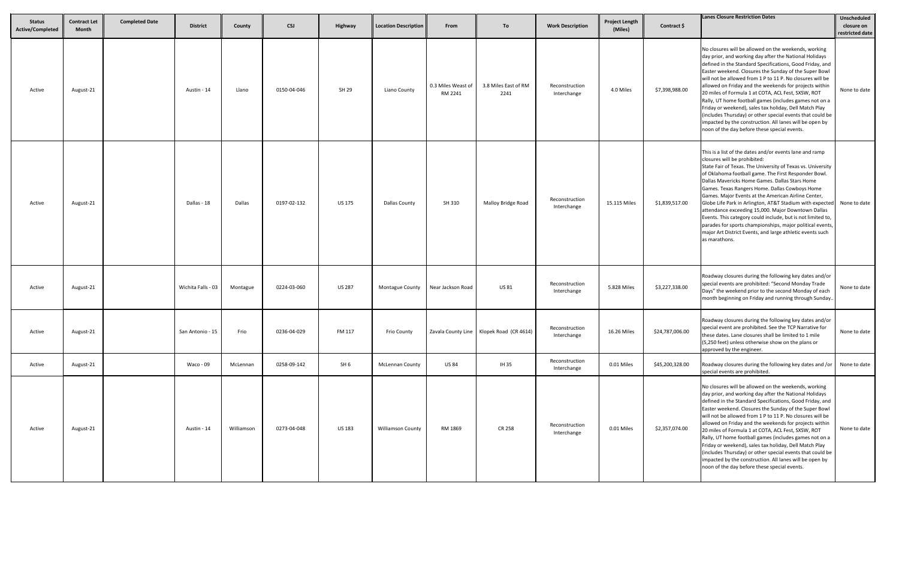| Status Active/Completed | Contract Let Month | Completed Date | District | County | CSJ | Highway | Location Description | From | To | Work Description | Project Length (Miles) | Contract $ | Lanes Closure Restriction Dates | Unscheduled closure on restricted date |
|---|---|---|---|---|---|---|---|---|---|---|---|---|---|---|
| Active | August-21 | | Austin - 14 | Llano | 0150-04-046 | SH 29 | Llano County | 0.3 Miles Weast of RM 2241 | 3.8 Miles East of RM 2241 | Reconstruction Interchange | 4.0 Miles | $7,398,988.00 | No closures will be allowed on the weekends, working day prior, and working day after the National Holidays defined in the Standard Specifications, Good Friday, and Easter weekend. Closures the Sunday of the Super Bowl will not be allowed from 1 P to 11 P. No closures will be allowed on Friday and the weekends for projects within 20 miles of Formula 1 at COTA, ACL Fest, SXSW, ROT Rally, UT home football games (includes games not on a Friday or weekend), sales tax holiday, Dell Match Play (includes Thursday) or other special events that could be impacted by the construction. All lanes will be open by noon of the day before these special events. | None to date |
| Active | August-21 | | Dallas - 18 | Dallas | 0197-02-132 | US 175 | Dallas County | SH 310 | Malloy Bridge Road | Reconstruction Interchange | 15.115 Miles | $1,839,517.00 | This is a list of the dates and/or events lane and ramp closures will be prohibited: State Fair of Texas. The University of Texas vs. University of Oklahoma football game. The First Responder Bowl. Dallas Mavericks Home Games. Dallas Stars Home Games. Texas Rangers Home. Dallas Cowboys Home Games. Major Events at the American Airline Center, Globe Life Park in Arlington, AT&T Stadium with expected attendance exceeding 15,000. Major Downtown Dallas Events. This category could include, but is not limited to, parades for sports championships, major political events, major Art District Events, and large athletic events such as marathons. | None to date |
| Active | August-21 | | Wichita Falls - 03 | Montague | 0224-03-060 | US 287 | Montague County | Near Jackson Road | US 81 | Reconstruction Interchange | 5.828 Miles | $3,227,338.00 | Roadway closures during the following key dates and/or special events are prohibited: "Second Monday Trade Days" the weekend prior to the second Monday of each month beginning on Friday and running through Sunday.. | None to date |
| Active | August-21 | | San Antonio - 15 | Frio | 0236-04-029 | FM 117 | Frio County | Zavala County Line | Klopek Road (CR 4614) | Reconstruction Interchange | 16.26 Miles | $24,787,006.00 | Roadway closures during the following key dates and/or special event are prohibited. See the TCP Narrative for these dates. Lane closures shall be limited to 1 mile (5,250 feet) unless otherwise show on the plans or approved by the engineer. | None to date |
| Active | August-21 | | Waco - 09 | McLennan | 0258-09-142 | SH 6 | McLennan County | US 84 | IH 35 | Reconstruction Interchange | 0.01 Miles | $45,200,328.00 | Roadway closures during the following key dates and /or special events are prohibited. | None to date |
| Active | August-21 | | Austin - 14 | Williamson | 0273-04-048 | US 183 | Williamson County | RM 1869 | CR 258 | Reconstruction Interchange | 0.01 Miles | $2,357,074.00 | No closures will be allowed on the weekends, working day prior, and working day after the National Holidays defined in the Standard Specifications, Good Friday, and Easter weekend. Closures the Sunday of the Super Bowl will not be allowed from 1 P to 11 P. No closures will be allowed on Friday and the weekends for projects within 20 miles of Formula 1 at COTA, ACL Fest, SXSW, ROT Rally, UT home football games (includes games not on a Friday or weekend), sales tax holiday, Dell Match Play (includes Thursday) or other special events that could be impacted by the construction. All lanes will be open by noon of the day before these special events. | None to date |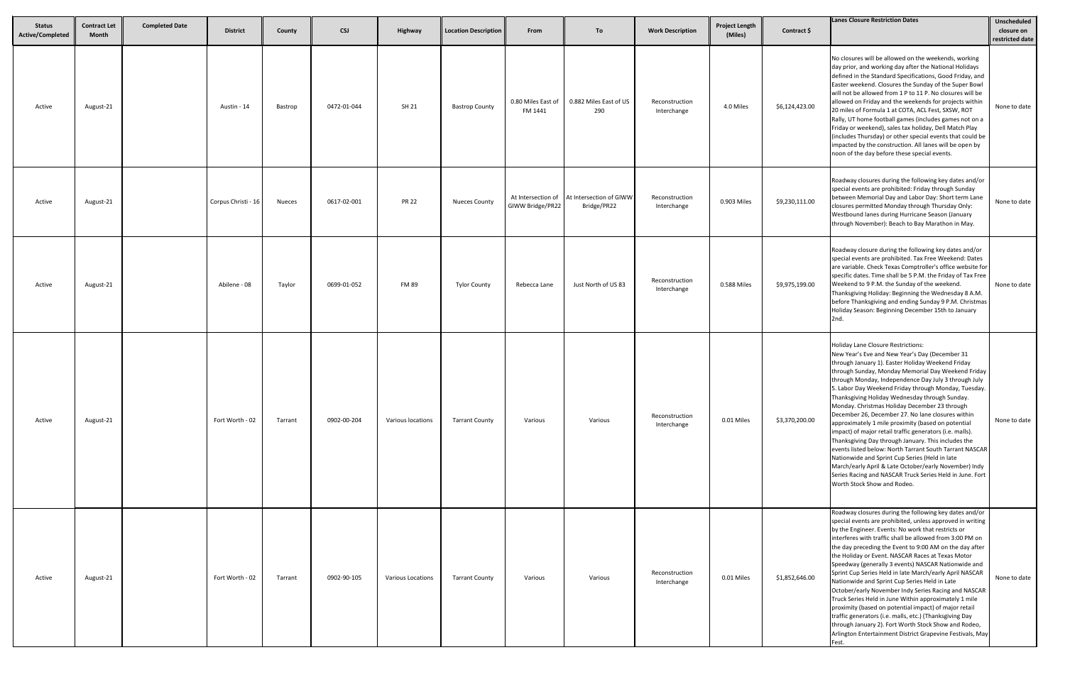| Status Active/Completed | Contract Let Month | Completed Date | District | County | CSJ | Highway | Location Description | From | To | Work Description | Project Length (Miles) | Contract $ | Lanes Closure Restriction Dates | Unscheduled closure on restricted date |
|---|---|---|---|---|---|---|---|---|---|---|---|---|---|---|
| Active | August-21 | | Austin - 14 | Bastrop | 0472-01-044 | SH 21 | Bastrop County | 0.80 Miles East of FM 1441 | 0.882 Miles East of US 290 | Reconstruction Interchange | 4.0 Miles | $6,124,423.00 | No closures will be allowed on the weekends, working day prior, and working day after the National Holidays defined in the Standard Specifications, Good Friday, and Easter weekend. Closures the Sunday of the Super Bowl will not be allowed from 1 P to 11 P. No closures will be allowed on Friday and the weekends for projects within 20 miles of Formula 1 at COTA, ACL Fest, SXSW, ROT Rally, UT home football games (includes games not on a Friday or weekend), sales tax holiday, Dell Match Play (includes Thursday) or other special events that could be impacted by the construction. All lanes will be open by noon of the day before these special events. | None to date |
| Active | August-21 | | Corpus Christi - 16 | Nueces | 0617-02-001 | PR 22 | Nueces County | At Intersection of GIWW Bridge/PR22 | At Intersection of GIWW Bridge/PR22 | Reconstruction Interchange | 0.903 Miles | $9,230,111.00 | Roadway closures during the following key dates and/or special events are prohibited: Friday through Sunday between Memorial Day and Labor Day: Short term Lane closures permitted Monday through Thursday Only: Westbound lanes during Hurricane Season (January through November): Beach to Bay Marathon in May. | None to date |
| Active | August-21 | | Abilene - 08 | Taylor | 0699-01-052 | FM 89 | Tylor County | Rebecca Lane | Just North of US 83 | Reconstruction Interchange | 0.588 Miles | $9,975,199.00 | Roadway closure during the following key dates and/or special events are prohibited. Tax Free Weekend: Dates are variable. Check Texas Comptroller's office website for specific dates. Time shall be 5 P.M. the Friday of Tax Free Weekend to 9 P.M. the Sunday of the weekend. Thanksgiving Holiday: Beginning the Wednesday 8 A.M. before Thanksgiving and ending Sunday 9 P.M. Christmas Holiday Season: Beginning December 15th to January 2nd. | None to date |
| Active | August-21 | | Fort Worth - 02 | Tarrant | 0902-00-204 | Various locations | Tarrant County | Various | Various | Reconstruction Interchange | 0.01 Miles | $3,370,200.00 | Holiday Lane Closure Restrictions: New Year's Eve and New Year's Day (December 31 through January 1). Easter Holiday Weekend Friday through Sunday, Monday Memorial Day Weekend Friday through Monday, Independence Day July 3 through July 5. Labor Day Weekend Friday through Monday, Tuesday. Thanksgiving Holiday Wednesday through Sunday. Monday. Christmas Holiday December 23 through December 26, December 27. No lane closures within approximately 1 mile proximity (based on potential impact) of major retail traffic generators (i.e. malls). Thanksgiving Day through January. This includes the events listed below: North Tarrant South Tarrant NASCAR Nationwide and Sprint Cup Series (Held in late March/early April & Late October/early November) Indy Series Racing and NASCAR Truck Series Held in June. Fort Worth Stock Show and Rodeo. | None to date |
| Active | August-21 | | Fort Worth - 02 | Tarrant | 0902-90-105 | Various Locations | Tarrant County | Various | Various | Reconstruction Interchange | 0.01 Miles | $1,852,646.00 | Roadway closures during the following key dates and/or special events are prohibited, unless approved in writing by the Engineer. Events: No work that restricts or interferes with traffic shall be allowed from 3:00 PM on the day preceding the Event to 9:00 AM on the day after the Holiday or Event. NASCAR Races at Texas Motor Speedway (generally 3 events) NASCAR Nationwide and Sprint Cup Series Held in late March/early April NASCAR Nationwide and Sprint Cup Series Held in Late October/early November Indy Series Racing and NASCAR Truck Series Held in June Within approximately 1 mile proximity (based on potential impact) of major retail traffic generators (i.e. malls, etc.) (Thanksgiving Day through January 2). Fort Worth Stock Show and Rodeo, Arlington Entertainment District Grapevine Festivals, May Fest. | None to date |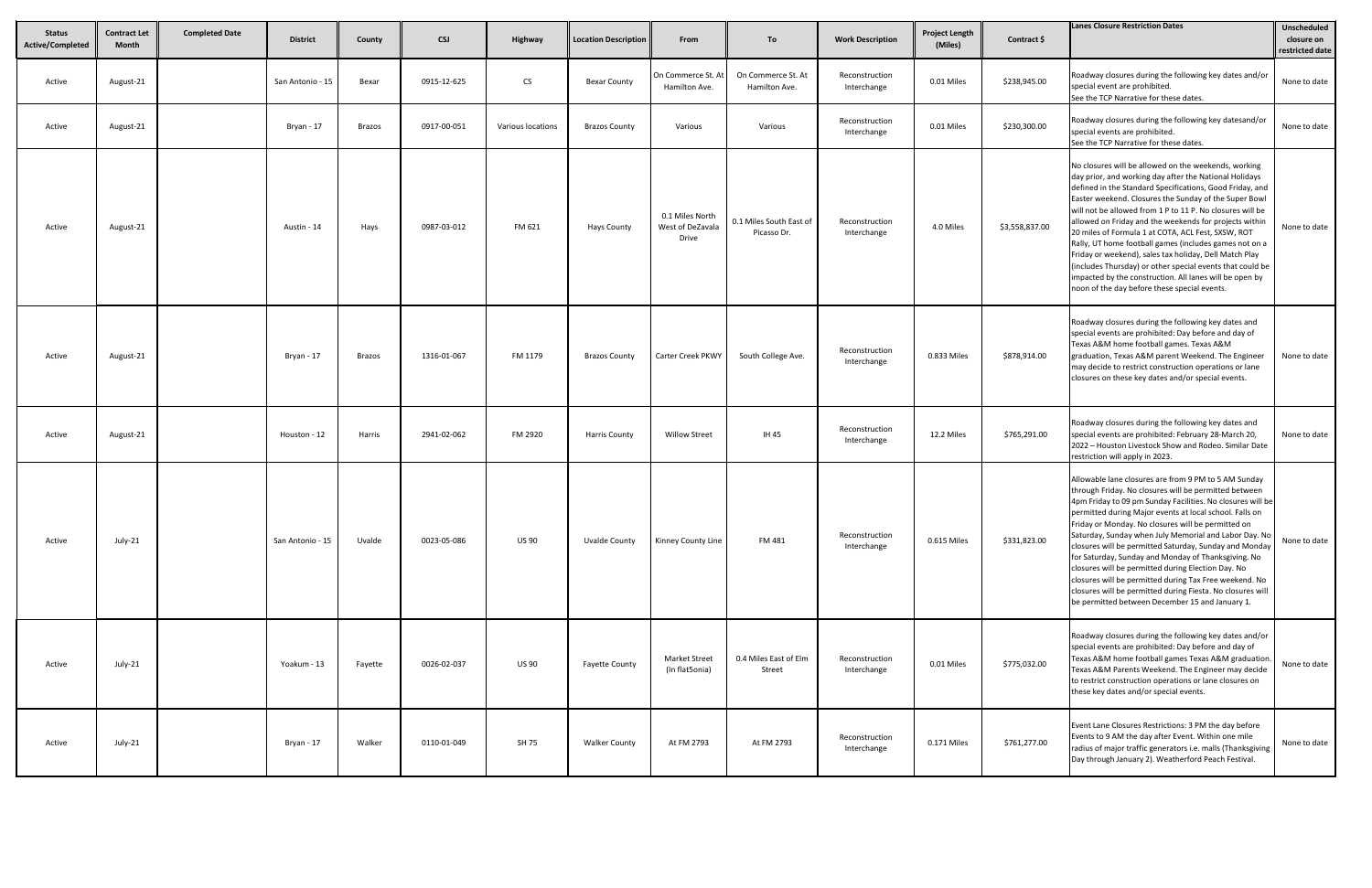| Status Active/Completed | Contract Let Month | Completed Date | District | County | CSJ | Highway | Location Description | From | To | Work Description | Project Length (Miles) | Contract $ | Lanes Closure Restriction Dates | Unscheduled closure on restricted date |
|---|---|---|---|---|---|---|---|---|---|---|---|---|---|---|
| Active | August-21 | | San Antonio - 15 | Bexar | 0915-12-625 | CS | Bexar County | On Commerce St. At Hamilton Ave. | On Commerce St. At Hamilton Ave. | Reconstruction Interchange | 0.01 Miles | $238,945.00 | Roadway closures during the following key dates and/or special event are prohibited. See the TCP Narrative for these dates. | None to date |
| Active | August-21 | | Bryan - 17 | Brazos | 0917-00-051 | Various locations | Brazos County | Various | Various | Reconstruction Interchange | 0.01 Miles | $230,300.00 | Roadway closures during the following key datesand/or special events are prohibited. See the TCP Narrative for these dates. | None to date |
| Active | August-21 | | Austin - 14 | Hays | 0987-03-012 | FM 621 | Hays County | 0.1 Miles North West of DeZavala Drive | 0.1 Miles South East of Picasso Dr. | Reconstruction Interchange | 4.0 Miles | $3,558,837.00 | No closures will be allowed on the weekends, working day prior, and working day after the National Holidays defined in the Standard Specifications, Good Friday, and Easter weekend. Closures the Sunday of the Super Bowl will not be allowed from 1 P to 11 P. No closures will be allowed on Friday and the weekends for projects within 20 miles of Formula 1 at COTA, ACL Fest, SXSW, ROT Rally, UT home football games (includes games not on a Friday or weekend), sales tax holiday, Dell Match Play (includes Thursday) or other special events that could be impacted by the construction. All lanes will be open by noon of the day before these special events. | None to date |
| Active | August-21 | | Bryan - 17 | Brazos | 1316-01-067 | FM 1179 | Brazos County | Carter Creek PKWY | South College Ave. | Reconstruction Interchange | 0.833 Miles | $878,914.00 | Roadway closures during the following key dates and special events are prohibited: Day before and day of Texas A&M home football games. Texas A&M graduation, Texas A&M parent Weekend. The Engineer may decide to restrict construction operations or lane closures on these key dates and/or special events. | None to date |
| Active | August-21 | | Houston - 12 | Harris | 2941-02-062 | FM 2920 | Harris County | Willow Street | IH 45 | Reconstruction Interchange | 12.2 Miles | $765,291.00 | Roadway closures during the following key dates and special events are prohibited: February 28-March 20, 2022 – Houston Livestock Show and Rodeo. Similar Date restriction will apply in 2023. | None to date |
| Active | July-21 | | San Antonio - 15 | Uvalde | 0023-05-086 | US 90 | Uvalde County | Kinney County Line | FM 481 | Reconstruction Interchange | 0.615 Miles | $331,823.00 | Allowable lane closures are from 9 PM to 5 AM Sunday through Friday. No closures will be permitted between 4pm Friday to 09 pm Sunday Facilities. No closures will be permitted during Major events at local school. Falls on Friday or Monday. No closures will be permitted on Saturday, Sunday when July Memorial and Labor Day. No closures will be permitted Saturday, Sunday and Monday for Saturday, Sunday and Monday of Thanksgiving. No closures will be permitted during Election Day. No closures will be permitted during Tax Free weekend. No closures will be permitted during Fiesta. No closures will be permitted between December 15 and January 1. | None to date |
| Active | July-21 | | Yoakum - 13 | Fayette | 0026-02-037 | US 90 | Fayette County | Market Street (In flat5onia) | 0.4 Miles East of Elm Street | Reconstruction Interchange | 0.01 Miles | $775,032.00 | Roadway closures during the following key dates and/or special events are prohibited: Day before and day of Texas A&M home football games Texas A&M graduation. Texas A&M Parents Weekend. The Engineer may decide to restrict construction operations or lane closures on these key dates and/or special events. | None to date |
| Active | July-21 | | Bryan - 17 | Walker | 0110-01-049 | SH 75 | Walker County | At FM 2793 | At FM 2793 | Reconstruction Interchange | 0.171 Miles | $761,277.00 | Event Lane Closures Restrictions: 3 PM the day before Events to 9 AM the day after Event. Within one mile radius of major traffic generators i.e. malls (Thanksgiving Day through January 2). Weatherford Peach Festival. | None to date |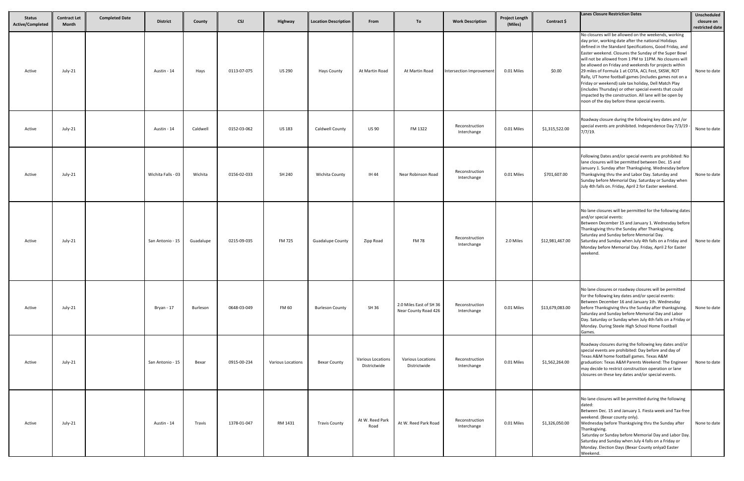| Status Active/Completed | Contract Let Month | Completed Date | District | County | CSJ | Highway | Location Description | From | To | Work Description | Project Length (Miles) | Contract $ | Lanes Closure Restriction Dates | Unscheduled closure on restricted date |
|---|---|---|---|---|---|---|---|---|---|---|---|---|---|---|
| Active | July-21 | | Austin - 14 | Hays | 0113-07-075 | US 290 | Hays County | At Martin Road | At Martin Road | Intersection Improvement | 0.01 Miles | $0.00 | No closures will be allowed on the weekends, working day prior, working date after the national Holidays defined in the Standard Specifications, Good Friday, and Easter weekend. Closures the Sunday of the Super Bowl will not be allowed from 1 PM to 11PM. No closures will be allowed on Friday and weekends for projects within 29 miles of Formula 1 at COTA, ACL Fest, SXSW, ROT Rally, UT home football games (includes games not on a Friday or weekend) sale tax holiday, Dell Match Play (includes Thursday) or other special events that could impacted by the construction. All lane will be open by noon of the day before these special events. | None to date |
| Active | July-21 | | Austin - 14 | Caldwell | 0152-03-062 | US 183 | Caldwell County | US 90 | FM 1322 | Reconstruction Interchange | 0.01 Miles | $1,315,522.00 | Roadway closure during the following key dates and /or special events are prohibited. Independence Day 7/3/19 - 7/7/19. | None to date |
| Active | July-21 | | Wichita Falls - 03 | Wichita | 0156-02-033 | SH 240 | Wichita County | IH 44 | Near Robinson Road | Reconstruction Interchange | 0.01 Miles | $701,607.00 | Following Dates and/or special events are prohibited: No lane closures will be permitted between Dec. 15 and January 1. Sunday after Thanksgiving. Wednesday before Thanksgiving thru the and Labor Day. Saturday and Sunday before Memorial Day. Saturday or Sunday when July 4th falls on. Friday, April 2 for Easter weekend. | None to date |
| Active | July-21 | | San Antonio - 15 | Guadalupe | 0215-09-035 | FM 725 | Guadalupe County | Zipp Road | FM 78 | Reconstruction Interchange | 2.0 Miles | $12,981,467.00 | No lane closures will be permitted for the following dates and/or special events:<br>Between December 15 and January 1. Wednesday before Thanksgiving thru the Sunday after Thanksgiving.<br>Saturday and Sunday before Memorial Day.<br>Saturday and Sunday when July 4th falls on a Friday and Monday before Memorial Day. Friday, April 2 for Easter weekend. | None to date |
| Active | July-21 | | Bryan - 17 | Burleson | 0648-03-049 | FM 60 | Burleson County | SH 36 | 2.0 Miles East of SH 36 Near County Road 426 | Reconstruction Interchange | 0.01 Miles | $13,679,083.00 | No lane closures or roadway closures will be permitted for the following key dates and/or special events:<br>Between December 16 and January 1th. Wednesday before Thanksgiving thru the Sunday after thanksgiving. Saturday and Sunday before Memorial Day and Labor Day. Saturday or Sunday when July 4th falls on a Friday or Monday. During Steele High School Home Football Games. | None to date |
| Active | July-21 | | San Antonio - 15 | Bexar | 0915-00-234 | Various Locations | Bexar County | Various Locations Districtwide | Various Locations Districtwide | Reconstruction Interchange | 0.01 Miles | $1,562,264.00 | Roadway closures during the following key dates and/or special events are prohibited: Day before and day of Texas A&M home football games. Texas A&M graduation: Texas A&M Parents Weekend: The Engineer may decide to restrict construction operation or lane closures on these key dates and/or special events. | None to date |
| Active | July-21 | | Austin - 14 | Travis | 1378-01-047 | RM 1431 | Travis County | At W. Reed Park Road | At W. Reed Park Road | Reconstruction Interchange | 0.01 Miles | $1,326,050.00 | No lane closures will be permitted during the following dated:<br>Between Dec. 15 and January 1. Fiesta week and Tax-free weekend. (Bexar county only).<br>Wednesday before Thanksgiving thru the Sunday after Thanksgiving.<br>Saturday or Sunday before Memorial Day and Labor Day. Saturday and Sunday when July 4 falls on a Friday or Monday. Election Days (Bexar County onlya0 Easter Weekend. | None to date |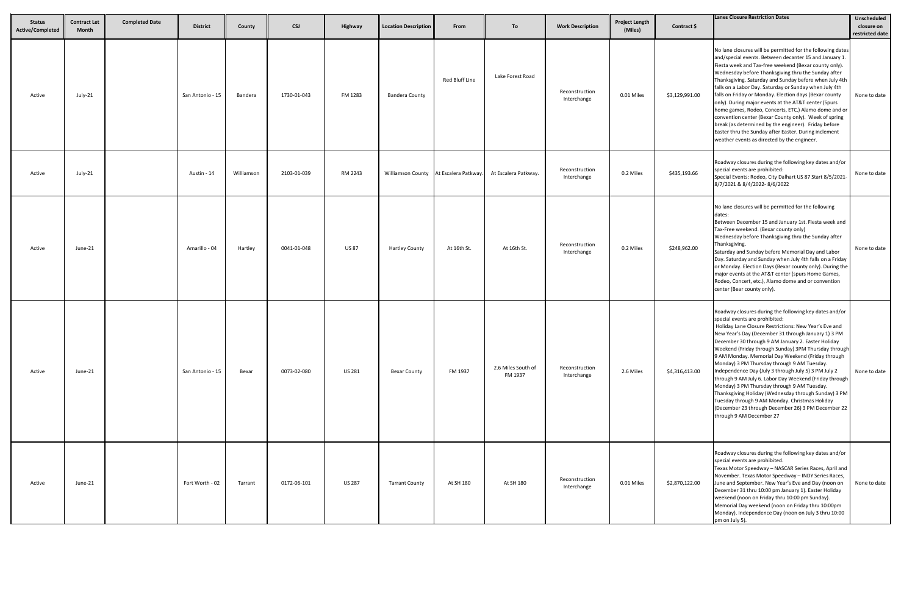| Status Active/Completed | Contract Let Month | Completed Date | District | County | CSJ | Highway | Location Description | From | To | Work Description | Project Length (Miles) | Contract $ | Lanes Closure Restriction Dates | Unscheduled closure on restricted date |
|---|---|---|---|---|---|---|---|---|---|---|---|---|---|---|
| Active | July-21 | | San Antonio - 15 | Bandera | 1730-01-043 | FM 1283 | Bandera County | Red Bluff Line | Lake Forest Road | Reconstruction Interchange | 0.01 Miles | $3,129,991.00 | No lane closures will be permitted for the following dates and/special events. Between decanter 15 and January 1. Fiesta week and Tax-free weekend (Bexar county only). Wednesday before Thanksgiving thru the Sunday after Thanksgiving. Saturday and Sunday before when July 4th falls on a Labor Day. Saturday or Sunday when July 4th falls on Friday or Monday. Election days (Bexar county only). During major events at the AT&T center (Spurs home games, Rodeo, Concerts, ETC.) Alamo dome and or convention center (Bexar County only). Week of spring break (as determined by the engineer). Friday before Easter thru the Sunday after Easter. During inclement weather events as directed by the engineer. | None to date |
| Active | July-21 | | Austin - 14 | Williamson | 2103-01-039 | RM 2243 | Williamson County | At Escalera Patkway. | At Escalera Patkway. | Reconstruction Interchange | 0.2 Miles | $435,193.66 | Roadway closures during the following key dates and/or special events are prohibited: Special Events: Rodeo, City Dalhart US 87 Start 8/5/2021-8/7/2021 & 8/4/2022- 8/6/2022 | None to date |
| Active | June-21 | | Amarillo - 04 | Hartley | 0041-01-048 | US 87 | Hartley County | At 16th St. | At 16th St. | Reconstruction Interchange | 0.2 Miles | $248,962.00 | No lane closures will be permitted for the following dates: Between December 15 and January 1st. Fiesta week and Tax-Free weekend. (Bexar county only) Wednesday before Thanksgiving thru the Sunday after Thanksgiving. Saturday and Sunday before Memorial Day and Labor Day. Saturday and Sunday when July 4th falls on a Friday or Monday. Election Days (Bexar county only). During the major events at the AT&T center (spurs Home Games, Rodeo, Concert, etc.), Alamo dome and or convention center (Bear county only). | None to date |
| Active | June-21 | | San Antonio - 15 | Bexar | 0073-02-080 | US 281 | Bexar County | FM 1937 | 2.6 Miles South of FM 1937 | Reconstruction Interchange | 2.6 Miles | $4,316,413.00 | Roadway closures during the following key dates and/or special events are prohibited: Holiday Lane Closure Restrictions: New Year's Eve and New Year's Day (December 31 through January 1) 3 PM December 30 through 9 AM January 2. Easter Holiday Weekend (Friday through Sunday) 3PM Thursday through 9 AM Monday. Memorial Day Weekend (Friday through Monday) 3 PM Thursday through 9 AM Tuesday. Independence Day (July 3 through July 5) 3 PM July 2 through 9 AM July 6. Labor Day Weekend (Friday through Monday) 3 PM Thursday through 9 AM Tuesday. Thanksgiving Holiday (Wednesday through Sunday) 3 PM Tuesday through 9 AM Monday. Christmas Holiday (December 23 through December 26) 3 PM December 22 through 9 AM December 27 | None to date |
| Active | June-21 | | Fort Worth - 02 | Tarrant | 0172-06-101 | US 287 | Tarrant County | At SH 180 | At SH 180 | Reconstruction Interchange | 0.01 Miles | $2,870,122.00 | Roadway closures during the following key dates and/or special events are prohibited. Texas Motor Speedway – NASCAR Series Races, April and November. Texas Motor Speedway – INDY Series Races, June and September. New Year's Eve and Day (noon on December 31 thru 10:00 pm January 1). Easter Holiday weekend (noon on Friday thru 10:00 pm Sunday). Memorial Day weekend (noon on Friday thru 10:00pm Monday). Independence Day (noon on July 3 thru 10:00 pm on July 5). | None to date |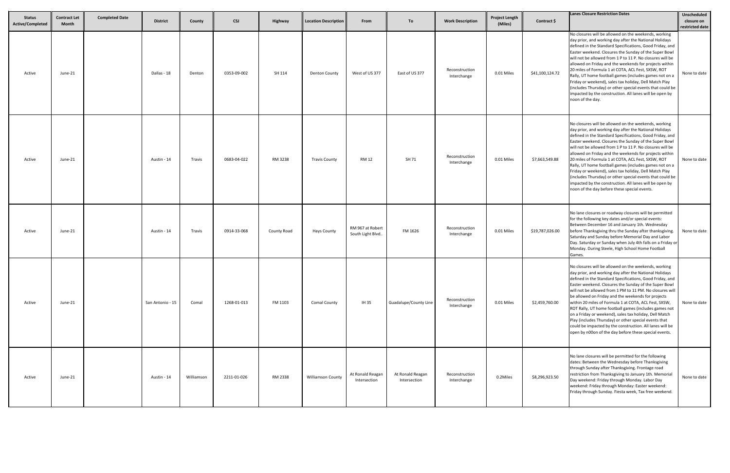| Status Active/Completed | Contract Let Month | Completed Date | District | County | CSJ | Highway | Location Description | From | To | Work Description | Project Length (Miles) | Contract $ | Lanes Closure Restriction Dates | Unscheduled closure on restricted date |
|---|---|---|---|---|---|---|---|---|---|---|---|---|---|---|
| Active | June-21 | | Dallas - 18 | Denton | 0353-09-002 | SH 114 | Denton County | West of US 377 | East of US 377 | Reconstruction Interchange | 0.01 Miles | $41,100,124.72 | No closures will be allowed on the weekends, working day prior, and working day after the National Holidays defined in the Standard Specifications, Good Friday, and Easter weekend. Closures the Sunday of the Super Bowl will not be allowed from 1 P to 11 P. No closures will be allowed on Friday and the weekends for projects within 20 miles of Formula 1 at COTA, ACL Fest, SXSW, ROT Rally, UT home football games (includes games not on a Friday or weekend), sales tax holiday, Dell Match Play (includes Thursday) or other special events that could be impacted by the construction. All lanes will be open by noon of the day. | None to date |
| Active | June-21 | | Austin - 14 | Travis | 0683-04-022 | RM 3238 | Travis County | RM 12 | SH 71 | Reconstruction Interchange | 0.01 Miles | $7,663,549.88 | No closures will be allowed on the weekends, working day prior, and working day after the National Holidays defined in the Standard Specifications, Good Friday, and Easter weekend. Closures the Sunday of the Super Bowl will not be allowed from 1 P to 11 P. No closures will be allowed on Friday and the weekends for projects within 20 miles of Formula 1 at COTA, ACL Fest, SXSW, ROT Rally, UT home football games (includes games not on a Friday or weekend), sales tax holiday, Dell Match Play (includes Thursday) or other special events that could be impacted by the construction. All lanes will be open by noon of the day before these special events. | None to date |
| Active | June-21 | | Austin - 14 | Travis | 0914-33-068 | County Road | Hays County | RM 967 at Robert South Light Blvd.. | FM 1626 | Reconstruction Interchange | 0.01 Miles | $19,787,026.00 | No lane closures or roadway closures will be permitted for the following key dates and/or special events: Between December 16 and January 1th. Wednesday before Thanksgiving thru the Sunday after thanksgiving. Saturday and Sunday before Memorial Day and Labor Day. Saturday or Sunday when July 4th falls on a Friday or Monday. During Steele, High School Home Football Games. | None to date |
| Active | June-21 | | San Antonio - 15 | Comal | 1268-01-013 | FM 1103 | Comal County | IH 35 | Guadalupe/County Line | Reconstruction Interchange | 0.01 Miles | $2,459,760.00 | No closures will be allowed on the weekends, working day prior, and working day after the National Holidays defined in the Standard Specifications, Good Friday, and Easter weekend. Closures the Sunday of the Super Bowl will not be allowed from 1 PM to 11 PM. No closures will be allowed on Friday and the weekends for projects within 20 miles of Formula 1 at COTA, ACL Fest, SXSW, ROT Rally, UT home football games (includes games not on a Friday or weekend), sales tax holiday, Dell Match Play (includes Thursday) or other special events that could be impacted by the construction. All lanes will be open by n00on of the day before these special events. | None to date |
| Active | June-21 | | Austin - 14 | Williamson | 2211-01-026 | RM 2338 | Williamson County | At Ronald Reagan Intersection | At Ronald Reagan Intersection | Reconstruction Interchange | 0.2Miles | $8,296,923.50 | No lane closures will be permitted for the following dates: Between the Wednesday before Thanksgiving through Sunday after Thanksgiving. Frontage road restriction from Thanksgiving to January 1th. Memorial Day weekend: Friday through Monday. Labor Day weekend: Friday through Monday: Easter weekend: Friday through Sunday. Fiesta week, Tax free weekend. | None to date |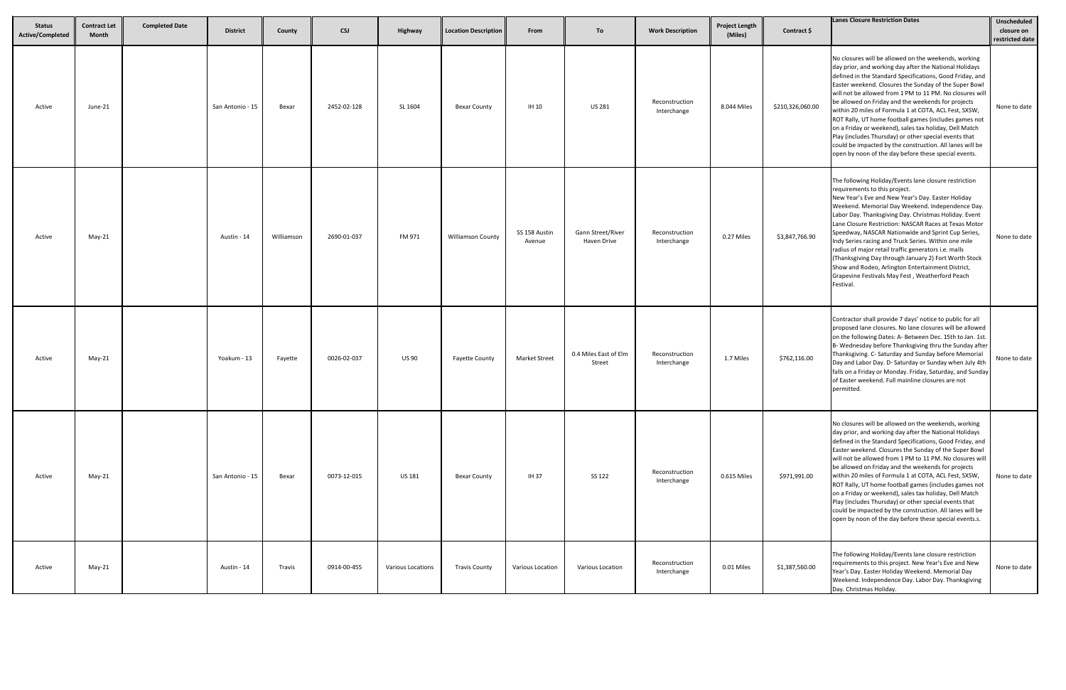| Status Active/Completed | Contract Let Month | Completed Date | District | County | CSJ | Highway | Location Description | From | To | Work Description | Project Length (Miles) | Contract $ | Lanes Closure Restriction Dates | Unscheduled closure on restricted date |
|---|---|---|---|---|---|---|---|---|---|---|---|---|---|---|
| Active | June-21 | | San Antonio - 15 | Bexar | 2452-02-128 | SL 1604 | Bexar County | IH 10 | US 281 | Reconstruction Interchange | 8.044 Miles | $210,326,060.00 | No closures will be allowed on the weekends, working day prior, and working day after the National Holidays defined in the Standard Specifications, Good Friday, and Easter weekend. Closures the Sunday of the Super Bowl will not be allowed from 1 PM to 11 PM. No closures will be allowed on Friday and the weekends for projects within 20 miles of Formula 1 at COTA, ACL Fest, SXSW, ROT Rally, UT home football games (includes games not on a Friday or weekend), sales tax holiday, Dell Match Play (includes Thursday) or other special events that could be impacted by the construction. All lanes will be open by noon of the day before these special events. | None to date |
| Active | May-21 | | Austin - 14 | Williamson | 2690-01-037 | FM 971 | Williamson County | SS 158 Austin Avenue | Gann Street/River Haven Drive | Reconstruction Interchange | 0.27 Miles | $3,847,766.90 | The following Holiday/Events lane closure restriction requirements to this project. New Year's Eve and New Year's Day. Easter Holiday Weekend. Memorial Day Weekend. Independence Day. Labor Day. Thanksgiving Day. Christmas Holiday. Event Lane Closure Restriction: NASCAR Races at Texas Motor Speedway, NASCAR Nationwide and Sprint Cup Series, Indy Series racing and Truck Series. Within one mile radius of major retail traffic generators i.e. malls (Thanksgiving Day through January 2) Fort Worth Stock Show and Rodeo, Arlington Entertainment District, Grapevine Festivals May Fest , Weatherford Peach Festival. | None to date |
| Active | May-21 | | Yoakum - 13 | Fayette | 0026-02-037 | US 90 | Fayette County | Market Street | 0.4 Miles East of Elm Street | Reconstruction Interchange | 1.7 Miles | $762,116.00 | Contractor shall provide 7 days' notice to public for all proposed lane closures. No lane closures will be allowed on the following Dates: A- Between Dec. 15th to Jan. 1st. B- Wednesday before Thanksgiving thru the Sunday after Thanksgiving. C- Saturday and Sunday before Memorial Day and Labor Day. D- Saturday or Sunday when July 4th falls on a Friday or Monday. Friday, Saturday, and Sunday of Easter weekend. Full mainline closures are not permitted. | None to date |
| Active | May-21 | | San Antonio - 15 | Bexar | 0073-12-015 | US 181 | Bexar County | IH 37 | SS 122 | Reconstruction Interchange | 0.615 Miles | $971,991.00 | No closures will be allowed on the weekends, working day prior, and working day after the National Holidays defined in the Standard Specifications, Good Friday, and Easter weekend. Closures the Sunday of the Super Bowl will not be allowed from 1 PM to 11 PM. No closures will be allowed on Friday and the weekends for projects within 20 miles of Formula 1 at COTA, ACL Fest, SXSW, ROT Rally, UT home football games (includes games not on a Friday or weekend), sales tax holiday, Dell Match Play (includes Thursday) or other special events that could be impacted by the construction. All lanes will be open by noon of the day before these special events.s. | None to date |
| Active | May-21 | | Austin - 14 | Travis | 0914-00-455 | Various Locations | Travis County | Various Location | Various Location | Reconstruction Interchange | 0.01 Miles | $1,387,560.00 | The following Holiday/Events lane closure restriction requirements to this project. New Year's Eve and New Year's Day. Easter Holiday Weekend. Memorial Day Weekend. Independence Day. Labor Day. Thanksgiving Day. Christmas Holiday. | None to date |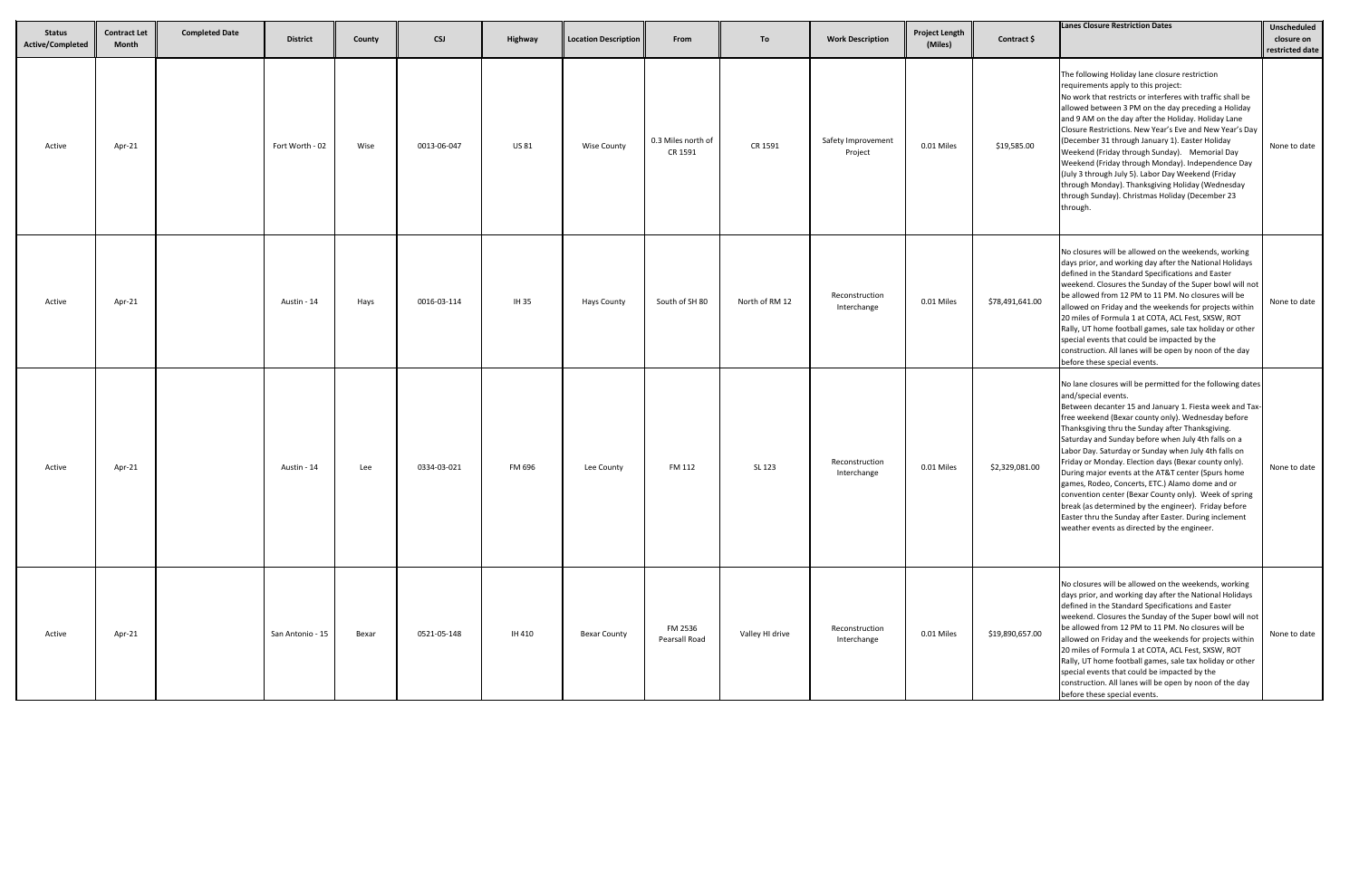| Status Active/Completed | Contract Let Month | Completed Date | District | County | CSJ | Highway | Location Description | From | To | Work Description | Project Length (Miles) | Contract $ | Lanes Closure Restriction Dates | Unscheduled closure on restricted date |
|---|---|---|---|---|---|---|---|---|---|---|---|---|---|---|
| Active | Apr-21 | | Fort Worth - 02 | Wise | 0013-06-047 | US 81 | Wise County | 0.3 Miles north of CR 1591 | CR 1591 | Safety Improvement Project | 0.01 Miles | $19,585.00 | The following Holiday lane closure restriction requirements apply to this project: No work that restricts or interferes with traffic shall be allowed between 3 PM on the day preceding a Holiday and 9 AM on the day after the Holiday. Holiday Lane Closure Restrictions. New Year's Eve and New Year's Day (December 31 through January 1). Easter Holiday Weekend (Friday through Sunday). Memorial Day Weekend (Friday through Monday). Independence Day (July 3 through July 5). Labor Day Weekend (Friday through Monday). Thanksgiving Holiday (Wednesday through Sunday). Christmas Holiday (December 23 through. | None to date |
| Active | Apr-21 | | Austin - 14 | Hays | 0016-03-114 | IH 35 | Hays County | South of SH 80 | North of RM 12 | Reconstruction Interchange | 0.01 Miles | $78,491,641.00 | No closures will be allowed on the weekends, working days prior, and working day after the National Holidays defined in the Standard Specifications and Easter weekend. Closures the Sunday of the Super bowl will not be allowed from 12 PM to 11 PM. No closures will be allowed on Friday and the weekends for projects within 20 miles of Formula 1 at COTA, ACL Fest, SXSW, ROT Rally, UT home football games, sale tax holiday or other special events that could be impacted by the construction. All lanes will be open by noon of the day before these special events. | None to date |
| Active | Apr-21 | | Austin - 14 | Lee | 0334-03-021 | FM 696 | Lee County | FM 112 | SL 123 | Reconstruction Interchange | 0.01 Miles | $2,329,081.00 | No lane closures will be permitted for the following dates and/special events. Between decanter 15 and January 1. Fiesta week and Tax-free weekend (Bexar county only). Wednesday before Thanksgiving thru the Sunday after Thanksgiving. Saturday and Sunday before when July 4th falls on a Labor Day. Saturday or Sunday when July 4th falls on Friday or Monday. Election days (Bexar county only). During major events at the AT&T center (Spurs home games, Rodeo, Concerts, ETC.) Alamo dome and or convention center (Bexar County only). Week of spring break (as determined by the engineer). Friday before Easter thru the Sunday after Easter. During inclement weather events as directed by the engineer. | None to date |
| Active | Apr-21 | | San Antonio - 15 | Bexar | 0521-05-148 | IH 410 | Bexar County | FM 2536 Pearsall Road | Valley HI drive | Reconstruction Interchange | 0.01 Miles | $19,890,657.00 | No closures will be allowed on the weekends, working days prior, and working day after the National Holidays defined in the Standard Specifications and Easter weekend. Closures the Sunday of the Super bowl will not be allowed from 12 PM to 11 PM. No closures will be allowed on Friday and the weekends for projects within 20 miles of Formula 1 at COTA, ACL Fest, SXSW, ROT Rally, UT home football games, sale tax holiday or other special events that could be impacted by the construction. All lanes will be open by noon of the day before these special events. | None to date |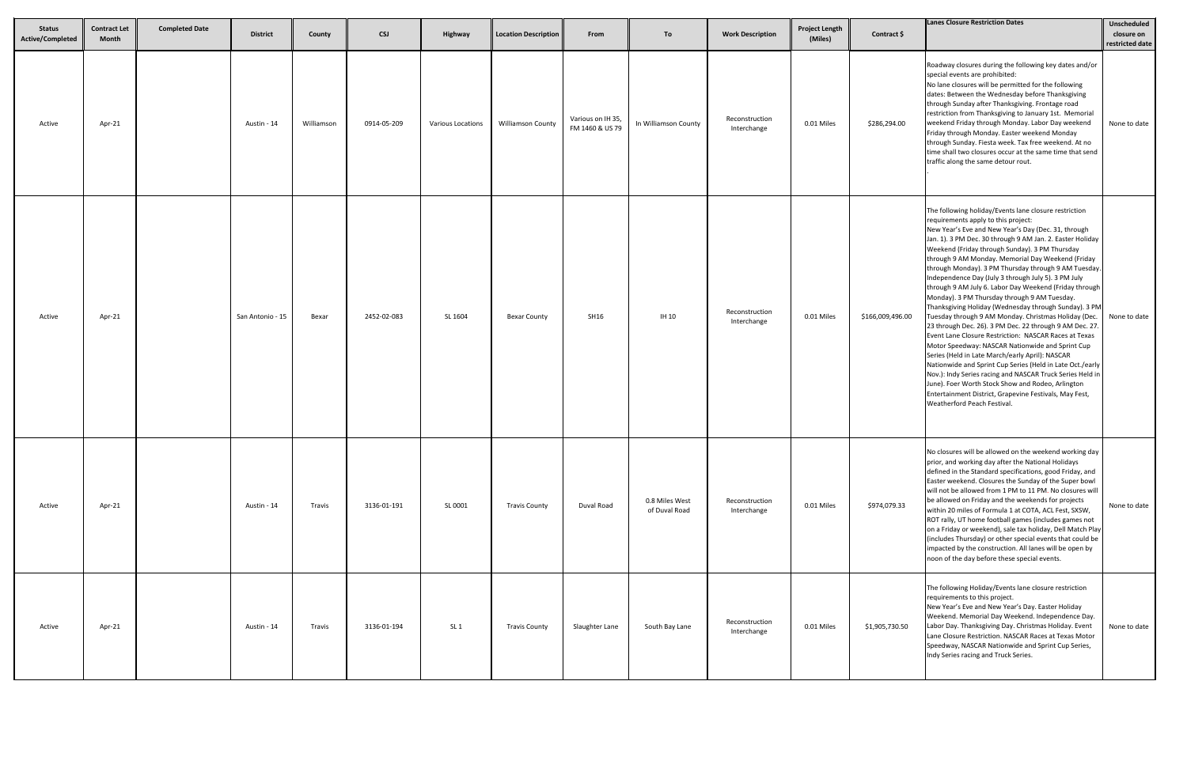| Status Active/Completed | Contract Let Month | Completed Date | District | County | CSJ | Highway | Location Description | From | To | Work Description | Project Length (Miles) | Contract $ | Lanes Closure Restriction Dates | Unscheduled closure on restricted date |
|---|---|---|---|---|---|---|---|---|---|---|---|---|---|---|
| Active | Apr-21 | | Austin - 14 | Williamson | 0914-05-209 | Various Locations | Williamson County | Various on IH 35, FM 1460 & US 79 | In Williamson County | Reconstruction Interchange | 0.01 Miles | $286,294.00 | Roadway closures during the following key dates and/or special events are prohibited: No lane closures will be permitted for the following dates: Between the Wednesday before Thanksgiving through Sunday after Thanksgiving. Frontage road restriction from Thanksgiving to January 1st. Memorial weekend Friday through Monday. Labor Day weekend Friday through Monday. Easter weekend Monday through Sunday. Fiesta week. Tax free weekend. At no time shall two closures occur at the same time that send traffic along the same detour rout. . | None to date |
| Active | Apr-21 | | San Antonio - 15 | Bexar | 2452-02-083 | SL 1604 | Bexar County | SH16 | IH 10 | Reconstruction Interchange | 0.01 Miles | $166,009,496.00 | The following holiday/Events lane closure restriction requirements apply to this project: New Year's Eve and New Year's Day (Dec. 31, through Jan. 1). 3 PM Dec. 30 through 9 AM Jan. 2. Easter Holiday Weekend (Friday through Sunday). 3 PM Thursday through 9 AM Monday. Memorial Day Weekend (Friday through Monday). 3 PM Thursday through 9 AM Tuesday. Independence Day (July 3 through July 5). 3 PM July through 9 AM July 6. Labor Day Weekend (Friday through Monday). 3 PM Thursday through 9 AM Tuesday. Thanksgiving Holiday (Wednesday through Sunday). 3 PM Tuesday through 9 AM Monday. Christmas Holiday (Dec. 23 through Dec. 26). 3 PM Dec. 22 through 9 AM Dec. 27. Event Lane Closure Restriction: NASCAR Races at Texas Motor Speedway: NASCAR Nationwide and Sprint Cup Series (Held in Late March/early April): NASCAR Nationwide and Sprint Cup Series (Held in Late Oct./early Nov.): Indy Series racing and NASCAR Truck Series Held in June). Foer Worth Stock Show and Rodeo, Arlington Entertainment District, Grapevine Festivals, May Fest, Weatherford Peach Festival. | None to date |
| Active | Apr-21 | | Austin - 14 | Travis | 3136-01-191 | SL 0001 | Travis County | Duval Road | 0.8 Miles West of Duval Road | Reconstruction Interchange | 0.01 Miles | $974,079.33 | No closures will be allowed on the weekend working day prior, and working day after the National Holidays defined in the Standard specifications, good Friday, and Easter weekend. Closures the Sunday of the Super bowl will not be allowed from 1 PM to 11 PM. No closures will be allowed on Friday and the weekends for projects within 20 miles of Formula 1 at COTA, ACL Fest, SXSW, ROT rally, UT home football games (includes games not on a Friday or weekend), sale tax holiday, Dell Match Play (includes Thursday) or other special events that could be impacted by the construction. All lanes will be open by noon of the day before these special events. | None to date |
| Active | Apr-21 | | Austin - 14 | Travis | 3136-01-194 | SL 1 | Travis County | Slaughter Lane | South Bay Lane | Reconstruction Interchange | 0.01 Miles | $1,905,730.50 | The following Holiday/Events lane closure restriction requirements to this project. New Year's Eve and New Year's Day. Easter Holiday Weekend. Memorial Day Weekend. Independence Day. Labor Day. Thanksgiving Day. Christmas Holiday. Event Lane Closure Restriction. NASCAR Races at Texas Motor Speedway, NASCAR Nationwide and Sprint Cup Series, Indy Series racing and Truck Series. | None to date |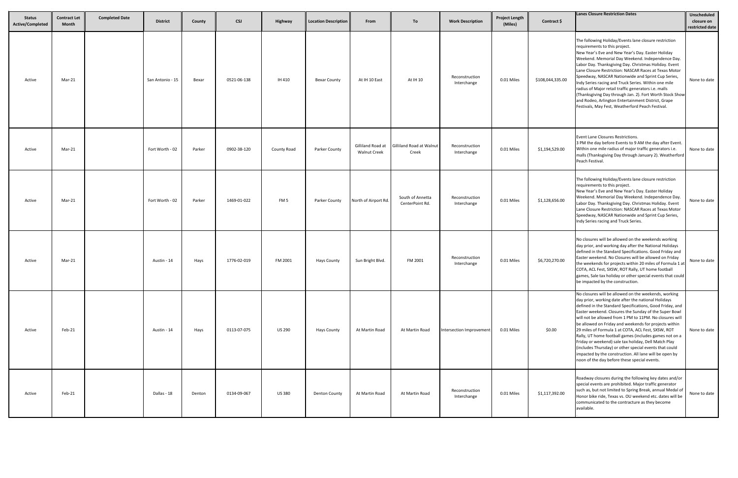| Status Active/Completed | Contract Let Month | Completed Date | District | County | CSJ | Highway | Location Description | From | To | Work Description | Project Length (Miles) | Contract $ | Lanes Closure Restriction Dates | Unscheduled closure on restricted date |
|---|---|---|---|---|---|---|---|---|---|---|---|---|---|---|
| Active | Mar-21 | | San Antonio - 15 | Bexar | 0521-06-138 | IH 410 | Bexar County | At IH 10 East | At IH 10 | Reconstruction Interchange | 0.01 Miles | $108,044,335.00 | The following Holiday/Events lane closure restriction requirements to this project. New Year's Eve and New Year's Day. Easter Holiday Weekend. Memorial Day Weekend. Independence Day. Labor Day. Thanksgiving Day. Christmas Holiday. Event Lane Closure Restriction: NASCAR Races at Texas Motor Speedway, NASCAR Nationwide and Sprint Cup Series, Indy Series racing and Truck Series. Within one mile radius of Major retail traffic generators i.e. malls (Thanksgiving Day through Jan. 2). Fort Worth Stock Show and Rodeo, Arlington Entertainment District, Grape Festivals, May Fest, Weatherford Peach Festival. | None to date |
| Active | Mar-21 | | Fort Worth - 02 | Parker | 0902-38-120 | County Road | Parker County | Gilliland Road at Walnut Creek | Gilliland Road at Walnut Creek | Reconstruction Interchange | 0.01 Miles | $1,194,529.00 | Event Lane Closures Restrictions. 3 PM the day before Events to 9 AM the day after Event. Within one mile radius of major traffic generators i.e. malls (Thanksgiving Day through January 2). Weatherford Peach Festival. | None to date |
| Active | Mar-21 | | Fort Worth - 02 | Parker | 1469-01-022 | FM 5 | Parker County | North of Airport Rd. | South of Annetta CenterPoint Rd. | Reconstruction Interchange | 0.01 Miles | $1,128,656.00 | The following Holiday/Events lane closure restriction requirements to this project. New Year's Eve and New Year's Day. Easter Holiday Weekend. Memorial Day Weekend. Independence Day. Labor Day. Thanksgiving Day. Christmas Holiday. Event Lane Closure Restriction: NASCAR Races at Texas Motor Speedway, NASCAR Nationwide and Sprint Cup Series, Indy Series racing and Truck Series. | None to date |
| Active | Mar-21 | | Austin - 14 | Hays | 1776-02-019 | FM 2001 | Hays County | Sun Bright Blvd. | FM 2001 | Reconstruction Interchange | 0.01 Miles | $6,720,270.00 | No closures will be allowed on the weekends working day prior, and working day after the National Holidays defined in the Standard Specifications. Good Friday and Easter weekend. No Closures will be allowed on Friday the weekends for projects within 20 miles of Formula 1 at COTA, ACL Fest, SXSW, ROT Rally, UT home football games, Sale tax holiday or other special events that could be impacted by the construction. | None to date |
| Active | Feb-21 | | Austin - 14 | Hays | 0113-07-075 | US 290 | Hays County | At Martin Road | At Martin Road | Intersection Improvement | 0.01 Miles | $0.00 | No closures will be allowed on the weekends, working day prior, working date after the national Holidays defined in the Standard Specifications, Good Friday, and Easter weekend. Closures the Sunday of the Super Bowl will not be allowed from 1 PM to 11PM. No closures will be allowed on Friday and weekends for projects within 29 miles of Formula 1 at COTA, ACL Fest, SXSW, ROT Rally, UT home football games (includes games not on a Friday or weekend) sale tax holiday, Dell Match Play (includes Thursday) or other special events that could impacted by the construction. All lane will be open by noon of the day before these special events. | None to date |
| Active | Feb-21 | | Dallas - 18 | Denton | 0134-09-067 | US 380 | Denton County | At Martin Road | At Martin Road | Reconstruction Interchange | 0.01 Miles | $1,117,392.00 | Roadway closures during the following key dates and/or special events are prohibited. Major traffic generator such as, but not limited to Spring Break, annual Medal of Honor bike ride, Texas vs. OU weekend etc. dates will be communicated to the contracture as they become available. | None to date |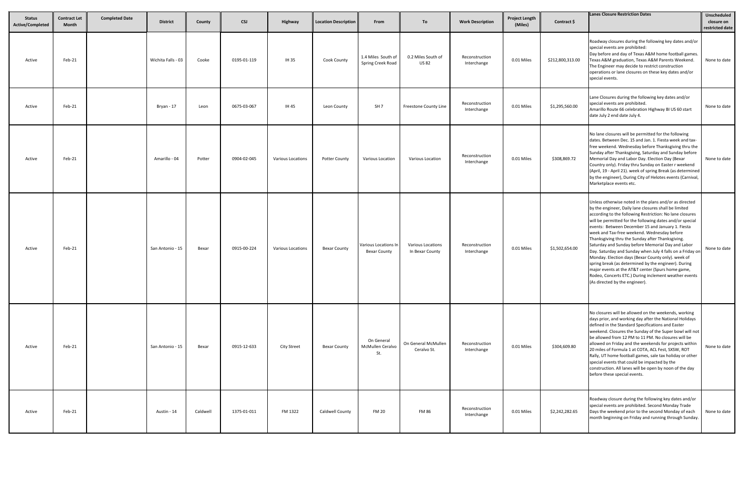| Status Active/Completed | Contract Let Month | Completed Date | District | County | CSJ | Highway | Location Description | From | To | Work Description | Project Length (Miles) | Contract $ | Lanes Closure Restriction Dates | Unscheduled closure on restricted date |
|---|---|---|---|---|---|---|---|---|---|---|---|---|---|---|
| Active | Feb-21 | | Wichita Falls - 03 | Cooke | 0195-01-119 | IH 35 | Cook County | 1.4 Miles South of Spring Creek Road | 0.2 Miles South of US 82 | Reconstruction Interchange | 0.01 Miles | $212,800,313.00 | Roadway closures during the following key dates and/or special events are prohibited: Day before and day of Texas A&M home football games. Texas A&M graduation, Texas A&M Parents Weekend. The Engineer may decide to restrict construction operations or lane closures on these key dates and/or special events. | None to date |
| Active | Feb-21 | | Bryan - 17 | Leon | 0675-03-067 | IH 45 | Leon County | SH 7 | Freestone County Line | Reconstruction Interchange | 0.01 Miles | $1,295,560.00 | Lane Closures during the following key dates and/or special events are prohibited. Amarillo Route 66 celebration Highway BI US 60 start date July 2 end date July 4. | None to date |
| Active | Feb-21 | | Amarillo - 04 | Potter | 0904-02-045 | Various Locations | Potter County | Various Location | Various Location | Reconstruction Interchange | 0.01 Miles | $308,869.72 | No lane closures will be permitted for the following dates. Between Dec. 15 and Jan. 1. Fiesta week and tax-free weekend. Wednesday before Thanksgiving thru the Sunday after Thanksgiving, Saturday and Sunday before Memorial Day and Labor Day. Election Day (Bexar Country only). Friday thru Sunday on Easter r weekend (April, 19 - April 21). week of spring Break (as determined by the engineer), During City of Helotes events (Carnival, Marketplace events etc. | None to date |
| Active | Feb-21 | | San Antonio - 15 | Bexar | 0915-00-224 | Various Locations | Bexar County | Various Locations In Bexar County | Various Locations In Bexar County | Reconstruction Interchange | 0.01 Miles | $1,502,654.00 | Unless otherwise noted in the plans and/or as directed by the engineer, Daily lane closures shall be limited according to the following Restriction: No lane closures will be permitted for the following dates and/or special events: Between December 15 and January 1. Fiesta week and Tax-free weekend. Wednesday before Thanksgiving thru the Sunday after Thanksgiving. Saturday and Sunday before Memorial Day and Labor Day. Saturday and Sunday when July 4 falls on a Friday on Monday. Election days (Bexar County only). week of spring break (as determined by the engineer). During major events at the AT&T center (Spurs home game, Rodeo, Concerts ETC.) During inclement weather events (As directed by the engineer). | None to date |
| Active | Feb-21 | | San Antonio - 15 | Bexar | 0915-12-633 | City Street | Bexar County | On General McMullen Ceralvo St. | On General McMullen Ceralvo St. | Reconstruction Interchange | 0.01 Miles | $304,609.80 | No closures will be allowed on the weekends, working days prior, and working day after the National Holidays defined in the Standard Specifications and Easter weekend. Closures the Sunday of the Super bowl will not be allowed from 12 PM to 11 PM. No closures will be allowed on Friday and the weekends for projects within 20 miles of Formula 1 at COTA, ACL Fest, SXSW, ROT Rally, UT home football games, sale tax holiday or other special events that could be impacted by the construction. All lanes will be open by noon of the day before these special events. | None to date |
| Active | Feb-21 | | Austin - 14 | Caldwell | 1375-01-011 | FM 1322 | Caldwell County | FM 20 | FM 86 | Reconstruction Interchange | 0.01 Miles | $2,242,282.65 | Roadway closure during the following key dates and/or special events are prohibited. Second Monday Trade Days the weekend prior to the second Monday of each month beginning on Friday and running through Sunday. | None to date |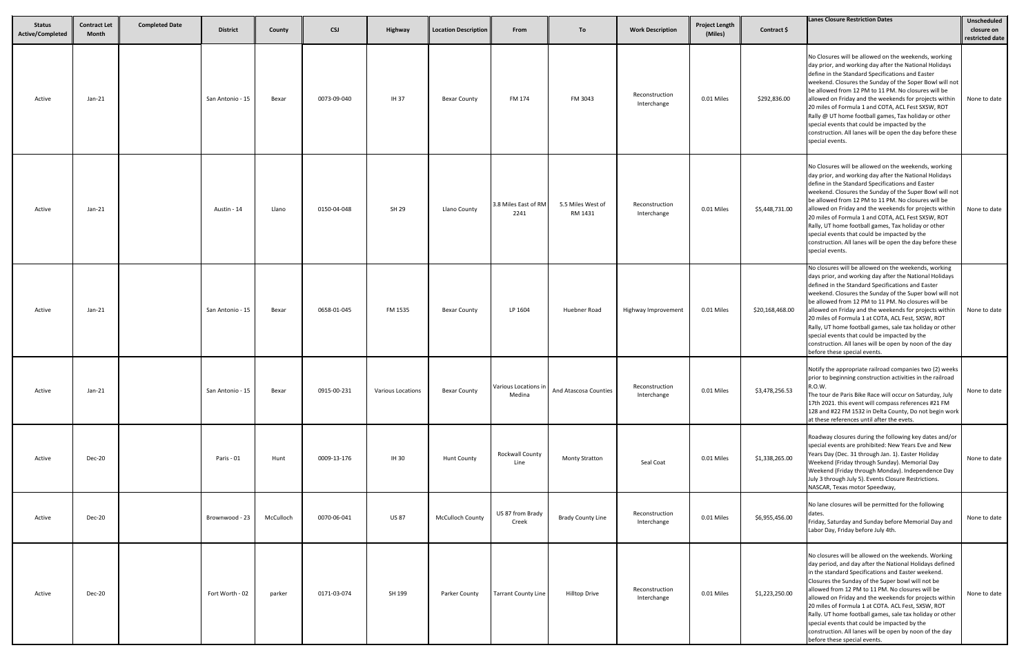| Status Active/Completed | Contract Let Month | Completed Date | District | County | CSJ | Highway | Location Description | From | To | Work Description | Project Length (Miles) | Contract $ | Lanes Closure Restriction Dates | Unscheduled closure on restricted date |
|---|---|---|---|---|---|---|---|---|---|---|---|---|---|---|
| Active | Jan-21 | | San Antonio - 15 | Bexar | 0073-09-040 | IH 37 | Bexar County | FM 174 | FM 3043 | Reconstruction Interchange | 0.01 Miles | $292,836.00 | No Closures will be allowed on the weekends, working day prior, and working day after the National Holidays define in the Standard Specifications and Easter weekend. Closures the Sunday of the Soper Bowl will not be allowed from 12 PM to 11 PM. No closures will be allowed on Friday and the weekends for projects within 20 miles of Formula 1 and COTA, ACL Fest SXSW, ROT Rally @ UT home football games, Tax holiday or other special events that could be impacted by the construction. All lanes will be open the day before these special events. | None to date |
| Active | Jan-21 | | Austin - 14 | Llano | 0150-04-048 | SH 29 | Llano County | 3.8 Miles East of RM 2241 | 5.5 Miles West of RM 1431 | Reconstruction Interchange | 0.01 Miles | $5,448,731.00 | No Closures will be allowed on the weekends, working day prior, and working day after the National Holidays define in the Standard Specifications and Easter weekend. Closures the Sunday of the Super Bowl will not be allowed from 12 PM to 11 PM. No closures will be allowed on Friday and the weekends for projects within 20 miles of Formula 1 and COTA, ACL Fest SXSW, ROT Rally, UT home football games, Tax holiday or other special events that could be impacted by the construction. All lanes will be open the day before these special events. | None to date |
| Active | Jan-21 | | San Antonio - 15 | Bexar | 0658-01-045 | FM 1535 | Bexar County | LP 1604 | Huebner Road | Highway Improvement | 0.01 Miles | $20,168,468.00 | No closures will be allowed on the weekends, working days prior, and working day after the National Holidays defined in the Standard Specifications and Easter weekend. Closures the Sunday of the Super bowl will not be allowed from 12 PM to 11 PM. No closures will be allowed on Friday and the weekends for projects within 20 miles of Formula 1 at COTA, ACL Fest, SXSW, ROT Rally, UT home football games, sale tax holiday or other special events that could be impacted by the construction. All lanes will be open by noon of the day before these special events. | None to date |
| Active | Jan-21 | | San Antonio - 15 | Bexar | 0915-00-231 | Various Locations | Bexar County | Various Locations in Medina | And Atascosa Counties | Reconstruction Interchange | 0.01 Miles | $3,478,256.53 | Notify the appropriate railroad companies two (2) weeks prior to beginning construction activities in the railroad R.O.W.<br>The tour de Paris Bike Race will occur on Saturday, July 17th 2021. this event will compass references #21 FM 128 and #22 FM 1532 in Delta County, Do not begin work at these references until after the evets. | None to date |
| Active | Dec-20 | | Paris - 01 | Hunt | 0009-13-176 | IH 30 | Hunt County | Rockwall County Line | Monty Stratton | Seal Coat | 0.01 Miles | $1,338,265.00 | Roadway closures during the following key dates and/or special events are prohibited: New Years Eve and New Years Day (Dec. 31 through Jan. 1). Easter Holiday Weekend (Friday through Sunday). Memorial Day Weekend (Friday through Monday). Independence Day July 3 through July 5). Events Closure Restrictions. NASCAR, Texas motor Speedway, | None to date |
| Active | Dec-20 | | Brownwood - 23 | McCulloch | 0070-06-041 | US 87 | McCulloch County | US 87 from Brady Creek | Brady County Line | Reconstruction Interchange | 0.01 Miles | $6,955,456.00 | No lane closures will be permitted for the following dates.<br>Friday, Saturday and Sunday before Memorial Day and Labor Day, Friday before July 4th. | None to date |
| Active | Dec-20 | | Fort Worth - 02 | parker | 0171-03-074 | SH 199 | Parker County | Tarrant County Line | Hilltop Drive | Reconstruction Interchange | 0.01 Miles | $1,223,250.00 | No closures will be allowed on the weekends. Working day period, and day after the National Holidays defined in the standard Specifications and Easter weekend. Closures the Sunday of the Super bowl will not be allowed from 12 PM to 11 PM. No closures will be allowed on Friday and the weekends for projects within 20 miles of Formula 1 at COTA. ACL Fest, SXSW, ROT Rally. UT home football games, sale tax holiday or other special events that could be impacted by the construction. All lanes will be open by noon of the day before these special events. | None to date |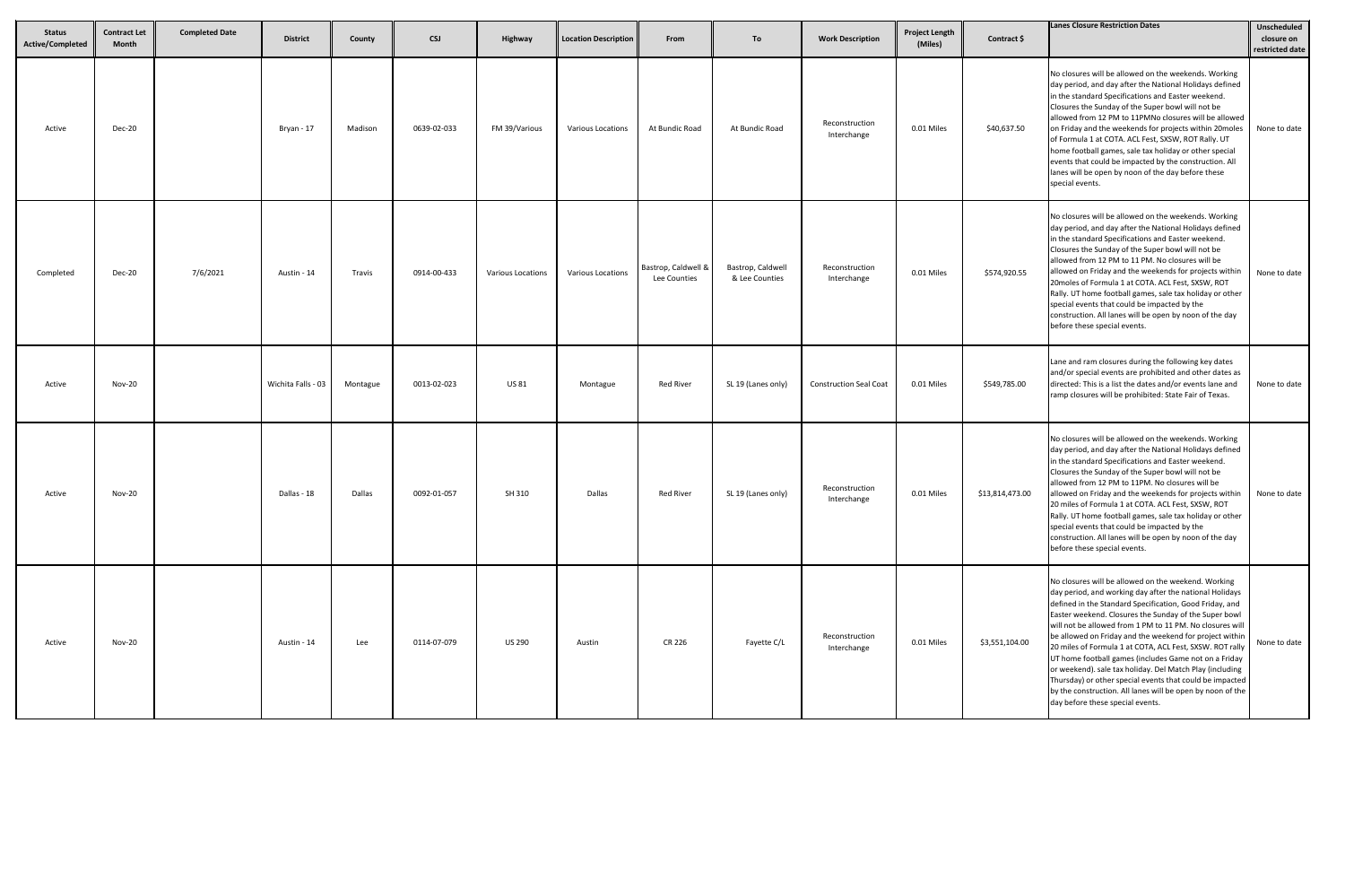| Status Active/Completed | Contract Let Month | Completed Date | District | County | CSJ | Highway | Location Description | From | To | Work Description | Project Length (Miles) | Contract $ | Lanes Closure Restriction Dates | Unscheduled closure on restricted date |
|---|---|---|---|---|---|---|---|---|---|---|---|---|---|---|
| Active | Dec-20 | | Bryan - 17 | Madison | 0639-02-033 | FM 39/Various | Various Locations | At Bundic Road | At Bundic Road | Reconstruction Interchange | 0.01 Miles | $40,637.50 | No closures will be allowed on the weekends. Working day period, and day after the National Holidays defined in the standard Specifications and Easter weekend. Closures the Sunday of the Super bowl will not be allowed from 12 PM to 11PMNo closures will be allowed on Friday and the weekends for projects within 20moles of Formula 1 at COTA. ACL Fest, SXSW, ROT Rally. UT home football games, sale tax holiday or other special events that could be impacted by the construction. All lanes will be open by noon of the day before these special events. | None to date |
| Completed | Dec-20 | 7/6/2021 | Austin - 14 | Travis | 0914-00-433 | Various Locations | Various Locations | Bastrop, Caldwell & Lee Counties | Bastrop, Caldwell & Lee Counties | Reconstruction Interchange | 0.01 Miles | $574,920.55 | No closures will be allowed on the weekends. Working day period, and day after the National Holidays defined in the standard Specifications and Easter weekend. Closures the Sunday of the Super bowl will not be allowed from 12 PM to 11 PM. No closures will be allowed on Friday and the weekends for projects within 20moles of Formula 1 at COTA. ACL Fest, SXSW, ROT Rally. UT home football games, sale tax holiday or other special events that could be impacted by the construction. All lanes will be open by noon of the day before these special events. | None to date |
| Active | Nov-20 | | Wichita Falls - 03 | Montague | 0013-02-023 | US 81 | Montague | Red River | SL 19 (Lanes only) | Construction Seal Coat | 0.01 Miles | $549,785.00 | Lane and ram closures during the following key dates and/or special events are prohibited and other dates as directed: This is a list the dates and/or events lane and ramp closures will be prohibited: State Fair of Texas. | None to date |
| Active | Nov-20 | | Dallas - 18 | Dallas | 0092-01-057 | SH 310 | Dallas | Red River | SL 19 (Lanes only) | Reconstruction Interchange | 0.01 Miles | $13,814,473.00 | No closures will be allowed on the weekends. Working day period, and day after the National Holidays defined in the standard Specifications and Easter weekend. Closures the Sunday of the Super bowl will not be allowed from 12 PM to 11PM. No closures will be allowed on Friday and the weekends for projects within 20 miles of Formula 1 at COTA. ACL Fest, SXSW, ROT Rally. UT home football games, sale tax holiday or other special events that could be impacted by the construction. All lanes will be open by noon of the day before these special events. | None to date |
| Active | Nov-20 | | Austin - 14 | Lee | 0114-07-079 | US 290 | Austin | CR 226 | Fayette C/L | Reconstruction Interchange | 0.01 Miles | $3,551,104.00 | No closures will be allowed on the weekend. Working day period, and working day after the national Holidays defined in the Standard Specification, Good Friday, and Easter weekend. Closures the Sunday of the Super bowl will not be allowed from 1 PM to 11 PM. No closures will be allowed on Friday and the weekend for project within 20 miles of Formula 1 at COTA, ACL Fest, SXSW. ROT rally UT home football games (includes Game not on a Friday or weekend). sale tax holiday. Del Match Play (including Thursday) or other special events that could be impacted by the construction. All lanes will be open by noon of the day before these special events. | None to date |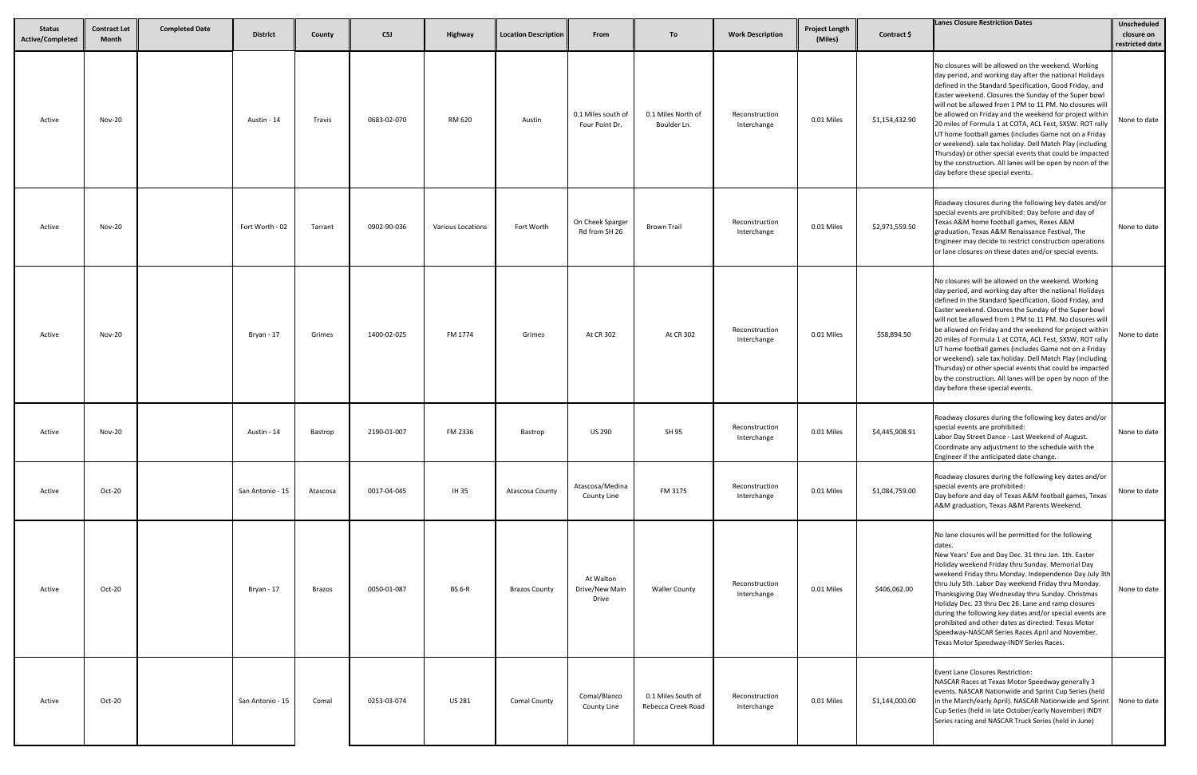| Status Active/Completed | Contract Let Month | Completed Date | District | County | CSJ | Highway | Location Description | From | To | Work Description | Project Length (Miles) | Contract $ | Lanes Closure Restriction Dates | Unscheduled closure on restricted date |
|---|---|---|---|---|---|---|---|---|---|---|---|---|---|---|
| Active | Nov-20 | | Austin - 14 | Travis | 0683-02-070 | RM 620 | Austin | 0.1 Miles south of Four Point Dr. | 0.1 Miles North of Boulder Ln. | Reconstruction Interchange | 0.01 Miles | $1,154,432.90 | No closures will be allowed on the weekend. Working day period, and working day after the national Holidays defined in the Standard Specification, Good Friday, and Easter weekend. Closures the Sunday of the Super bowl will not be allowed from 1 PM to 11 PM. No closures will be allowed on Friday and the weekend for project within 20 miles of Formula 1 at COTA, ACL Fest, SXSW. ROT rally UT home football games (includes Game not on a Friday or weekend). sale tax holiday. Dell Match Play (including Thursday) or other special events that could be impacted by the construction. All lanes will be open by noon of the day before these special events. | None to date |
| Active | Nov-20 | | Fort Worth - 02 | Tarrant | 0902-90-036 | Various Locations | Fort Worth | On Cheek Sparger Rd from SH 26 | Brown Trail | Reconstruction Interchange | 0.01 Miles | $2,971,559.50 | Roadway closures during the following key dates and/or special events are prohibited: Day before and day of Texas A&M home football games, Rexes A&M graduation, Texas A&M Renaissance Festival, The Engineer may decide to restrict construction operations or lane closures on these dates and/or special events. | None to date |
| Active | Nov-20 | | Bryan - 17 | Grimes | 1400-02-025 | FM 1774 | Grimes | At CR 302 | At CR 302 | Reconstruction Interchange | 0.01 Miles | $58,894.50 | No closures will be allowed on the weekend. Working day period, and working day after the national Holidays defined in the Standard Specification, Good Friday, and Easter weekend. Closures the Sunday of the Super bowl will not be allowed from 1 PM to 11 PM. No closures will be allowed on Friday and the weekend for project within 20 miles of Formula 1 at COTA, ACL Fest, SXSW. ROT rally UT home football games (includes Game not on a Friday or weekend). sale tax holiday. Dell Match Play (including Thursday) or other special events that could be impacted by the construction. All lanes will be open by noon of the day before these special events. | None to date |
| Active | Nov-20 | | Austin - 14 | Bastrop | 2190-01-007 | FM 2336 | Bastrop | US 290 | SH 95 | Reconstruction Interchange | 0.01 Miles | $4,445,908.91 | Roadway closures during the following key dates and/or special events are prohibited:<br>Labor Day Street Dance - Last Weekend of August. Coordinate any adjustment to the schedule with the Engineer if the anticipated date change. | None to date |
| Active | Oct-20 | | San Antonio - 15 | Atascosa | 0017-04-045 | IH 35 | Atascosa County | Atascosa/Medina County Line | FM 3175 | Reconstruction Interchange | 0.01 Miles | $1,084,759.00 | Roadway closures during the following key dates and/or special events are prohibited:<br>Day before and day of Texas A&M football games, Texas A&M graduation, Texas A&M Parents Weekend. | None to date |
| Active | Oct-20 | | Bryan - 17 | Brazos | 0050-01-087 | BS 6-R | Brazos County | At Walton Drive/New Main Drive | Waller County | Reconstruction Interchange | 0.01 Miles | $406,062.00 | No lane closures will be permitted for the following dates.<br>New Years' Eve and Day Dec. 31 thru Jan. 1th. Easter Holiday weekend Friday thru Sunday. Memorial Day weekend Friday thru Monday. Independence Day July 3th thru July 5th. Labor Day weekend Friday thru Monday. Thanksgiving Day Wednesday thru Sunday. Christmas Holiday Dec. 23 thru Dec 26. Lane and ramp closures during the following key dates and/or special events are prohibited and other dates as directed: Texas Motor Speedway-NASCAR Series Races April and November. Texas Motor Speedway-INDY Series Races. | None to date |
| Active | Oct-20 | | San Antonio - 15 | Comal | 0253-03-074 | US 281 | Comal County | Comal/Blanco County Line | 0.1 Miles South of Rebecca Creek Road | Reconstruction Interchange | 0.01 Miles | $1,144,000.00 | Event Lane Closures Restriction:<br>NASCAR Races at Texas Motor Speedway generally 3 events. NASCAR Nationwide and Sprint Cup Series (held in the March/early April). NASCAR Nationwide and Sprint Cup Series (held in late October/early November) INDY Series racing and NASCAR Truck Series (held in June) | None to date |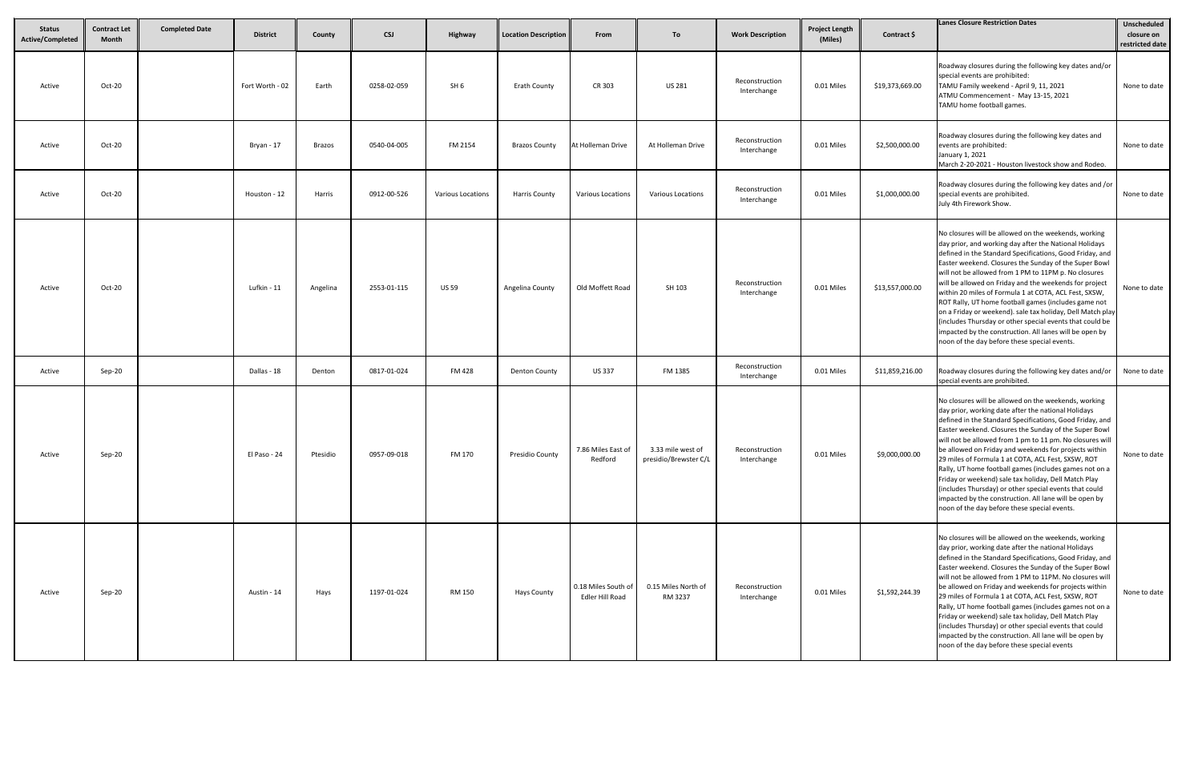| Status Active/Completed | Contract Let Month | Completed Date | District | County | CSJ | Highway | Location Description | From | To | Work Description | Project Length (Miles) | Contract $ | Lanes Closure Restriction Dates | Unscheduled closure on restricted date |
|---|---|---|---|---|---|---|---|---|---|---|---|---|---|---|
| Active | Oct-20 | | Fort Worth - 02 | Earth | 0258-02-059 | SH 6 | Erath County | CR 303 | US 281 | Reconstruction Interchange | 0.01 Miles | $19,373,669.00 | Roadway closures during the following key dates and/or special events are prohibited: TAMU Family weekend - April 9, 11, 2021 ATMU Commencement - May 13-15, 2021 TAMU home football games. | None to date |
| Active | Oct-20 | | Bryan - 17 | Brazos | 0540-04-005 | FM 2154 | Brazos County | At Holleman Drive | At Holleman Drive | Reconstruction Interchange | 0.01 Miles | $2,500,000.00 | Roadway closures during the following key dates and events are prohibited: January 1, 2021 March 2-20-2021 - Houston livestock show and Rodeo. | None to date |
| Active | Oct-20 | | Houston - 12 | Harris | 0912-00-526 | Various Locations | Harris County | Various Locations | Various Locations | Reconstruction Interchange | 0.01 Miles | $1,000,000.00 | Roadway closures during the following key dates and /or special events are prohibited. July 4th Firework Show. | None to date |
| Active | Oct-20 | | Lufkin - 11 | Angelina | 2553-01-115 | US 59 | Angelina County | Old Moffett Road | SH 103 | Reconstruction Interchange | 0.01 Miles | $13,557,000.00 | No closures will be allowed on the weekends, working day prior, and working day after the National Holidays defined in the Standard Specifications, Good Friday, and Easter weekend. Closures the Sunday of the Super Bowl will not be allowed from 1 PM to 11PM p. No closures will be allowed on Friday and the weekends for project within 20 miles of Formula 1 at COTA, ACL Fest, SXSW, ROT Rally, UT home football games (includes game not on a Friday or weekend). sale tax holiday, Dell Match play (includes Thursday or other special events that could be impacted by the construction. All lanes will be open by noon of the day before these special events. | None to date |
| Active | Sep-20 | | Dallas - 18 | Denton | 0817-01-024 | FM 428 | Denton County | US 337 | FM 1385 | Reconstruction Interchange | 0.01 Miles | $11,859,216.00 | Roadway closures during the following key dates and/or special events are prohibited. | None to date |
| Active | Sep-20 | | El Paso - 24 | Ptesidio | 0957-09-018 | FM 170 | Presidio County | 7.86 Miles East of Redford | 3.33 mile west of presidio/Brewster C/L | Reconstruction Interchange | 0.01 Miles | $9,000,000.00 | No closures will be allowed on the weekends, working day prior, working date after the national Holidays defined in the Standard Specifications, Good Friday, and Easter weekend. Closures the Sunday of the Super Bowl will not be allowed from 1 pm to 11 pm. No closures will be allowed on Friday and weekends for projects within 29 miles of Formula 1 at COTA, ACL Fest, SXSW, ROT Rally, UT home football games (includes games not on a Friday or weekend) sale tax holiday, Dell Match Play (includes Thursday) or other special events that could impacted by the construction. All lane will be open by noon of the day before these special events. | None to date |
| Active | Sep-20 | | Austin - 14 | Hays | 1197-01-024 | RM 150 | Hays County | 0.18 Miles South of Edler Hill Road | 0.15 Miles North of RM 3237 | Reconstruction Interchange | 0.01 Miles | $1,592,244.39 | No closures will be allowed on the weekends, working day prior, working date after the national Holidays defined in the Standard Specifications, Good Friday, and Easter weekend. Closures the Sunday of the Super Bowl will not be allowed from 1 PM to 11PM. No closures will be allowed on Friday and weekends for projects within 29 miles of Formula 1 at COTA, ACL Fest, SXSW, ROT Rally, UT home football games (includes games not on a Friday or weekend) sale tax holiday, Dell Match Play (includes Thursday) or other special events that could impacted by the construction. All lane will be open by noon of the day before these special events | None to date |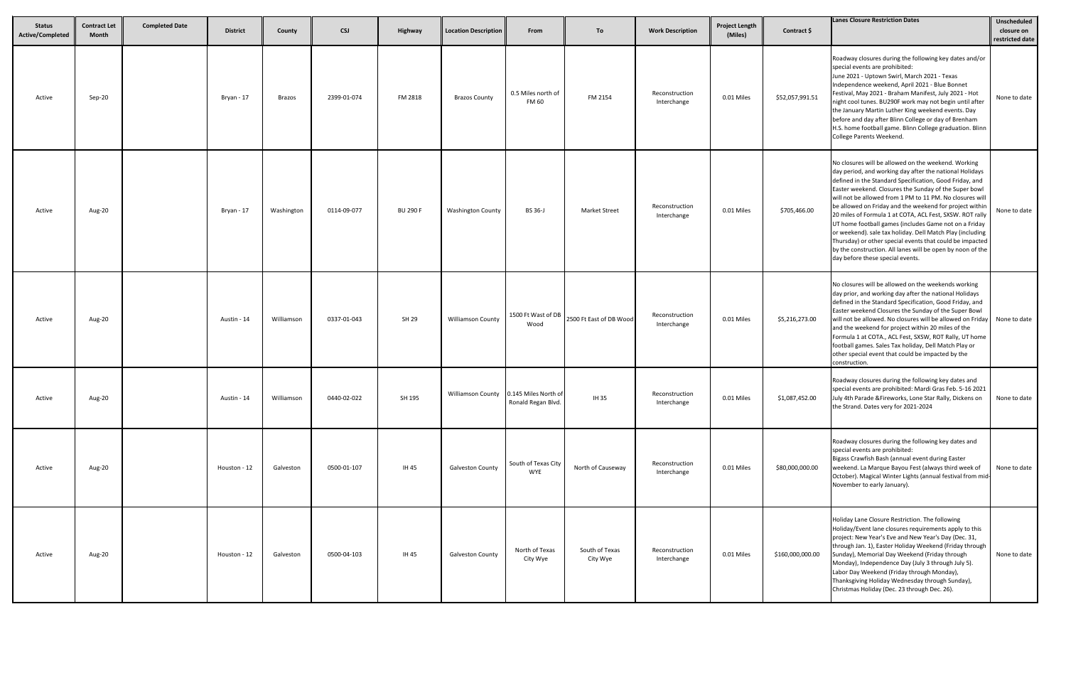| Status Active/Completed | Contract Let Month | Completed Date | District | County | CSJ | Highway | Location Description | From | To | Work Description | Project Length (Miles) | Contract $ | Lanes Closure Restriction Dates | Unscheduled closure on restricted date |
|---|---|---|---|---|---|---|---|---|---|---|---|---|---|---|
| Active | Sep-20 | | Bryan - 17 | Brazos | 2399-01-074 | FM 2818 | Brazos County | 0.5 Miles north of FM 60 | FM 2154 | Reconstruction Interchange | 0.01 Miles | $52,057,991.51 | Roadway closures during the following key dates and/or special events are prohibited: June 2021 - Uptown Swirl, March 2021 - Texas Independence weekend, April 2021 - Blue Bonnet Festival, May 2021 - Braham Manifest, July 2021 - Hot night cool tunes. BU290F work may not begin until after the January Martin Luther King weekend events. Day before and day after Blinn College or day of Brenham H.S. home football game. Blinn College graduation. Blinn College Parents Weekend. | None to date |
| Active | Aug-20 | | Bryan - 17 | Washington | 0114-09-077 | BU 290 F | Washington County | BS 36-J | Market Street | Reconstruction Interchange | 0.01 Miles | $705,466.00 | No closures will be allowed on the weekend. Working day period, and working day after the national Holidays defined in the Standard Specification, Good Friday, and Easter weekend. Closures the Sunday of the Super bowl will not be allowed from 1 PM to 11 PM. No closures will be allowed on Friday and the weekend for project within 20 miles of Formula 1 at COTA, ACL Fest, SXSW. ROT rally UT home football games (includes Game not on a Friday or weekend). sale tax holiday. Dell Match Play (including Thursday) or other special events that could be impacted by the construction. All lanes will be open by noon of the day before these special events. | None to date |
| Active | Aug-20 | | Austin - 14 | Williamson | 0337-01-043 | SH 29 | Williamson County | 1500 Ft Wast of DB Wood | 2500 Ft East of DB Wood | Reconstruction Interchange | 0.01 Miles | $5,216,273.00 | No closures will be allowed on the weekends working day prior, and working day after the national Holidays defined in the Standard Specification, Good Friday, and Easter weekend Closures the Sunday of the Super Bowl will not be allowed. No closures will be allowed on Friday and the weekend for project within 20 miles of the Formula 1 at COTA., ACL Fest, SXSW, ROT Rally, UT home football games. Sales Tax holiday, Dell Match Play or other special event that could be impacted by the construction. | None to date |
| Active | Aug-20 | | Austin - 14 | Williamson | 0440-02-022 | SH 195 | Williamson County | 0.145 Miles North of Ronald Regan Blvd. | IH 35 | Reconstruction Interchange | 0.01 Miles | $1,087,452.00 | Roadway closures during the following key dates and special events are prohibited: Mardi Gras Feb. 5-16 2021 July 4th Parade &Fireworks, Lone Star Rally, Dickens on the Strand. Dates very for 2021-2024 | None to date |
| Active | Aug-20 | | Houston - 12 | Galveston | 0500-01-107 | IH 45 | Galveston County | South of Texas City WYE | North of Causeway | Reconstruction Interchange | 0.01 Miles | $80,000,000.00 | Roadway closures during the following key dates and special events are prohibited: Bigass Crawfish Bash (annual event during Easter weekend. La Marque Bayou Fest (always third week of October). Magical Winter Lights (annual festival from mid-November to early January). | None to date |
| Active | Aug-20 | | Houston - 12 | Galveston | 0500-04-103 | IH 45 | Galveston County | North of Texas City Wye | South of Texas City Wye | Reconstruction Interchange | 0.01 Miles | $160,000,000.00 | Holiday Lane Closure Restriction. The following Holiday/Event lane closures requirements apply to this project: New Year's Eve and New Year's Day (Dec. 31, through Jan. 1), Easter Holiday Weekend (Friday through Sunday), Memorial Day Weekend (Friday through Monday), Independence Day (July 3 through July 5). Labor Day Weekend (Friday through Monday), Thanksgiving Holiday Wednesday through Sunday), Christmas Holiday (Dec. 23 through Dec. 26). | None to date |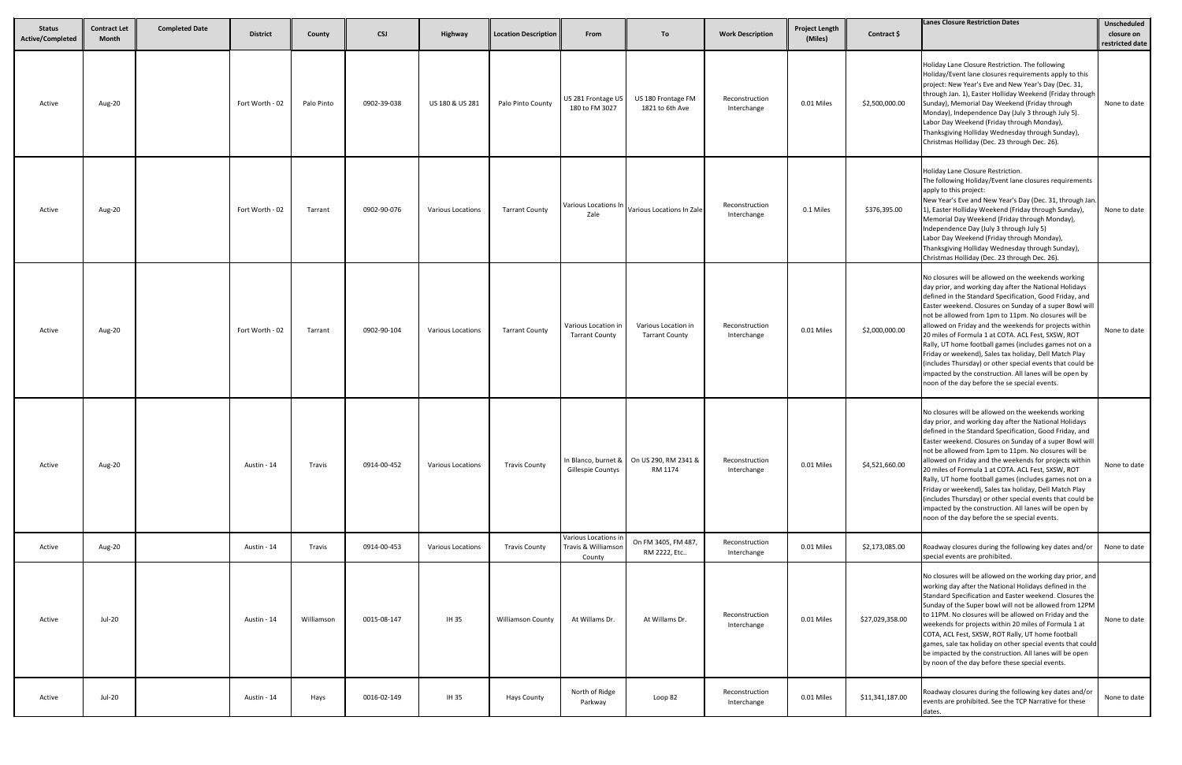| Status Active/Completed | Contract Let Month | Completed Date | District | County | CSJ | Highway | Location Description | From | To | Work Description | Project Length (Miles) | Contract $ | Lanes Closure Restriction Dates | Unscheduled closure on restricted date |
|---|---|---|---|---|---|---|---|---|---|---|---|---|---|---|
| Active | Aug-20 | | Fort Worth - 02 | Palo Pinto | 0902-39-038 | US 180 & US 281 | Palo Pinto County | US 281 Frontage US 180 to FM 3027 | US 180 Frontage FM 1821 to 6th Ave | Reconstruction Interchange | 0.01 Miles | $2,500,000.00 | Holiday Lane Closure Restriction. The following Holiday/Event lane closures requirements apply to this project: New Year's Eve and New Year's Day (Dec. 31, through Jan. 1), Easter Holliday Weekend (Friday through Sunday), Memorial Day Weekend (Friday through Monday), Independence Day (July 3 through July 5). Labor Day Weekend (Friday through Monday), Thanksgiving Holliday Wednesday through Sunday), Christmas Holliday (Dec. 23 through Dec. 26). | None to date |
| Active | Aug-20 | | Fort Worth - 02 | Tarrant | 0902-90-076 | Various Locations | Tarrant County | Various Locations In Zale | Various Locations In Zale | Reconstruction Interchange | 0.1 Miles | $376,395.00 | Holiday Lane Closure Restriction. The following Holiday/Event lane closures requirements apply to this project: New Year's Eve and New Year's Day (Dec. 31, through Jan. 1), Easter Holliday Weekend (Friday through Sunday), Memorial Day Weekend (Friday through Monday), Independence Day (July 3 through July 5) Labor Day Weekend (Friday through Monday), Thanksgiving Holliday Wednesday through Sunday), Christmas Holliday (Dec. 23 through Dec. 26). | None to date |
| Active | Aug-20 | | Fort Worth - 02 | Tarrant | 0902-90-104 | Various Locations | Tarrant County | Various Location in Tarrant County | Various Location in Tarrant County | Reconstruction Interchange | 0.01 Miles | $2,000,000.00 | No closures will be allowed on the weekends working day prior, and working day after the National Holidays defined in the Standard Specification, Good Friday, and Easter weekend. Closures on Sunday of a super Bowl will not be allowed from 1pm to 11pm. No closures will be allowed on Friday and the weekends for projects within 20 miles of Formula 1 at COTA. ACL Fest, SXSW, ROT Rally, UT home football games (includes games not on a Friday or weekend), Sales tax holiday, Dell Match Play (includes Thursday) or other special events that could be impacted by the construction. All lanes will be open by noon of the day before the se special events. | None to date |
| Active | Aug-20 | | Austin - 14 | Travis | 0914-00-452 | Various Locations | Travis County | In Blanco, burnet & Gillespie Countys | On US 290, RM 2341 & RM 1174 | Reconstruction Interchange | 0.01 Miles | $4,521,660.00 | No closures will be allowed on the weekends working day prior, and working day after the National Holidays defined in the Standard Specification, Good Friday, and Easter weekend. Closures on Sunday of a super Bowl will not be allowed from 1pm to 11pm. No closures will be allowed on Friday and the weekends for projects within 20 miles of Formula 1 at COTA. ACL Fest, SXSW, ROT Rally, UT home football games (includes games not on a Friday or weekend), Sales tax holiday, Dell Match Play (includes Thursday) or other special events that could be impacted by the construction. All lanes will be open by noon of the day before the se special events. | None to date |
| Active | Aug-20 | | Austin - 14 | Travis | 0914-00-453 | Various Locations | Travis County | Various Locations in Travis & Williamson County | On FM 3405, FM 487, RM 2222, Etc.. | Reconstruction Interchange | 0.01 Miles | $2,173,085.00 | Roadway closures during the following key dates and/or special events are prohibited. | None to date |
| Active | Jul-20 | | Austin - 14 | Williamson | 0015-08-147 | IH 35 | Williamson County | At Willams Dr. | At Willams Dr. | Reconstruction Interchange | 0.01 Miles | $27,029,358.00 | No closures will be allowed on the working day prior, and working day after the National Holidays defined in the Standard Specification and Easter weekend. Closures the Sunday of the Super bowl will not be allowed from 12PM to 11PM. No closures will be allowed on Friday and the weekends for projects within 20 miles of Formula 1 at COTA, ACL Fest, SXSW, ROT Rally, UT home football games, sale tax holiday on other special events that could be impacted by the construction. All lanes will be open by noon of the day before these special events. | None to date |
| Active | Jul-20 | | Austin - 14 | Hays | 0016-02-149 | IH 35 | Hays County | North of Ridge Parkway | Loop 82 | Reconstruction Interchange | 0.01 Miles | $11,341,187.00 | Roadway closures during the following key dates and/or events are prohibited. See the TCP Narrative for these dates. | None to date |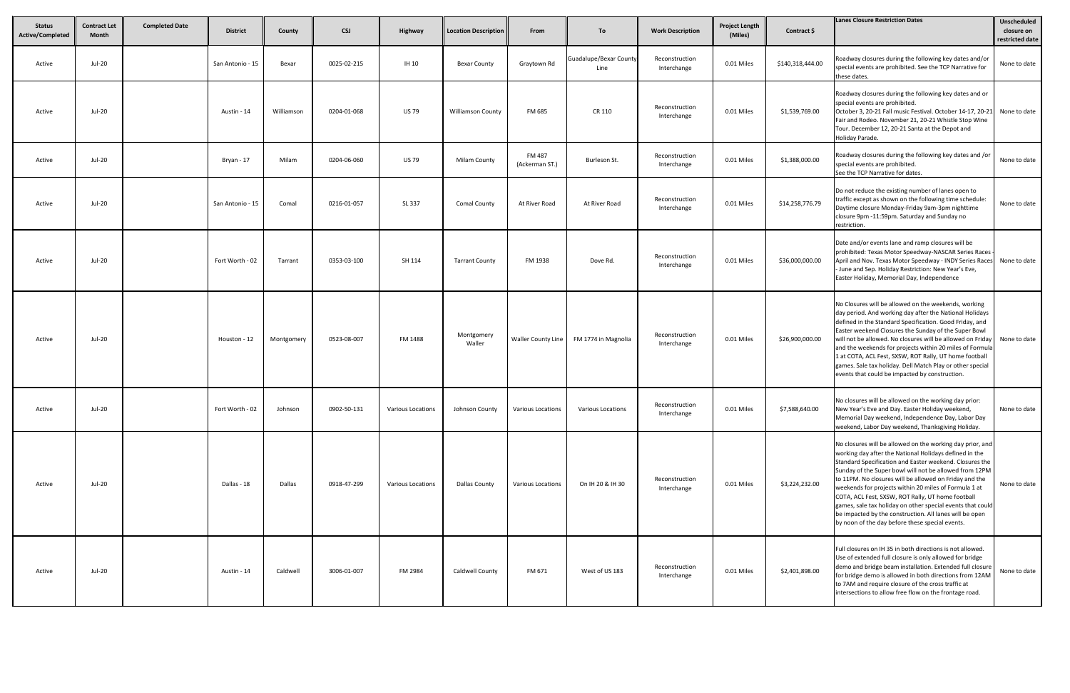| Status Active/Completed | Contract Let Month | Completed Date | District | County | CSJ | Highway | Location Description | From | To | Work Description | Project Length (Miles) | Contract $ | Lanes Closure Restriction Dates | Unscheduled closure on restricted date |
|---|---|---|---|---|---|---|---|---|---|---|---|---|---|---|
| Active | Jul-20 | | San Antonio - 15 | Bexar | 0025-02-215 | IH 10 | Bexar County | Graytown Rd | Guadalupe/Bexar County Line | Reconstruction Interchange | 0.01 Miles | $140,318,444.00 | Roadway closures during the following key dates and/or special events are prohibited. See the TCP Narrative for these dates. | None to date |
| Active | Jul-20 | | Austin - 14 | Williamson | 0204-01-068 | US 79 | Williamson County | FM 685 | CR 110 | Reconstruction Interchange | 0.01 Miles | $1,539,769.00 | Roadway closures during the following key dates and or special events are prohibited. October 3, 20-21 Fall music Festival. October 14-17, 20-21 Fair and Rodeo. November 21, 20-21 Whistle Stop Wine Tour. December 12, 20-21 Santa at the Depot and Holiday Parade. | None to date |
| Active | Jul-20 | | Bryan - 17 | Milam | 0204-06-060 | US 79 | Milam County | FM 487 (Ackerman ST.) | Burleson St. | Reconstruction Interchange | 0.01 Miles | $1,388,000.00 | Roadway closures during the following key dates and /or special events are prohibited. See the TCP Narrative for dates. | None to date |
| Active | Jul-20 | | San Antonio - 15 | Comal | 0216-01-057 | SL 337 | Comal County | At River Road | At River Road | Reconstruction Interchange | 0.01 Miles | $14,258,776.79 | Do not reduce the existing number of lanes open to traffic except as shown on the following time schedule: Daytime closure Monday-Friday 9am-3pm nighttime closure 9pm -11:59pm. Saturday and Sunday no restriction. | None to date |
| Active | Jul-20 | | Fort Worth - 02 | Tarrant | 0353-03-100 | SH 114 | Tarrant County | FM 1938 | Dove Rd. | Reconstruction Interchange | 0.01 Miles | $36,000,000.00 | Date and/or events lane and ramp closures will be prohibited: Texas Motor Speedway-NASCAR Series Races - April and Nov. Texas Motor Speedway - INDY Series Races - June and Sep. Holiday Restriction: New Year's Eve, Easter Holiday, Memorial Day, Independence | None to date |
| Active | Jul-20 | | Houston - 12 | Montgomery | 0523-08-007 | FM 1488 | Montgomery Waller | Waller County Line | FM 1774 in Magnolia | Reconstruction Interchange | 0.01 Miles | $26,900,000.00 | No Closures will be allowed on the weekends, working day period. And working day after the National Holidays defined in the Standard Specification. Good Friday, and Easter weekend Closures the Sunday of the Super Bowl will not be allowed. No closures will be allowed on Friday and the weekends for projects within 20 miles of Formula 1 at COTA, ACL Fest, SXSW, ROT Rally, UT home football games. Sale tax holiday. Dell Match Play or other special events that could be impacted by construction. | None to date |
| Active | Jul-20 | | Fort Worth - 02 | Johnson | 0902-50-131 | Various Locations | Johnson County | Various Locations | Various Locations | Reconstruction Interchange | 0.01 Miles | $7,588,640.00 | No closures will be allowed on the working day prior: New Year's Eve and Day. Easter Holiday weekend, Memorial Day weekend, Independence Day, Labor Day weekend, Labor Day weekend, Thanksgiving Holiday. | None to date |
| Active | Jul-20 | | Dallas - 18 | Dallas | 0918-47-299 | Various Locations | Dallas County | Various Locations | On IH 20 & IH 30 | Reconstruction Interchange | 0.01 Miles | $3,224,232.00 | No closures will be allowed on the working day prior, and working day after the National Holidays defined in the Standard Specification and Easter weekend. Closures the Sunday of the Super bowl will not be allowed from 12PM to 11PM. No closures will be allowed on Friday and the weekends for projects within 20 miles of Formula 1 at COTA, ACL Fest, SXSW, ROT Rally, UT home football games, sale tax holiday on other special events that could be impacted by the construction. All lanes will be open by noon of the day before these special events. | None to date |
| Active | Jul-20 | | Austin - 14 | Caldwell | 3006-01-007 | FM 2984 | Caldwell County | FM 671 | West of US 183 | Reconstruction Interchange | 0.01 Miles | $2,401,898.00 | Full closures on IH 35 in both directions is not allowed. Use of extended full closure is only allowed for bridge demo and bridge beam installation. Extended full closure for bridge demo is allowed in both directions from 12AM to 7AM and require closure of the cross traffic at intersections to allow free flow on the frontage road. | None to date |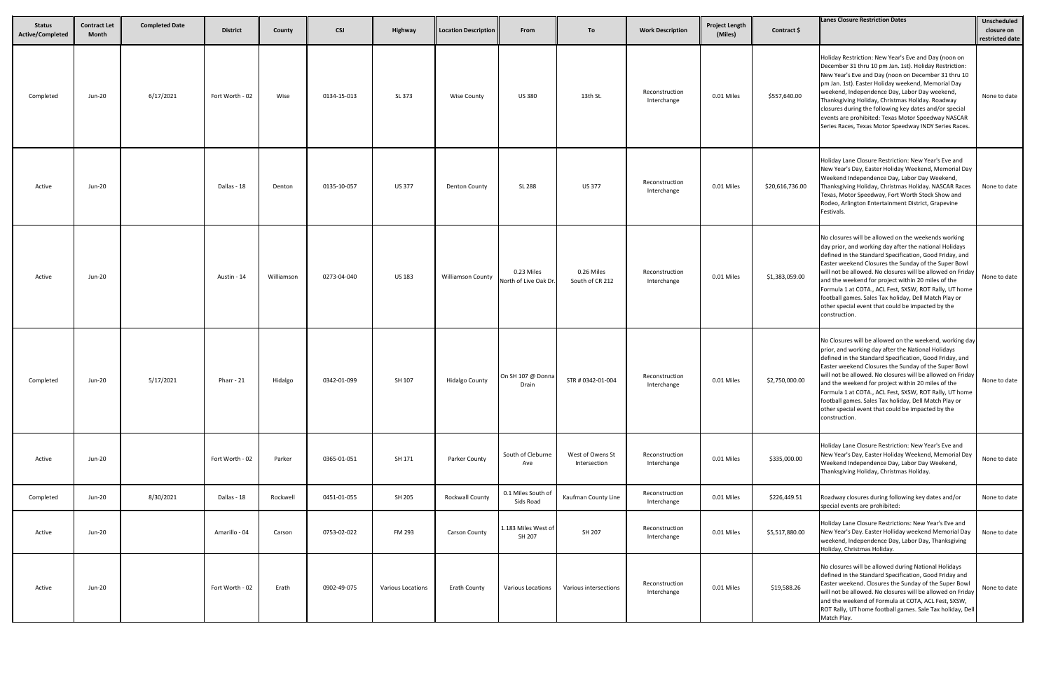| Status Active/Completed | Contract Let Month | Completed Date | District | County | CSJ | Highway | Location Description | From | To | Work Description | Project Length (Miles) | Contract $ | Lanes Closure Restriction Dates | Unscheduled closure on restricted date |
|---|---|---|---|---|---|---|---|---|---|---|---|---|---|---|
| Completed | Jun-20 | 6/17/2021 | Fort Worth - 02 | Wise | 0134-15-013 | SL 373 | Wise County | US 380 | 13th St. | Reconstruction Interchange | 0.01 Miles | $557,640.00 | Holiday Restriction: New Year's Eve and Day (noon on December 31 thru 10 pm Jan. 1st). Holiday Restriction: New Year's Eve and Day (noon on December 31 thru 10 pm Jan. 1st). Easter Holiday weekend, Memorial Day weekend, Independence Day, Labor Day weekend, Thanksgiving Holiday, Christmas Holiday. Roadway closures during the following key dates and/or special events are prohibited: Texas Motor Speedway NASCAR Series Races, Texas Motor Speedway INDY Series Races. | None to date |
| Active | Jun-20 | | Dallas - 18 | Denton | 0135-10-057 | US 377 | Denton County | SL 288 | US 377 | Reconstruction Interchange | 0.01 Miles | $20,616,736.00 | Holiday Lane Closure Restriction: New Year's Eve and New Year's Day, Easter Holiday Weekend, Memorial Day Weekend Independence Day, Labor Day Weekend, Thanksgiving Holiday, Christmas Holiday. NASCAR Races Texas, Motor Speedway, Fort Worth Stock Show and Rodeo, Arlington Entertainment District, Grapevine Festivals. | None to date |
| Active | Jun-20 | | Austin - 14 | Williamson | 0273-04-040 | US 183 | Williamson County | 0.23 Miles North of Live Oak Dr. | 0.26 Miles South of CR 212 | Reconstruction Interchange | 0.01 Miles | $1,383,059.00 | No closures will be allowed on the weekends working day prior, and working day after the national Holidays defined in the Standard Specification, Good Friday, and Easter weekend Closures the Sunday of the Super Bowl will not be allowed. No closures will be allowed on Friday and the weekend for project within 20 miles of the Formula 1 at COTA., ACL Fest, SXSW, ROT Rally, UT home football games. Sales Tax holiday, Dell Match Play or other special event that could be impacted by the construction. | None to date |
| Completed | Jun-20 | 5/17/2021 | Pharr - 21 | Hidalgo | 0342-01-099 | SH 107 | Hidalgo County | On SH 107 @ Donna Drain | STR # 0342-01-004 | Reconstruction Interchange | 0.01 Miles | $2,750,000.00 | No Closures will be allowed on the weekend, working day prior, and working day after the National Holidays defined in the Standard Specification, Good Friday, and Easter weekend Closures the Sunday of the Super Bowl will not be allowed. No closures will be allowed on Friday and the weekend for project within 20 miles of the Formula 1 at COTA., ACL Fest, SXSW, ROT Rally, UT home football games. Sales Tax holiday, Dell Match Play or other special event that could be impacted by the construction. | None to date |
| Active | Jun-20 | | Fort Worth - 02 | Parker | 0365-01-051 | SH 171 | Parker County | South of Cleburne Ave | West of Owens St Intersection | Reconstruction Interchange | 0.01 Miles | $335,000.00 | Holiday Lane Closure Restriction: New Year's Eve and New Year's Day, Easter Holiday Weekend, Memorial Day Weekend Independence Day, Labor Day Weekend, Thanksgiving Holiday, Christmas Holiday. | None to date |
| Completed | Jun-20 | 8/30/2021 | Dallas - 18 | Rockwell | 0451-01-055 | SH 205 | Rockwall County | 0.1 Miles South of Sids Road | Kaufman County Line | Reconstruction Interchange | 0.01 Miles | $226,449.51 | Roadway closures during following key dates and/or special events are prohibited: | None to date |
| Active | Jun-20 | | Amarillo - 04 | Carson | 0753-02-022 | FM 293 | Carson County | 1.183 Miles West of SH 207 | SH 207 | Reconstruction Interchange | 0.01 Miles | $5,517,880.00 | Holiday Lane Closure Restrictions: New Year's Eve and New Year's Day. Easter Holliday weekend Memorial Day weekend, Independence Day, Labor Day, Thanksgiving Holiday, Christmas Holiday. | None to date |
| Active | Jun-20 | | Fort Worth - 02 | Erath | 0902-49-075 | Various Locations | Erath County | Various Locations | Various intersections | Reconstruction Interchange | 0.01 Miles | $19,588.26 | No closures will be allowed during National Holidays defined in the Standard Specification, Good Friday and Easter weekend. Closures the Sunday of the Super Bowl will not be allowed. No closures will be allowed on Friday and the weekend of Formula at COTA, ACL Fest, SXSW, ROT Rally, UT home football games. Sale Tax holiday, Dell Match Play. | None to date |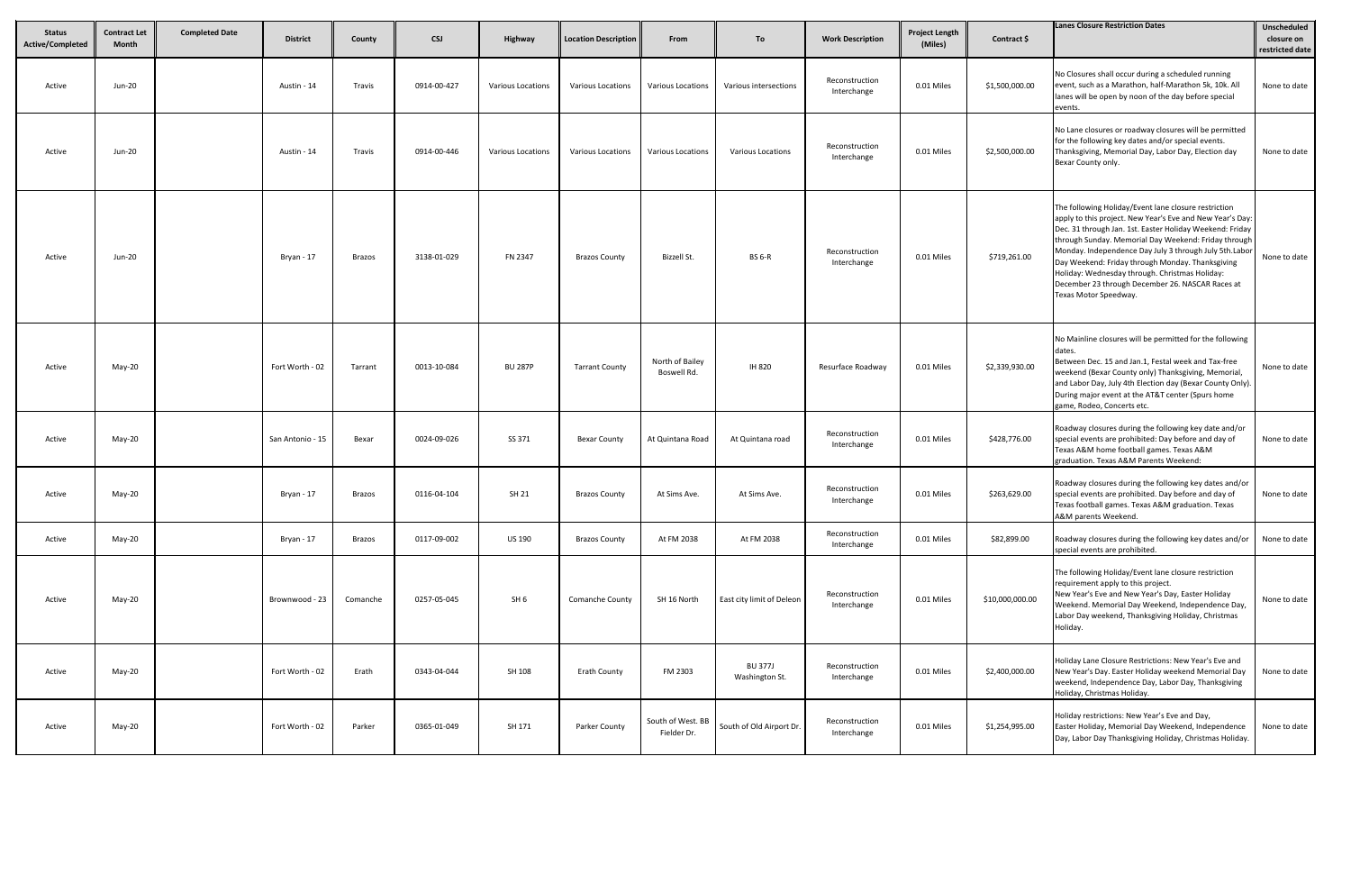| Status Active/Completed | Contract Let Month | Completed Date | District | County | CSJ | Highway | Location Description | From | To | Work Description | Project Length (Miles) | Contract $ | Lanes Closure Restriction Dates | Unscheduled closure on restricted date |
|---|---|---|---|---|---|---|---|---|---|---|---|---|---|---|
| Active | Jun-20 | | Austin - 14 | Travis | 0914-00-427 | Various Locations | Various Locations | Various Locations | Various intersections | Reconstruction Interchange | 0.01 Miles | $1,500,000.00 | No Closures shall occur during a scheduled running event, such as a Marathon, half-Marathon 5k, 10k. All lanes will be open by noon of the day before special events. | None to date |
| Active | Jun-20 | | Austin - 14 | Travis | 0914-00-446 | Various Locations | Various Locations | Various Locations | Various Locations | Reconstruction Interchange | 0.01 Miles | $2,500,000.00 | No Lane closures or roadway closures will be permitted for the following key dates and/or special events. Thanksgiving, Memorial Day, Labor Day, Election day Bexar County only. | None to date |
| Active | Jun-20 | | Bryan - 17 | Brazos | 3138-01-029 | FN 2347 | Brazos County | Bizzell St. | BS 6-R | Reconstruction Interchange | 0.01 Miles | $719,261.00 | The following Holiday/Event lane closure restriction apply to this project. New Year's Eve and New Year's Day: Dec. 31 through Jan. 1st. Easter Holiday Weekend: Friday through Sunday. Memorial Day Weekend: Friday through Monday. Independence Day July 3 through July 5th.Labor Day Weekend: Friday through Monday. Thanksgiving Holiday: Wednesday through. Christmas Holiday: December 23 through December 26. NASCAR Races at Texas Motor Speedway. | None to date |
| Active | May-20 | | Fort Worth - 02 | Tarrant | 0013-10-084 | BU 287P | Tarrant County | North of Bailey Boswell Rd. | IH 820 | Resurface Roadway | 0.01 Miles | $2,339,930.00 | No Mainline closures will be permitted for the following dates. Between Dec. 15 and Jan.1, Festal week and Tax-free weekend (Bexar County only) Thanksgiving, Memorial, and Labor Day, July 4th Election day (Bexar County Only). During major event at the AT&T center (Spurs home game, Rodeo, Concerts etc. | None to date |
| Active | May-20 | | San Antonio - 15 | Bexar | 0024-09-026 | SS 371 | Bexar County | At Quintana Road | At Quintana road | Reconstruction Interchange | 0.01 Miles | $428,776.00 | Roadway closures during the following key date and/or special events are prohibited: Day before and day of Texas A&M home football games. Texas A&M graduation. Texas A&M Parents Weekend: | None to date |
| Active | May-20 | | Bryan - 17 | Brazos | 0116-04-104 | SH 21 | Brazos County | At Sims Ave. | At Sims Ave. | Reconstruction Interchange | 0.01 Miles | $263,629.00 | Roadway closures during the following key dates and/or special events are prohibited. Day before and day of Texas football games. Texas A&M graduation. Texas A&M parents Weekend. | None to date |
| Active | May-20 | | Bryan - 17 | Brazos | 0117-09-002 | US 190 | Brazos County | At FM 2038 | At FM 2038 | Reconstruction Interchange | 0.01 Miles | $82,899.00 | Roadway closures during the following key dates and/or special events are prohibited. | None to date |
| Active | May-20 | | Brownwood - 23 | Comanche | 0257-05-045 | SH 6 | Comanche County | SH 16 North | East city limit of Deleon | Reconstruction Interchange | 0.01 Miles | $10,000,000.00 | The following Holiday/Event lane closure restriction requirement apply to this project. New Year's Eve and New Year's Day, Easter Holiday Weekend. Memorial Day Weekend, Independence Day, Labor Day weekend, Thanksgiving Holiday, Christmas Holiday. | None to date |
| Active | May-20 | | Fort Worth - 02 | Erath | 0343-04-044 | SH 108 | Erath County | FM 2303 | BU 377J Washington St. | Reconstruction Interchange | 0.01 Miles | $2,400,000.00 | Holiday Lane Closure Restrictions: New Year's Eve and New Year's Day. Easter Holiday weekend Memorial Day weekend, Independence Day, Labor Day, Thanksgiving Holiday, Christmas Holiday. | None to date |
| Active | May-20 | | Fort Worth - 02 | Parker | 0365-01-049 | SH 171 | Parker County | South of West. BB Fielder Dr. | South of Old Airport Dr. | Reconstruction Interchange | 0.01 Miles | $1,254,995.00 | Holiday restrictions: New Year's Eve and Day, Easter Holiday, Memorial Day Weekend, Independence Day, Labor Day Thanksgiving Holiday, Christmas Holiday. | None to date |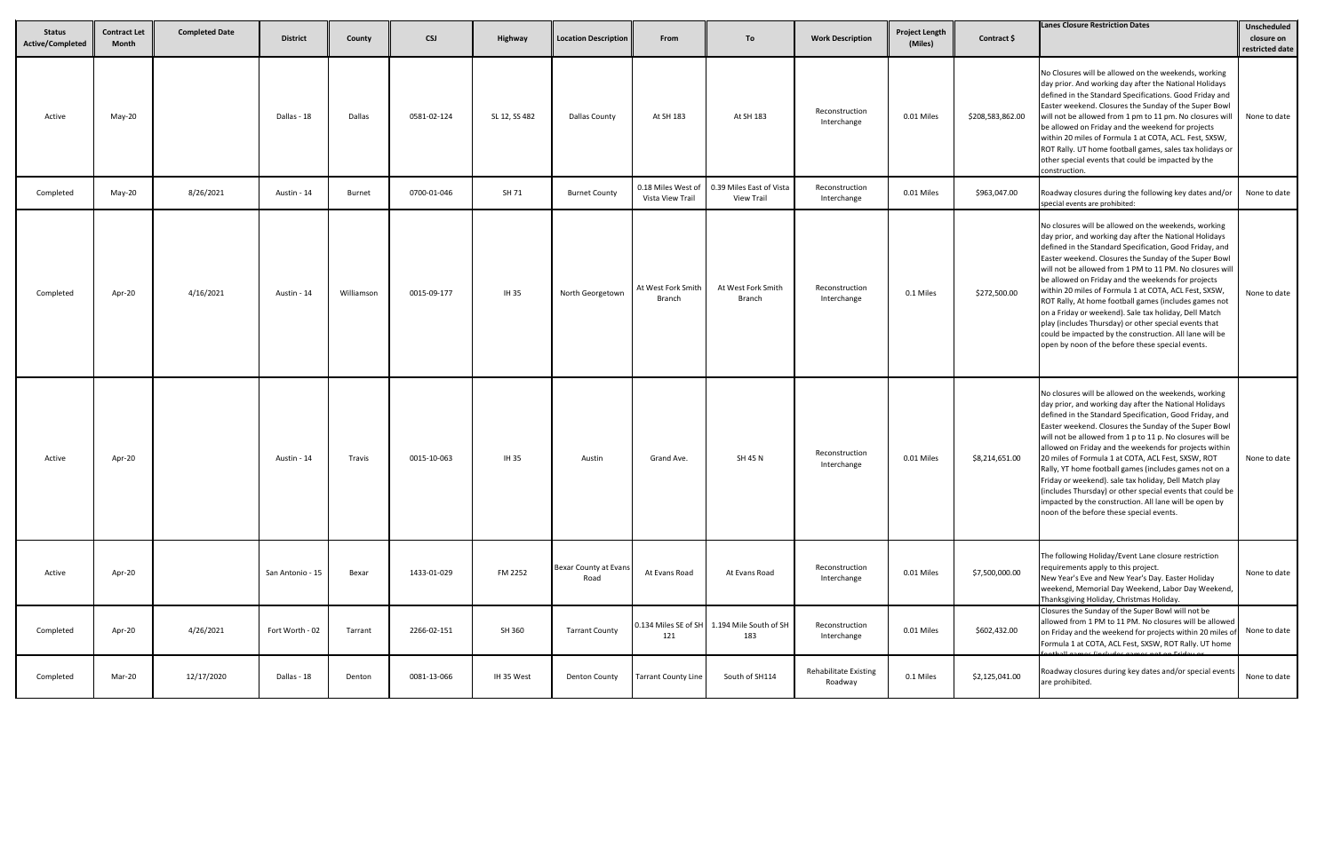| Status Active/Completed | Contract Let Month | Completed Date | District | County | CSJ | Highway | Location Description | From | To | Work Description | Project Length (Miles) | Contract $ | Lanes Closure Restriction Dates | Unscheduled closure on restricted date |
|---|---|---|---|---|---|---|---|---|---|---|---|---|---|---|
| Active | May-20 | | Dallas - 18 | Dallas | 0581-02-124 | SL 12, SS 482 | Dallas County | At SH 183 | At SH 183 | Reconstruction Interchange | 0.01 Miles | $208,583,862.00 | No Closures will be allowed on the weekends, working day prior. And working day after the National Holidays defined in the Standard Specifications. Good Friday and Easter weekend. Closures the Sunday of the Super Bowl will not be allowed from 1 pm to 11 pm. No closures will be allowed on Friday and the weekend for projects within 20 miles of Formula 1 at COTA, ACL. Fest, SXSW, ROT Rally. UT home football games, sales tax holidays or other special events that could be impacted by the construction. | None to date |
| Completed | May-20 | 8/26/2021 | Austin - 14 | Burnet | 0700-01-046 | SH 71 | Burnet County | 0.18 Miles West of Vista View Trail | 0.39 Miles East of Vista View Trail | Reconstruction Interchange | 0.01 Miles | $963,047.00 | Roadway closures during the following key dates and/or special events are prohibited: | None to date |
| Completed | Apr-20 | 4/16/2021 | Austin - 14 | Williamson | 0015-09-177 | IH 35 | North Georgetown | At West Fork Smith Branch | At West Fork Smith Branch | Reconstruction Interchange | 0.1 Miles | $272,500.00 | No closures will be allowed on the weekends, working day prior, and working day after the National Holidays defined in the Standard Specification, Good Friday, and Easter weekend. Closures the Sunday of the Super Bowl will not be allowed from 1 PM to 11 PM. No closures will be allowed on Friday and the weekends for projects within 20 miles of Formula 1 at COTA, ACL Fest, SXSW, ROT Rally, At home football games (includes games not on a Friday or weekend). Sale tax holiday, Dell Match play (includes Thursday) or other special events that could be impacted by the construction. All lane will be open by noon of the before these special events. | None to date |
| Active | Apr-20 | | Austin - 14 | Travis | 0015-10-063 | IH 35 | Austin | Grand Ave. | SH 45 N | Reconstruction Interchange | 0.01 Miles | $8,214,651.00 | No closures will be allowed on the weekends, working day prior, and working day after the National Holidays defined in the Standard Specification, Good Friday, and Easter weekend. Closures the Sunday of the Super Bowl will not be allowed from 1 p to 11 p. No closures will be allowed on Friday and the weekends for projects within 20 miles of Formula 1 at COTA, ACL Fest, SXSW, ROT Rally, YT home football games (includes games not on a Friday or weekend). sale tax holiday, Dell Match play (includes Thursday) or other special events that could be impacted by the construction. All lane will be open by noon of the before these special events. | None to date |
| Active | Apr-20 | | San Antonio - 15 | Bexar | 1433-01-029 | FM 2252 | Bexar County at Evans Road | At Evans Road | At Evans Road | Reconstruction Interchange | 0.01 Miles | $7,500,000.00 | The following Holiday/Event Lane closure restriction requirements apply to this project. New Year's Eve and New Year's Day. Easter Holiday weekend, Memorial Day Weekend, Labor Day Weekend, Thanksgiving Holiday, Christmas Holiday. | None to date |
| Completed | Apr-20 | 4/26/2021 | Fort Worth - 02 | Tarrant | 2266-02-151 | SH 360 | Tarrant County | 0.134 Miles SE of SH 121 | 1.194 Mile South of SH 183 | Reconstruction Interchange | 0.01 Miles | $602,432.00 | Closures the Sunday of the Super Bowl will not be allowed from 1 PM to 11 PM. No closures will be allowed on Friday and the weekend for projects within 20 miles of Formula 1 at COTA, ACL Fest, SXSW, ROT Rally. UT home football games (includes games not on Friday or | None to date |
| Completed | Mar-20 | 12/17/2020 | Dallas - 18 | Denton | 0081-13-066 | IH 35 West | Denton County | Tarrant County Line | South of SH114 | Rehabilitate Existing Roadway | 0.1 Miles | $2,125,041.00 | Roadway closures during key dates and/or special events are prohibited. | None to date |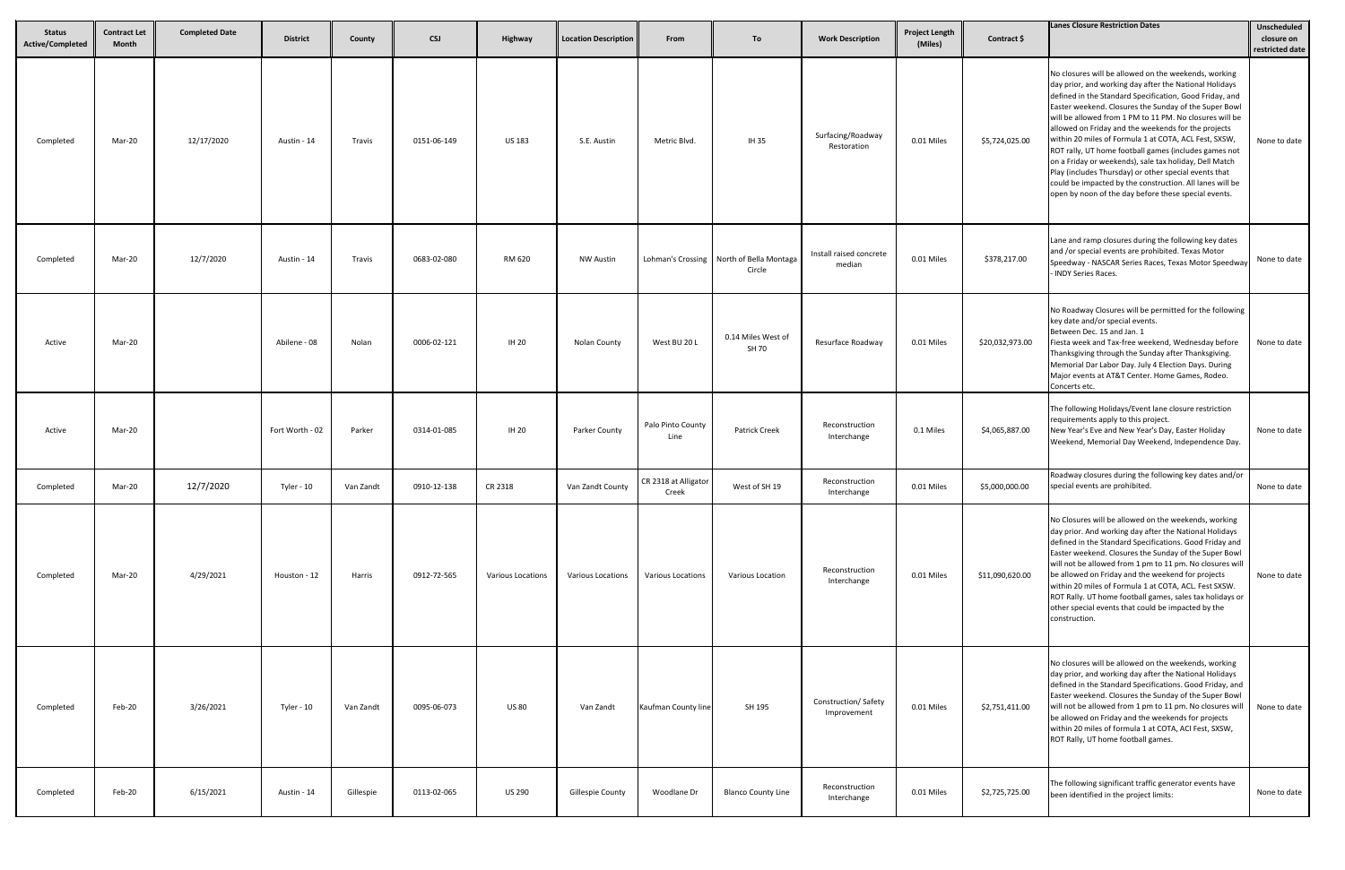| Status Active/Completed | Contract Let Month | Completed Date | District | County | CSJ | Highway | Location Description | From | To | Work Description | Project Length (Miles) | Contract $ | Lanes Closure Restriction Dates | Unscheduled closure on restricted date |
|---|---|---|---|---|---|---|---|---|---|---|---|---|---|---|
| Completed | Mar-20 | 12/17/2020 | Austin - 14 | Travis | 0151-06-149 | US 183 | S.E. Austin | Metric Blvd. | IH 35 | Surfacing/Roadway Restoration | 0.01 Miles | $5,724,025.00 | No closures will be allowed on the weekends, working day prior, and working day after the National Holidays defined in the Standard Specification, Good Friday, and Easter weekend. Closures the Sunday of the Super Bowl will be allowed from 1 PM to 11 PM. No closures will be allowed on Friday and the weekends for the projects within 20 miles of Formula 1 at COTA, ACL Fest, SXSW, ROT rally, UT home football games (includes games not on a Friday or weekends), sale tax holiday, Dell Match Play (includes Thursday) or other special events that could be impacted by the construction. All lanes will be open by noon of the day before these special events. | None to date |
| Completed | Mar-20 | 12/7/2020 | Austin - 14 | Travis | 0683-02-080 | RM 620 | NW Austin | Lohman's Crossing | North of Bella Montaga Circle | Install raised concrete median | 0.01 Miles | $378,217.00 | Lane and ramp closures during the following key dates and /or special events are prohibited. Texas Motor Speedway - NASCAR Series Races, Texas Motor Speedway - INDY Series Races. | None to date |
| Active | Mar-20 | | Abilene - 08 | Nolan | 0006-02-121 | IH 20 | Nolan County | West BU 20 L | 0.14 Miles West of SH 70 | Resurface Roadway | 0.01 Miles | $20,032,973.00 | No Roadway Closures will be permitted for the following key date and/or special events.<br>Between Dec. 15 and Jan. 1<br>Fiesta week and Tax-free weekend, Wednesday before Thanksgiving through the Sunday after Thanksgiving. Memorial Dar Labor Day. July 4 Election Days. During Major events at AT&T Center. Home Games, Rodeo. Concerts etc. | None to date |
| Active | Mar-20 | | Fort Worth - 02 | Parker | 0314-01-085 | IH 20 | Parker County | Palo Pinto County Line | Patrick Creek | Reconstruction Interchange | 0.1 Miles | $4,065,887.00 | The following Holidays/Event lane closure restriction requirements apply to this project.<br>New Year's Eve and New Year's Day, Easter Holiday Weekend, Memorial Day Weekend, Independence Day. | None to date |
| Completed | Mar-20 | 12/7/2020 | Tyler - 10 | Van Zandt | 0910-12-138 | CR 2318 | Van Zandt County | CR 2318 at Alligator Creek | West of SH 19 | Reconstruction Interchange | 0.01 Miles | $5,000,000.00 | Roadway closures during the following key dates and/or special events are prohibited. | None to date |
| Completed | Mar-20 | 4/29/2021 | Houston - 12 | Harris | 0912-72-565 | Various Locations | Various Locations | Various Locations | Various Location | Reconstruction Interchange | 0.01 Miles | $11,090,620.00 | No Closures will be allowed on the weekends, working day prior. And working day after the National Holidays defined in the Standard Specifications. Good Friday and Easter weekend. Closures the Sunday of the Super Bowl will not be allowed from 1 pm to 11 pm. No closures will be allowed on Friday and the weekend for projects within 20 miles of Formula 1 at COTA, ACL. Fest SXSW. ROT Rally. UT home football games, sales tax holidays or other special events that could be impacted by the construction. | None to date |
| Completed | Feb-20 | 3/26/2021 | Tyler - 10 | Van Zandt | 0095-06-073 | US 80 | Van Zandt | Kaufman County line | SH 195 | Construction/ Safety Improvement | 0.01 Miles | $2,751,411.00 | No closures will be allowed on the weekends, working day prior, and working day after the National Holidays defined in the Standard Specifications. Good Friday, and Easter weekend. Closures the Sunday of the Super Bowl will not be allowed from 1 pm to 11 pm. No closures will be allowed on Friday and the weekends for projects within 20 miles of formula 1 at COTA, ACI Fest, SXSW, ROT Rally, UT home football games. | None to date |
| Completed | Feb-20 | 6/15/2021 | Austin - 14 | Gillespie | 0113-02-065 | US 290 | Gillespie County | Woodlane Dr | Blanco County Line | Reconstruction Interchange | 0.01 Miles | $2,725,725.00 | The following significant traffic generator events have been identified in the project limits: | None to date |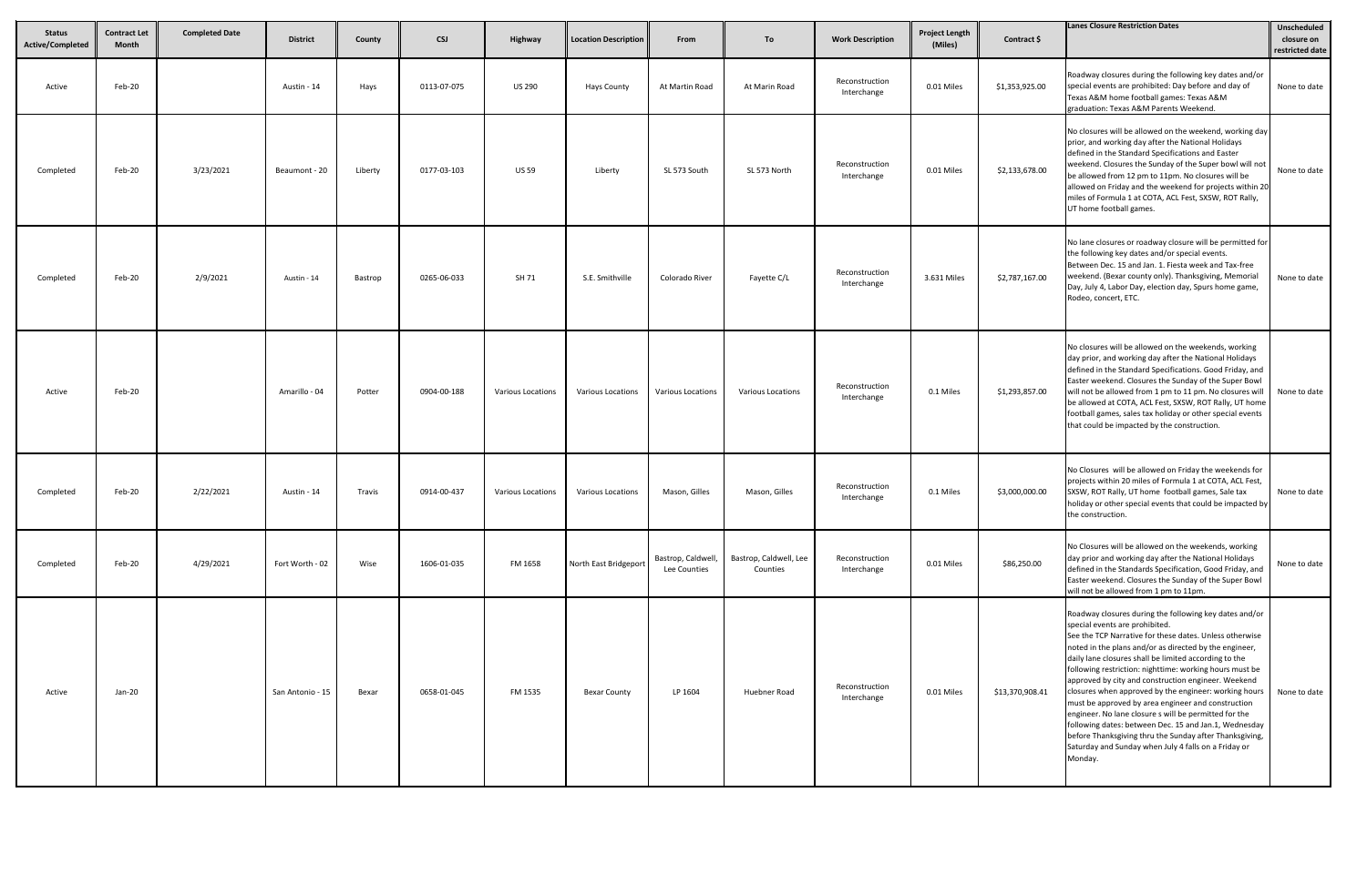| Status Active/Completed | Contract Let Month | Completed Date | District | County | CSJ | Highway | Location Description | From | To | Work Description | Project Length (Miles) | Contract $ | Lanes Closure Restriction Dates | Unscheduled closure on restricted date |
|---|---|---|---|---|---|---|---|---|---|---|---|---|---|---|
| Active | Feb-20 | | Austin - 14 | Hays | 0113-07-075 | US 290 | Hays County | At Martin Road | At Marin Road | Reconstruction Interchange | 0.01 Miles | $1,353,925.00 | Roadway closures during the following key dates and/or special events are prohibited: Day before and day of Texas A&M home football games: Texas A&M graduation: Texas A&M Parents Weekend. | None to date |
| Completed | Feb-20 | 3/23/2021 | Beaumont - 20 | Liberty | 0177-03-103 | US 59 | Liberty | SL 573 South | SL 573 North | Reconstruction Interchange | 0.01 Miles | $2,133,678.00 | No closures will be allowed on the weekend, working day prior, and working day after the National Holidays defined in the Standard Specifications and Easter weekend. Closures the Sunday of the Super bowl will not be allowed from 12 pm to 11pm. No closures will be allowed on Friday and the weekend for projects within 20 miles of Formula 1 at COTA, ACL Fest, SXSW, ROT Rally, UT home football games. | None to date |
| Completed | Feb-20 | 2/9/2021 | Austin - 14 | Bastrop | 0265-06-033 | SH 71 | S.E. Smithville | Colorado River | Fayette C/L | Reconstruction Interchange | 3.631 Miles | $2,787,167.00 | No lane closures or roadway closure will be permitted for the following key dates and/or special events. Between Dec. 15 and Jan. 1. Fiesta week and Tax-free weekend. (Bexar county only). Thanksgiving, Memorial Day, July 4, Labor Day, election day, Spurs home game, Rodeo, concert, ETC. | None to date |
| Active | Feb-20 | | Amarillo - 04 | Potter | 0904-00-188 | Various Locations | Various Locations | Various Locations | Various Locations | Reconstruction Interchange | 0.1 Miles | $1,293,857.00 | No closures will be allowed on the weekends, working day prior, and working day after the National Holidays defined in the Standard Specifications. Good Friday, and Easter weekend. Closures the Sunday of the Super Bowl will not be allowed from 1 pm to 11 pm. No closures will be allowed at COTA, ACL Fest, SXSW, ROT Rally, UT home football games, sales tax holiday or other special events that could be impacted by the construction. | None to date |
| Completed | Feb-20 | 2/22/2021 | Austin - 14 | Travis | 0914-00-437 | Various Locations | Various Locations | Mason, Gilles | Mason, Gilles | Reconstruction Interchange | 0.1 Miles | $3,000,000.00 | No Closures will be allowed on Friday the weekends for projects within 20 miles of Formula 1 at COTA, ACL Fest, SXSW, ROT Rally, UT home football games, Sale tax holiday or other special events that could be impacted by the construction. | None to date |
| Completed | Feb-20 | 4/29/2021 | Fort Worth - 02 | Wise | 1606-01-035 | FM 1658 | North East Bridgeport | Bastrop, Caldwell, Lee Counties | Bastrop, Caldwell, Lee Counties | Reconstruction Interchange | 0.01 Miles | $86,250.00 | No Closures will be allowed on the weekends, working day prior and working day after the National Holidays defined in the Standards Specification, Good Friday, and Easter weekend. Closures the Sunday of the Super Bowl will not be allowed from 1 pm to 11pm. | None to date |
| Active | Jan-20 | | San Antonio - 15 | Bexar | 0658-01-045 | FM 1535 | Bexar County | LP 1604 | Huebner Road | Reconstruction Interchange | 0.01 Miles | $13,370,908.41 | Roadway closures during the following key dates and/or special events are prohibited. See the TCP Narrative for these dates. Unless otherwise noted in the plans and/or as directed by the engineer, daily lane closures shall be limited according to the following restriction: nighttime: working hours must be approved by city and construction engineer. Weekend closures when approved by the engineer: working hours must be approved by area engineer and construction engineer. No lane closure s will be permitted for the following dates: between Dec. 15 and Jan.1, Wednesday before Thanksgiving thru the Sunday after Thanksgiving, Saturday and Sunday when July 4 falls on a Friday or Monday. | None to date |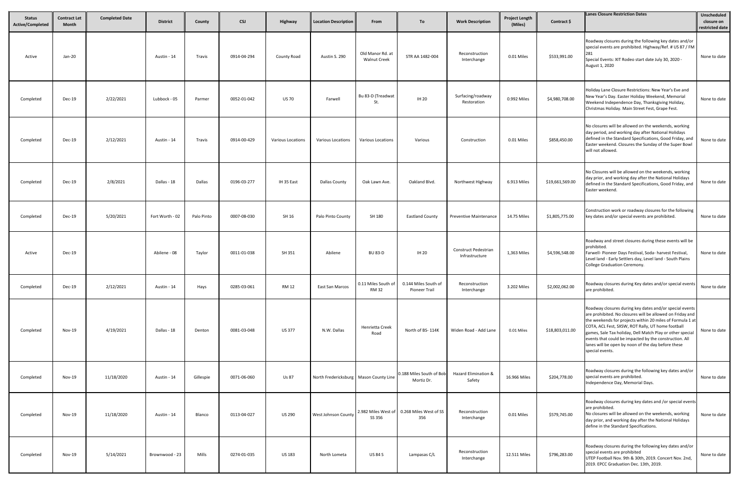| Status Active/Completed | Contract Let Month | Completed Date | District | County | CSJ | Highway | Location Description | From | To | Work Description | Project Length (Miles) | Contract $ | Lanes Closure Restriction Dates | Unscheduled closure on restricted date |
|---|---|---|---|---|---|---|---|---|---|---|---|---|---|---|
| Active | Jan-20 | | Austin - 14 | Travis | 0914-04-294 | County Road | Austin S. 290 | Old Manor Rd. at Walnut Creek | STR AA 1482-004 | Reconstruction Interchange | 0.01 Miles | $533,991.00 | Roadway closures during the following key dates and/or special events are prohibited. Highway/Ref. # US 87 / FM 281 Special Events: XIT Rodeo start date July 30, 2020 - August 1, 2020 | None to date |
| Completed | Dec-19 | 2/22/2021 | Lubbock - 05 | Parmer | 0052-01-042 | US 70 | Farwell | Bu 83-D (Treadwat St. | IH 20 | Surfacing/roadway Restoration | 0.992 Miles | $4,980,708.00 | Holiday Lane Closure Restrictions: New Year's Eve and New Year's Day. Easter Holiday Weekend, Memorial Weekend Independence Day, Thanksgiving Holiday, Christmas Holiday. Main Street Fest, Grape Fest. | None to date |
| Completed | Dec-19 | 2/12/2021 | Austin - 14 | Travis | 0914-00-429 | Various Locations | Various Locations | Various Locations | Various | Construction | 0.01 Miles | $858,450.00 | No closures will be allowed on the weekends, working day period, and working day after National Holidays defined in the Standard Specifications, Good Friday, and Easter weekend. Closures the Sunday of the Super Bowl will not allowed. | None to date |
| Completed | Dec-19 | 2/8/2021 | Dallas - 18 | Dallas | 0196-03-277 | IH 35 East | Dallas County | Oak Lawn Ave. | Oakland Blvd. | Northwest Highway | 6.913 Miles | $19,661,569.00 | No Closures will be allowed on the weekends, working day prior, and working day after the National Holidays defined in the Standard Specifications, Good Friday, and Easter weekend. | None to date |
| Completed | Dec-19 | 5/20/2021 | Fort Worth - 02 | Palo Pinto | 0007-08-030 | SH 16 | Palo Pinto County | SH 180 | Eastland County | Preventive Maintenance | 14.75 Miles | $1,805,775.00 | Construction work or roadway closures for the following key dates and/or special events are prohibited. | None to date |
| Active | Dec-19 | | Abilene - 08 | Taylor | 0011-01-038 | SH 351 | Abilene | BU 83-D | IH 20 | Construct Pedestrian Infrastructure | 1,363 Miles | $4,596,548.00 | Roadway and street closures during these events will be prohibited. Farwell- Pioneer Days Festival, Soda- harvest Festival, Level land - Early Settlers day, Level land - South Plains College Graduation Ceremony. | None to date |
| Completed | Dec-19 | 2/12/2021 | Austin - 14 | Hays | 0285-03-061 | RM 12 | East San Marcos | 0.11 Miles South of RM 32 | 0.144 Miles South of Pioneer Trail | Reconstruction Interchange | 3.202 Miles | $2,002,062.00 | Roadway closures during Key dates and/or special events are prohibited. | None to date |
| Completed | Nov-19 | 4/19/2021 | Dallas - 18 | Denton | 0081-03-048 | US 377 | N.W. Dallas | Henrietta Creek Road | North of BS- 114K | Widen Road - Add Lane | 0.01 Miles | $18,803,011.00 | Roadway closures during key dates and/or special events are prohibited. No closures will be allowed on Friday and the weekends for projects within 20 miles of Formula 1 at COTA, ACL Fest, SXSW, ROT Rally, UT home football games, Sale Tax holiday, Dell Match Play or other special events that could be impacted by the construction. All lanes will be open by noon of the day before these special events. | None to date |
| Completed | Nov-19 | 11/18/2020 | Austin - 14 | Gillespie | 0071-06-060 | Us 87 | North Fredericksburg | Mason County Line | 0.188 Miles South of Bob Mortiz Dr. | Hazard Elimination & Safety | 16.966 Miles | $204,778.00 | Roadway closures during the following key dates and/or special events are prohibited. Independence Day, Memorial Days. | None to date |
| Completed | Nov-19 | 11/18/2020 | Austin - 14 | Blanco | 0113-04-027 | US 290 | West Johnson County | 2.982 Miles West of SS 356 | 0.268 Miles West of SS 356 | Reconstruction Interchange | 0.01 Miles | $579,745.00 | Roadway closures during key dates and /or special events are prohibited. No closures will be allowed on the weekends, working day prior, and working day after the National Holidays define in the Standard Specifications. | None to date |
| Completed | Nov-19 | 5/14/2021 | Brownwood - 23 | Mills | 0274-01-035 | US 183 | North Lometa | US 84 S | Lampasas C/L | Reconstruction Interchange | 12.511 Miles | $796,283.00 | Roadway closures during the following key dates and/or special events are prohibited UTEP Football Nov. 9th & 30th, 2019. Concert Nov. 2nd, 2019. EPCC Graduation Dec. 13th, 2019. | None to date |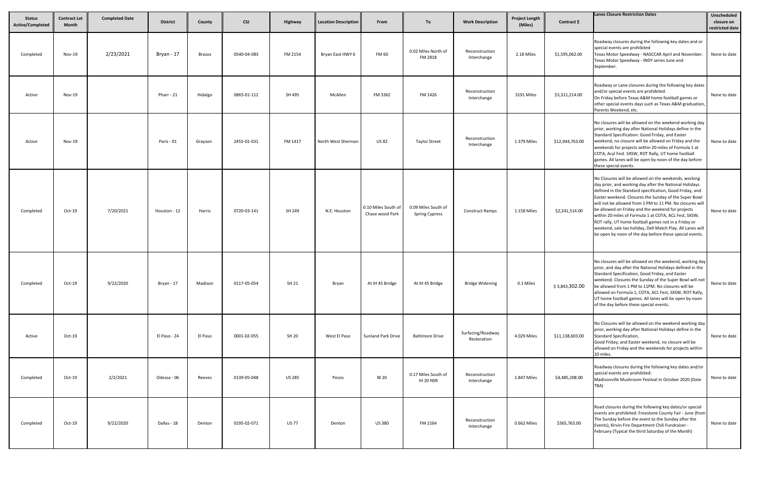| Status Active/Completed | Contract Let Month | Completed Date | District | County | CSJ | Highway | Location Description | From | To | Work Description | Project Length (Miles) | Contract $ | Lanes Closure Restriction Dates | Unscheduled closure on restricted date |
|---|---|---|---|---|---|---|---|---|---|---|---|---|---|---|
| Completed | Nov-19 | 2/23/2021 | Bryan - 17 | Brazos | 0540-04-083 | FM 2154 | Bryan East HWY 6 | FM 60 | 0.02 Miles North of FM 2818 | Reconstruction Interchange | 2.18 Miles | $1,595,062.00 | Roadway closures during the following key dates and or special events are prohibited Texas Motor Speedway - NASCCAR April and November. Texas Motor Speedway - INDY series June and September. | None to date |
| Active | Nov-19 | | Pharr - 21 | Hidalgo | 0865-01-112 | SH 495 | McAllen | FM 3362 | FM 1426 | Reconstruction Interchange | 3191 Miles | $3,311,214.00 | Roadway or Lane closures during the following key dates and/or special events are prohibited. On Friday before Texas A&M home football games or other special events days such as Texas A&M graduation, Parents Weekend, etc. | None to date |
| Active | Nov-19 | | Paris - 01 | Grayson | 2455-01-031 | FM 1417 | North West Sherman | US 82 | Taylor Street | Reconstruction Interchange | 1.379 Miles | $12,944,763.00 | No closures will be allowed on the weekend working day prior, working day after National Holidays define in the Standard Specification: Good Friday, and Easter weekend, no closure will be allowed on Friday and the weekends for projects within 20 miles of Formula 1 at COTA, Acyl Fest. SXSW, ROT Rally, UT home football games. All lanes will be open by noon of the day before these special events. | None to date |
| Completed | Oct-19 | 7/20/2021 | Houston - 12 | Harris | 0720-03-141 | SH 249 | N.E. Houston | 0.10 Miles South of Chase wood Park | 0.09 Miles South of Spring Cypress | Construct Ramps | 1.158 Miles | $2,241,514.00 | No Closures will be allowed on the weekends, working day prior, and working day after the National Holidays defined in the Standard specification, Good Friday, and Easter weekend. Closures the Sunday of the Super Bowl will not be allowed from 1 PM to 11 PM. No closures will be allowed on Friday and the weekend for projects within 20 miles of Formula 1 at COTA, ACL Fest, SXSW, ROT Rally, UT home football games not in a Friday or weekend, sale tax holiday, Dell Match Play. All Lanes will be open by noon of the day before these special events. | None to date |
| Completed | Oct-19 | 9/22/2020 | Bryan - 17 | Madison | 0117-05-054 | SH 21 | Bryan | At IH 45 Bridge | At IH 45 Bridge | Bridge Widening | 0.1 Miles | $ 3,843,302.00 | No closures will be allowed on the weekend, working day prior, and day after the National Holidays defined in the Standard Specification, Good Friday, and Easter weekend. Closures the Sunday of the Super Bowl will not be allowed from 1 PM to 11PM. No closures will be allowed on Formula 1, COTA, ACL Fest, SXSW, ROT Rally, UT home football games. All lanes will be open by noon of the day before these special events. | None to date |
| Active | Oct-19 | | El Paso - 24 | El Paso | 0001-02-055 | SH 20 | West El Paso | Sunland Park Drive | Baltimore Drive | Surfacing/Roadway Restoration | 4.029 Miles | $11,138,603.00 | No Closures will be allowed on the weekend working day prior, working day after National Holidays define in the Standard Specification, Good Friday, and Easter weekend, no closure will be allowed on Friday and the weekends for projects within 20 miles. | None to date |
| Completed | Oct-19 | 2/2/2021 | Odessa - 06 | Reeves | 0139-05-048 | US 285 | Pecos | BI 20 | 0.17 Miles South of IH 20 NSR | Reconstruction Interchange | 1.847 Miles | $4,485,208.00 | Roadway closures during the following key dates and/or special events are prohibited: Madisonville Mushroom Festival in October 2020 (Date TBA) | None to date |
| Completed | Oct-19 | 9/22/2020 | Dallas - 18 | Denton | 0195-02-071 | US 77 | Denton | US 380 | FM 2164 | Reconstruction Interchange | 0.662 Miles | $365,763.00 | Road closures during the following key dates/or special events are prohibited: Freestone County Fair - June (from The Sunday before the event to the Sunday after the Events), Kirvin Fire Department Chili Fundraiser - February (Typical the third Saturday of the Month) | None to date |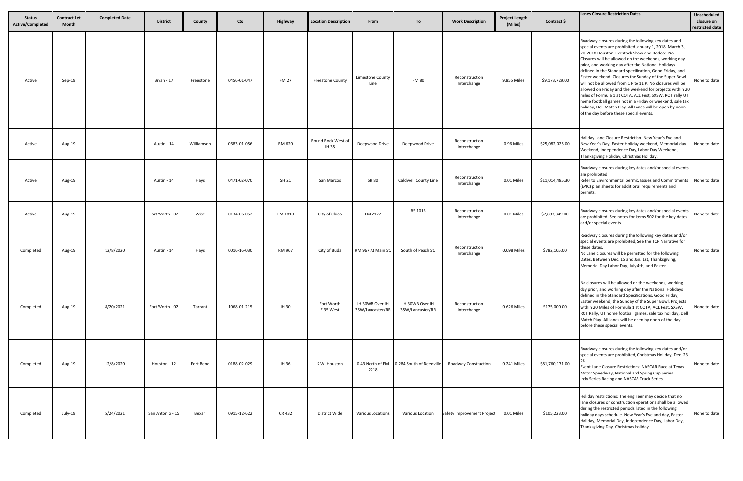| Status Active/Completed | Contract Let Month | Completed Date | District | County | CSJ | Highway | Location Description | From | To | Work Description | Project Length (Miles) | Contract $ | Lanes Closure Restriction Dates | Unscheduled closure on restricted date |
|---|---|---|---|---|---|---|---|---|---|---|---|---|---|---|
| Active | Sep-19 | | Bryan - 17 | Freestone | 0456-01-047 | FM 27 | Freestone County | Limestone County Line | FM 80 | Reconstruction Interchange | 9.855 Miles | $9,173,729.00 | Roadway closures during the following key dates and special events are prohibited January 1, 2018. March 3, 20, 2018 Houston Livestock Show and Rodeo: No Closures will be allowed on the weekends, working day prior, and working day after the National Holidays defined in the Standard specification, Good Friday, and Easter weekend. Closures the Sunday of the Super Bowl will not be allowed from 1 P to 11 P. No closures will be allowed on Friday and the weekend for projects within 20 miles of Formula 1 at COTA, ACL Fest, SXSW, ROT rally UT home football games not in a Friday or weekend, sale tax holiday, Dell Match Play. All Lanes will be open by noon of the day before these special events. | None to date |
| Active | Aug-19 | | Austin - 14 | Williamson | 0683-01-056 | RM 620 | Round Rock West of IH 35 | Deepwood Drive | Deepwood Drive | Reconstruction Interchange | 0.96 Miles | $25,082,025.00 | Holiday Lane Closure Restriction. New Year's Eve and New Year's Day, Easter Holiday weekend, Memorial day Weekend, Independence Day, Labor Day Weekend, Thanksgiving Holiday, Christmas Holiday. | None to date |
| Active | Aug-19 | | Austin - 14 | Hays | 0471-02-070 | SH 21 | San Marcos | SH 80 | Caldwell County Line | Reconstruction Interchange | 0.01 Miles | $11,014,485.30 | Roadway closures during key dates and/or special events are prohibited<br>Refer to Environmental permit, Issues and Commitments (EPIC) plan sheets for additional requirements and permits. | None to date |
| Active | Aug-19 | | Fort Worth - 02 | Wise | 0134-06-052 | FM 1810 | City of Chico | FM 2127 | BS 101B | Reconstruction Interchange | 0.01 Miles | $7,893,349.00 | Roadway closures during key dates and/or special events are prohibited. See notes for items 502 for the key dates and/or special events. | None to date |
| Completed | Aug-19 | 12/8/2020 | Austin - 14 | Hays | 0016-16-030 | RM 967 | City of Buda | RM 967 At Main St. | South of Peach St. | Reconstruction Interchange | 0.098 Miles | $782,105.00 | Roadway closures during the following key dates and/or special events are prohibited, See the TCP Narrative for these dates.<br>No Lane closures will be permitted for the following Dates. Between Dec. 15 and Jan. 1st, Thanksgiving, Memorial Day Labor Day, July 4th, and Easter. | None to date |
| Completed | Aug-19 | 8/20/2021 | Fort Worth - 02 | Tarrant | 1068-01-215 | IH 30 | Fort Worth E 35 West | IH 30WB Over IH 35W/Lancaster/RR | IH 30WB Over IH 35W/Lancaster/RR | Reconstruction Interchange | 0.626 Miles | $175,000.00 | No closures will be allowed on the weekends, working day prior, and working day after the National Holidays defined in the Standard Specifications. Good Friday, Easter weekend, the Sunday of the Super Bowl. Projects within 20 Miles of Formula 1 at COTA, ACL Fest, SXSW, ROT Rally, UT home football games, sale tax holiday, Dell Match Play. All lanes will be open by noon of the day before these special events. | None to date |
| Completed | Aug-19 | 12/8/2020 | Houston - 12 | Fort Bend | 0188-02-029 | IH 36 | S.W. Houston | 0.43 North of FM 2218 | 0.284 South of Needville | Roadway Construction | 0.241 Miles | $81,760,171.00 | Roadway closures during the following key dates and/or special events are prohibited, Christmas Holiday, Dec. 23-26<br>Event Lane Closure Restrictions: NASCAR Race at Texas Motor Speedway, National and Spring Cup Series Indy Series Racing and NASCAR Truck Series. | None to date |
| Completed | July-19 | 5/24/2021 | San Antonio - 15 | Bexar | 0915-12-622 | CR 432 | District Wide | Various Locations | Various Location | Safety Improvement Project | 0.01 Miles | $105,223.00 | Holiday restrictions: The engineer may decide that no lane closures or construction operations shall be allowed during the restricted periods listed in the following holiday days schedule. New Year's Eve and day, Easter Holiday, Memorial Day, Independence Day, Labor Day, Thanksgiving Day, Christmas holiday. | None to date |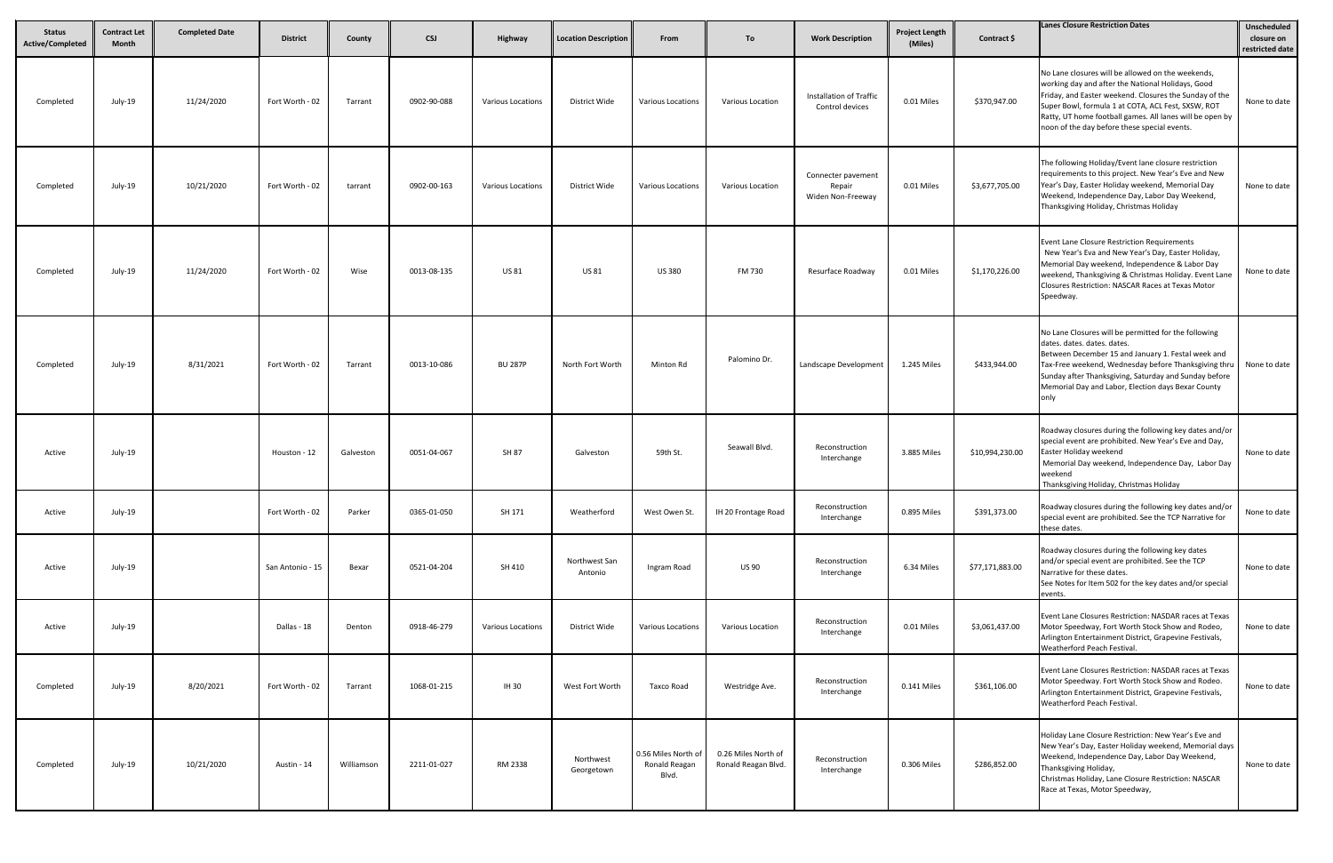| Status Active/Completed | Contract Let Month | Completed Date | District | County | CSJ | Highway | Location Description | From | To | Work Description | Project Length (Miles) | Contract $ | Lanes Closure Restriction Dates | Unscheduled closure on restricted date |
|---|---|---|---|---|---|---|---|---|---|---|---|---|---|---|
| Completed | July-19 | 11/24/2020 | Fort Worth - 02 | Tarrant | 0902-90-088 | Various Locations | District Wide | Various Locations | Various Location | Installation of Traffic Control devices | 0.01 Miles | $370,947.00 | No Lane closures will be allowed on the weekends, working day and after the National Holidays, Good Friday, and Easter weekend. Closures the Sunday of the Super Bowl, formula 1 at COTA, ACL Fest, SXSW, ROT Ratty, UT home football games. All lanes will be open by noon of the day before these special events. | None to date |
| Completed | July-19 | 10/21/2020 | Fort Worth - 02 | tarrant | 0902-00-163 | Various Locations | District Wide | Various Locations | Various Location | Connecter pavement Repair Widen Non-Freeway | 0.01 Miles | $3,677,705.00 | The following Holiday/Event lane closure restriction requirements to this project. New Year's Eve and New Year's Day, Easter Holiday weekend, Memorial Day Weekend, Independence Day, Labor Day Weekend, Thanksgiving Holiday, Christmas Holiday | None to date |
| Completed | July-19 | 11/24/2020 | Fort Worth - 02 | Wise | 0013-08-135 | US 81 | US 81 | US 380 | FM 730 | Resurface Roadway | 0.01 Miles | $1,170,226.00 | Event Lane Closure Restriction Requirements New Year's Eva and New Year's Day, Easter Holiday, Memorial Day weekend, Independence & Labor Day weekend, Thanksgiving & Christmas Holiday. Event Lane Closures Restriction: NASCAR Races at Texas Motor Speedway. | None to date |
| Completed | July-19 | 8/31/2021 | Fort Worth - 02 | Tarrant | 0013-10-086 | BU 287P | North Fort Worth | Minton Rd | Palomino Dr. | Landscape Development | 1.245 Miles | $433,944.00 | No Lane Closures will be permitted for the following dates. dates. dates. dates. Between December 15 and January 1. Festal week and Tax-Free weekend, Wednesday before Thanksgiving thru Sunday after Thanksgiving, Saturday and Sunday before Memorial Day and Labor, Election days Bexar County only | None to date |
| Active | July-19 | | Houston - 12 | Galveston | 0051-04-067 | SH 87 | Galveston | 59th St. | Seawall Blvd. | Reconstruction Interchange | 3.885 Miles | $10,994,230.00 | Roadway closures during the following key dates and/or special event are prohibited. New Year's Eve and Day, Easter Holiday weekend Memorial Day weekend, Independence Day, Labor Day weekend Thanksgiving Holiday, Christmas Holiday | None to date |
| Active | July-19 | | Fort Worth - 02 | Parker | 0365-01-050 | SH 171 | Weatherford | West Owen St. | IH 20 Frontage Road | Reconstruction Interchange | 0.895 Miles | $391,373.00 | Roadway closures during the following key dates and/or special event are prohibited. See the TCP Narrative for these dates. | None to date |
| Active | July-19 | | San Antonio - 15 | Bexar | 0521-04-204 | SH 410 | Northwest San Antonio | Ingram Road | US 90 | Reconstruction Interchange | 6.34 Miles | $77,171,883.00 | Roadway closures during the following key dates and/or special event are prohibited. See the TCP Narrative for these dates. See Notes for Item 502 for the key dates and/or special events. | None to date |
| Active | July-19 | | Dallas - 18 | Denton | 0918-46-279 | Various Locations | District Wide | Various Locations | Various Location | Reconstruction Interchange | 0.01 Miles | $3,061,437.00 | Event Lane Closures Restriction: NASDAR races at Texas Motor Speedway, Fort Worth Stock Show and Rodeo, Arlington Entertainment District, Grapevine Festivals, Weatherford Peach Festival. | None to date |
| Completed | July-19 | 8/20/2021 | Fort Worth - 02 | Tarrant | 1068-01-215 | IH 30 | West Fort Worth | Taxco Road | Westridge Ave. | Reconstruction Interchange | 0.141 Miles | $361,106.00 | Event Lane Closures Restriction: NASDAR races at Texas Motor Speedway. Fort Worth Stock Show and Rodeo. Arlington Entertainment District, Grapevine Festivals, Weatherford Peach Festival. | None to date |
| Completed | July-19 | 10/21/2020 | Austin - 14 | Williamson | 2211-01-027 | RM 2338 | Northwest Georgetown | 0.56 Miles North of Ronald Reagan Blvd. | 0.26 Miles North of Ronald Reagan Blvd. | Reconstruction Interchange | 0.306 Miles | $286,852.00 | Holiday Lane Closure Restriction: New Year's Eve and New Year's Day, Easter Holiday weekend, Memorial days Weekend, Independence Day, Labor Day Weekend, Thanksgiving Holiday, Christmas Holiday, Lane Closure Restriction: NASCAR Race at Texas, Motor Speedway, | None to date |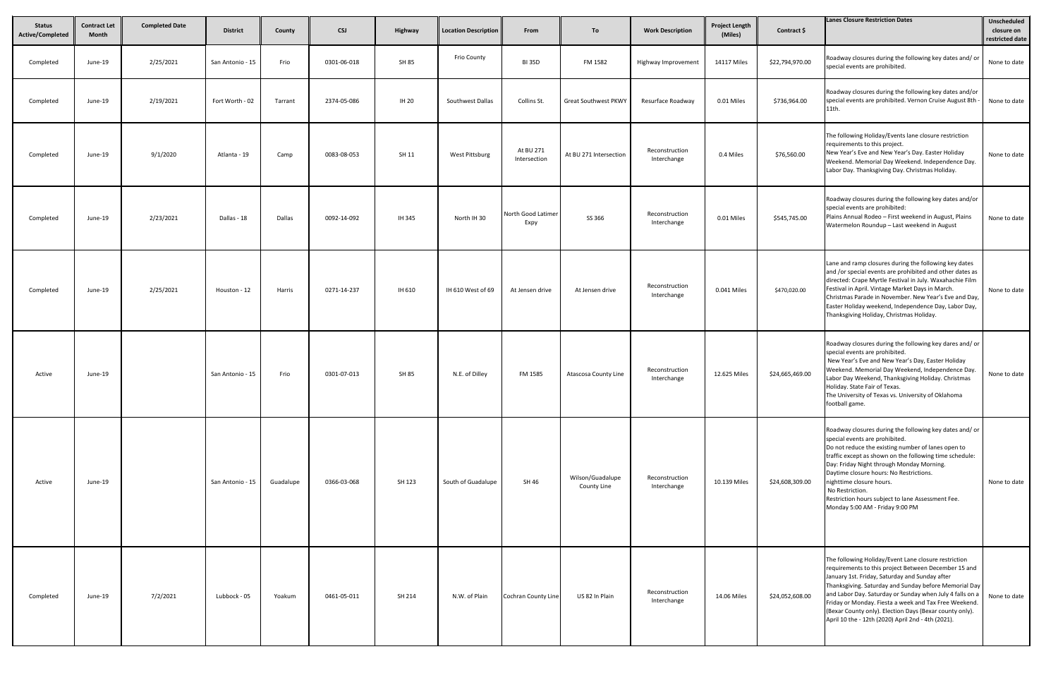| Status Active/Completed | Contract Let Month | Completed Date | District | County | CSJ | Highway | Location Description | From | To | Work Description | Project Length (Miles) | Contract $ | Lanes Closure Restriction Dates | Unscheduled closure on restricted date |
|---|---|---|---|---|---|---|---|---|---|---|---|---|---|---|
| Completed | June-19 | 2/25/2021 | San Antonio - 15 | Frio | 0301-06-018 | SH 85 | Frio County | BI 35D | FM 1582 | Highway Improvement | 14117 Miles | $22,794,970.00 | Roadway closures during the following key dates and/ or special events are prohibited. | None to date |
| Completed | June-19 | 2/19/2021 | Fort Worth - 02 | Tarrant | 2374-05-086 | IH 20 | Southwest Dallas | Collins St. | Great Southwest PKWY | Resurface Roadway | 0.01 Miles | $736,964.00 | Roadway closures during the following key dates and/or special events are prohibited. Vernon Cruise August 8th - 11th. | None to date |
| Completed | June-19 | 9/1/2020 | Atlanta - 19 | Camp | 0083-08-053 | SH 11 | West Pittsburg | At BU 271 Intersection | At BU 271 Intersection | Reconstruction Interchange | 0.4 Miles | $76,560.00 | The following Holiday/Events lane closure restriction requirements to this project. New Year's Eve and New Year's Day. Easter Holiday Weekend. Memorial Day Weekend. Independence Day. Labor Day. Thanksgiving Day. Christmas Holiday. | None to date |
| Completed | June-19 | 2/23/2021 | Dallas - 18 | Dallas | 0092-14-092 | IH 345 | North IH 30 | North Good Latimer Expy | SS 366 | Reconstruction Interchange | 0.01 Miles | $545,745.00 | Roadway closures during the following key dates and/or special events are prohibited: Plains Annual Rodeo – First weekend in August, Plains Watermelon Roundup – Last weekend in August | None to date |
| Completed | June-19 | 2/25/2021 | Houston - 12 | Harris | 0271-14-237 | IH 610 | IH 610 West of 69 | At Jensen drive | At Jensen drive | Reconstruction Interchange | 0.041 Miles | $470,020.00 | Lane and ramp closures during the following key dates and /or special events are prohibited and other dates as directed: Crape Myrtle Festival in July. Waxahachie Film Festival in April. Vintage Market Days in March. Christmas Parade in November. New Year's Eve and Day, Easter Holiday weekend, Independence Day, Labor Day, Thanksgiving Holiday, Christmas Holiday. | None to date |
| Active | June-19 | | San Antonio - 15 | Frio | 0301-07-013 | SH 85 | N.E. of Dilley | FM 1585 | Atascosa County Line | Reconstruction Interchange | 12.625 Miles | $24,665,469.00 | Roadway closures during the following key dares and/ or special events are prohibited. New Year's Eve and New Year's Day, Easter Holiday Weekend. Memorial Day Weekend, Independence Day. Labor Day Weekend, Thanksgiving Holiday. Christmas Holiday. State Fair of Texas. The University of Texas vs. University of Oklahoma football game. | None to date |
| Active | June-19 | | San Antonio - 15 | Guadalupe | 0366-03-068 | SH 123 | South of Guadalupe | SH 46 | Wilson/Guadalupe County Line | Reconstruction Interchange | 10.139 Miles | $24,608,309.00 | Roadway closures during the following key dates and/ or special events are prohibited. Do not reduce the existing number of lanes open to traffic except as shown on the following time schedule: Day: Friday Night through Monday Morning. Daytime closure hours: No Restrictions. nighttime closure hours. No Restriction. Restriction hours subject to lane Assessment Fee. Monday 5:00 AM - Friday 9:00 PM | None to date |
| Completed | June-19 | 7/2/2021 | Lubbock - 05 | Yoakum | 0461-05-011 | SH 214 | N.W. of Plain | Cochran County Line | US 82 In Plain | Reconstruction Interchange | 14.06 Miles | $24,052,608.00 | The following Holiday/Event Lane closure restriction requirements to this project Between December 15 and January 1st. Friday, Saturday and Sunday after Thanksgiving. Saturday and Sunday before Memorial Day and Labor Day. Saturday or Sunday when July 4 falls on a Friday or Monday. Fiesta a week and Tax Free Weekend. (Bexar County only). Election Days (Bexar county only). April 10 the - 12th (2020) April 2nd - 4th (2021). | None to date |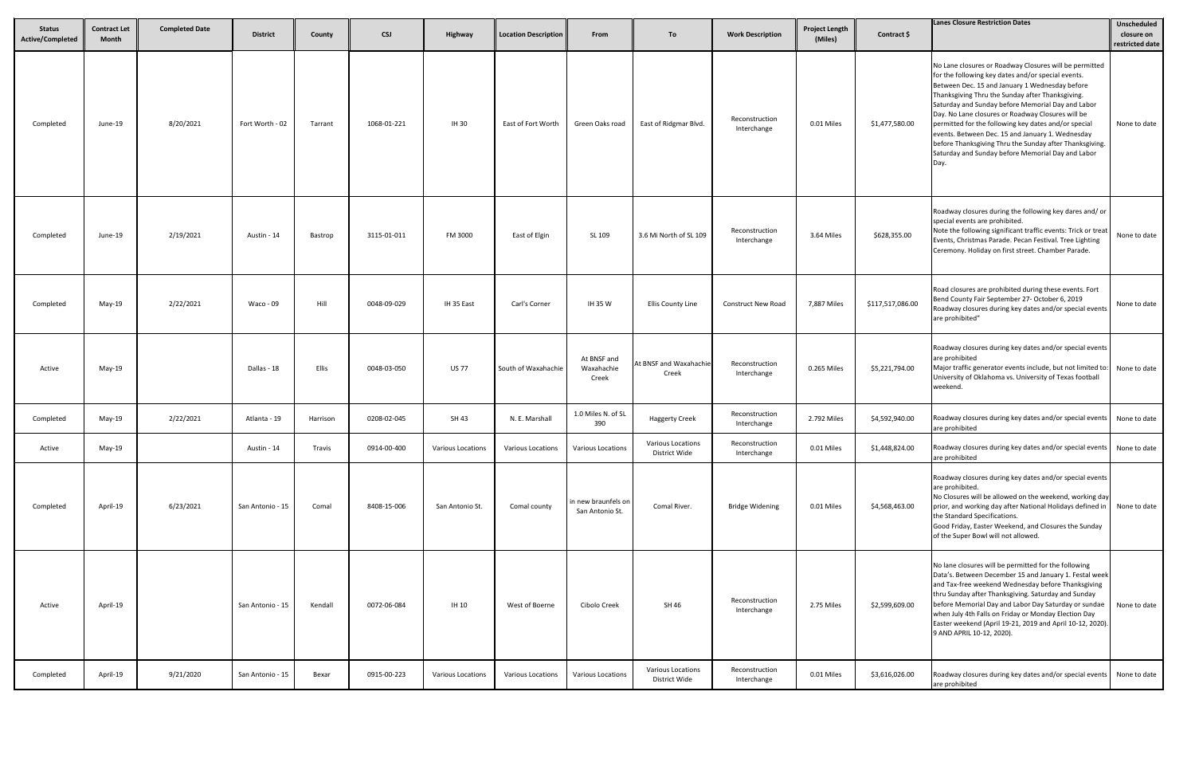| Status Active/Completed | Contract Let Month | Completed Date | District | County | CSJ | Highway | Location Description | From | To | Work Description | Project Length (Miles) | Contract $ | Lanes Closure Restriction Dates | Unscheduled closure on restricted date |
|---|---|---|---|---|---|---|---|---|---|---|---|---|---|---|
| Completed | June-19 | 8/20/2021 | Fort Worth - 02 | Tarrant | 1068-01-221 | IH 30 | East of Fort Worth | Green Oaks road | East of Ridgmar Blvd. | Reconstruction Interchange | 0.01 Miles | $1,477,580.00 | No Lane closures or Roadway Closures will be permitted for the following key dates and/or special events. Between Dec. 15 and January 1 Wednesday before Thanksgiving Thru the Sunday after Thanksgiving. Saturday and Sunday before Memorial Day and Labor Day. No Lane closures or Roadway Closures will be permitted for the following key dates and/or special events. Between Dec. 15 and January 1. Wednesday before Thanksgiving Thru the Sunday after Thanksgiving. Saturday and Sunday before Memorial Day and Labor Day. | None to date |
| Completed | June-19 | 2/19/2021 | Austin - 14 | Bastrop | 3115-01-011 | FM 3000 | East of Elgin | SL 109 | 3.6 Mi North of SL 109 | Reconstruction Interchange | 3.64 Miles | $628,355.00 | Roadway closures during the following key dares and/ or special events are prohibited. Note the following significant traffic events: Trick or treat Events, Christmas Parade. Pecan Festival. Tree Lighting Ceremony. Holiday on first street. Chamber Parade. | None to date |
| Completed | May-19 | 2/22/2021 | Waco - 09 | Hill | 0048-09-029 | IH 35 East | Carl's Corner | IH 35 W | Ellis County Line | Construct New Road | 7,887 Miles | $117,517,086.00 | Road closures are prohibited during these events. Fort Bend County Fair September 27- October 6, 2019 Roadway closures during key dates and/or special events are prohibited" | None to date |
| Active | May-19 | | Dallas - 18 | Ellis | 0048-03-050 | US 77 | South of Waxahachie | At BNSF and Waxahachie Creek | At BNSF and Waxahachie Creek | Reconstruction Interchange | 0.265 Miles | $5,221,794.00 | Roadway closures during key dates and/or special events are prohibited Major traffic generator events include, but not limited to: University of Oklahoma vs. University of Texas football weekend. | None to date |
| Completed | May-19 | 2/22/2021 | Atlanta - 19 | Harrison | 0208-02-045 | SH 43 | N. E. Marshall | 1.0 Miles N. of SL 390 | Haggerty Creek | Reconstruction Interchange | 2.792 Miles | $4,592,940.00 | Roadway closures during key dates and/or special events are prohibited | None to date |
| Active | May-19 | | Austin - 14 | Travis | 0914-00-400 | Various Locations | Various Locations | Various Locations | Various Locations District Wide | Reconstruction Interchange | 0.01 Miles | $1,448,824.00 | Roadway closures during key dates and/or special events are prohibited | None to date |
| Completed | April-19 | 6/23/2021 | San Antonio - 15 | Comal | 8408-15-006 | San Antonio St. | Comal county | in new braunfels on San Antonio St. | Comal River. | Bridge Widening | 0.01 Miles | $4,568,463.00 | Roadway closures during key dates and/or special events are prohibited. No Closures will be allowed on the weekend, working day prior, and working day after National Holidays defined in the Standard Specifications. Good Friday, Easter Weekend, and Closures the Sunday of the Super Bowl will not allowed. | None to date |
| Active | April-19 | | San Antonio - 15 | Kendall | 0072-06-084 | IH 10 | West of Boerne | Cibolo Creek | SH 46 | Reconstruction Interchange | 2.75 Miles | $2,599,609.00 | No lane closures will be permitted for the following Data's. Between December 15 and January 1. Festal week and Tax-free weekend Wednesday before Thanksgiving thru Sunday after Thanksgiving. Saturday and Sunday before Memorial Day and Labor Day Saturday or sundae when July 4th Falls on Friday or Monday Election Day Easter weekend (April 19-21, 2019 and April 10-12, 2020). 9 AND APRIL 10-12, 2020). | None to date |
| Completed | April-19 | 9/21/2020 | San Antonio - 15 | Bexar | 0915-00-223 | Various Locations | Various Locations | Various Locations | Various Locations District Wide | Reconstruction Interchange | 0.01 Miles | $3,616,026.00 | Roadway closures during key dates and/or special events are prohibited | None to date |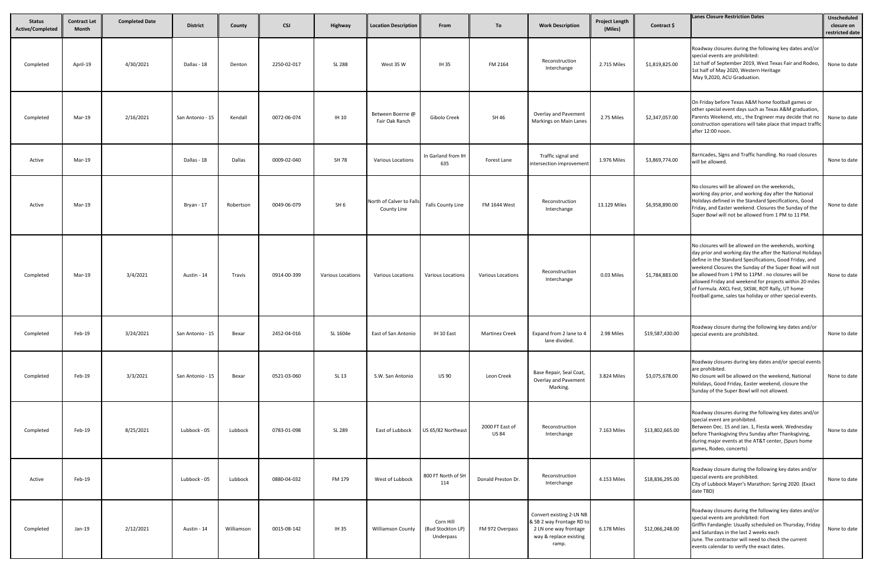| Status Active/Completed | Contract Let Month | Completed Date | District | County | CSJ | Highway | Location Description | From | To | Work Description | Project Length (Miles) | Contract $ | Lanes Closure Restriction Dates | Unscheduled closure on restricted date |
|---|---|---|---|---|---|---|---|---|---|---|---|---|---|---|
| Completed | April-19 | 4/30/2021 | Dallas - 18 | Denton | 2250-02-017 | SL 288 | West 35 W | IH 35 | FM 2164 | Reconstruction Interchange | 2.715 Miles | $1,819,825.00 | Roadway closures during the following key dates and/or special events are prohibited: 1st half of September 2019, West Texas Fair and Rodeo, 1st half of May 2020, Western Heritage May 9,2020, ACU Graduation. | None to date |
| Completed | Mar-19 | 2/16/2021 | San Antonio - 15 | Kendall | 0072-06-074 | IH 10 | Between Boerne @ Fair Oak Ranch | Gibolo Creek | SH 46 | Overlay and Pavement Markings on Main Lanes | 2.75 Miles | $2,347,057.00 | On Friday before Texas A&M home football games or other special event days such as Texas A&M graduation, Parents Weekend, etc., the Engineer may decide that no construction operations will take place that impact traffic after 12:00 noon. | None to date |
| Active | Mar-19 | | Dallas - 18 | Dallas | 0009-02-040 | SH 78 | Various Locations | In Garland from IH 635 | Forest Lane | Traffic signal and intersection improvement | 1.976 Miles | $3,869,774.00 | Barricades, Signs and Traffic handling. No road closures will be allowed. | None to date |
| Active | Mar-19 | | Bryan - 17 | Robertson | 0049-06-079 | SH 6 | North of Calver to Falls County Line | Falls County Line | FM 1644 West | Reconstruction Interchange | 13.129 Miles | $6,958,890.00 | No closures will be allowed on the weekends, working day prior, and working day after the National Holidays defined in the Standard Specifications, Good Friday, and Easter weekend. Closures the Sunday of the Super Bowl will not be allowed from 1 PM to 11 PM. | None to date |
| Completed | Mar-19 | 3/4/2021 | Austin - 14 | Travis | 0914-00-399 | Various Locations | Various Locations | Various Locations | Various Locations | Reconstruction Interchange | 0.03 Miles | $1,784,883.00 | No closures will be allowed on the weekends, working day prior and working day the after the National Holidays define in the Standard Specifications, Good Friday, and weekend Closures the Sunday of the Super Bowl will not be allowed from 1 PM to 11PM . no closures will be allowed Friday and weekend for projects within 20 miles of Formula. AXCL Fest, SXSW, ROT Rally, UT home football game, sales tax holiday or other special events. | None to date |
| Completed | Feb-19 | 3/24/2021 | San Antonio - 15 | Bexar | 2452-04-016 | SL 1604e | East of San Antonio | IH 10 East | Martinez Creek | Expand from 2 lane to 4 lane divided. | 2.98 Miles | $19,587,430.00 | Roadway closure during the following key dates and/or special events are prohibited. | None to date |
| Completed | Feb-19 | 3/3/2021 | San Antonio - 15 | Bexar | 0521-03-060 | SL 13 | S.W. San Antonio | US 90 | Leon Creek | Base Repair, Seal Coat, Overlay and Pavement Marking. | 3.824 Miles | $3,075,678.00 | Roadway closures during key dates and/or special events are prohibited. No closure will be allowed on the weekend, National Holidays, Good Friday, Easter weekend, closure the Sunday of the Super Bowl will not allowed. | None to date |
| Completed | Feb-19 | 8/25/2021 | Lubbock - 05 | Lubbock | 0783-01-098 | SL 289 | East of Lubbock | US 65/82 Northeast | 2000 FT East of US 84 | Reconstruction Interchange | 7.163 Miles | $13,802,665.00 | Roadway closures during the following key dates and/or special event are prohibited. Between Dec. 15 and Jan. 1, Fiesta week. Wednesday before Thanksgiving thru Sunday after Thanksgiving, during major events at the AT&T center, (Spurs home games, Rodeo, concerts) | None to date |
| Active | Feb-19 | | Lubbock - 05 | Lubbock | 0880-04-032 | FM 179 | West of Lubbock | 800 FT North of SH 114 | Donald Preston Dr. | Reconstruction Interchange | 4.153 Miles | $18,836,295.00 | Roadway closure during the following key dates and/or special events are prohibited. City of Lubbock Mayer's Marathon: Spring 2020. (Exact date TBD) | None to date |
| Completed | Jan-19 | 2/12/2021 | Austin - 14 | Williamson | 0015-08-142 | IH 35 | Williamson County | Corn Hill (Bud Stockton LP) Underpass | FM 972 Overpass | Convert existing 2-LN NB & SB 2 way Frontage RD to 2 LN one way frontage way & replace existing ramp. | 6.178 Miles | $12,066,248.00 | Roadway closures during the following key dates and/or special events are prohibited: Fort Griffin Fandangle: Usually scheduled on Thursday, Friday and Saturdays in the last 2 weeks each June. The contractor will need to check the current events calendar to verify the exact dates. | None to date |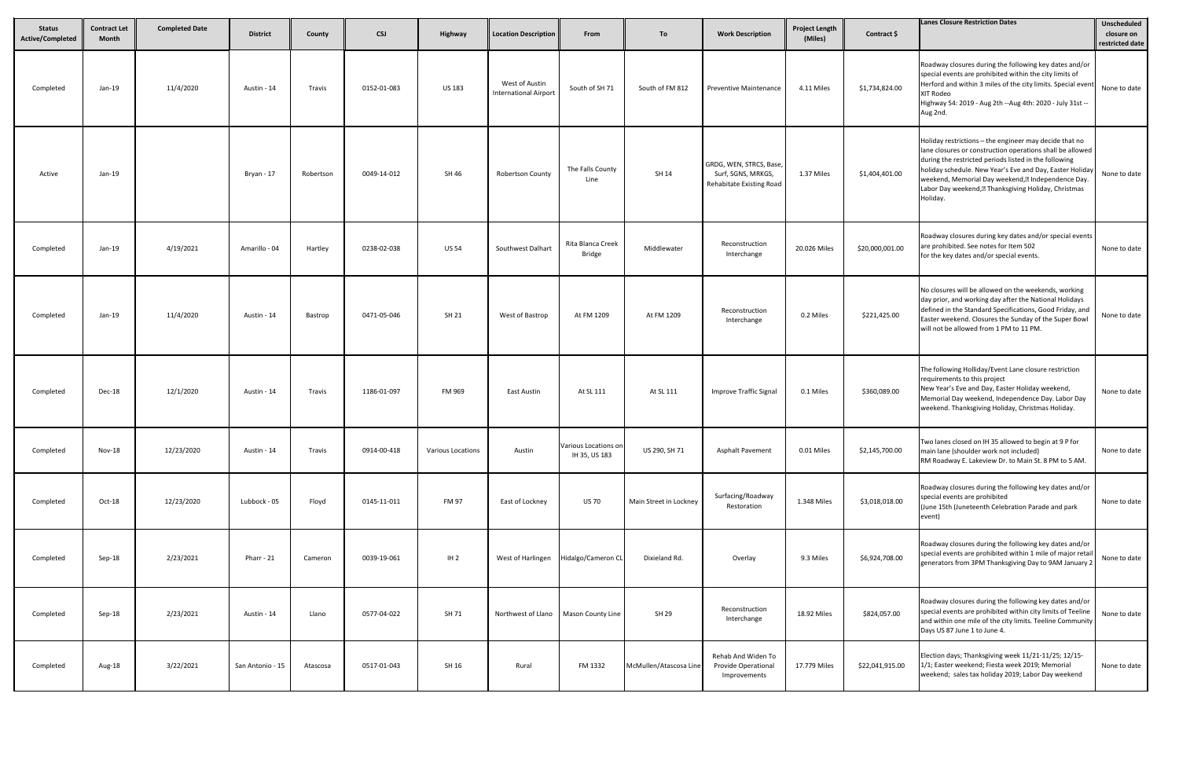| Status Active/Completed | Contract Let Month | Completed Date | District | County | CSJ | Highway | Location Description | From | To | Work Description | Project Length (Miles) | Contract $ | Lanes Closure Restriction Dates | Unscheduled closure on restricted date |
|---|---|---|---|---|---|---|---|---|---|---|---|---|---|---|
| Completed | Jan-19 | 11/4/2020 | Austin - 14 | Travis | 0152-01-083 | US 183 | West of Austin International Airport | South of SH 71 | South of FM 812 | Preventive Maintenance | 4.11 Miles | $1,734,824.00 | Roadway closures during the following key dates and/or special events are prohibited within the city limits of Herford and within 3 miles of the city limits. Special event XIT Rodeo Highway 54: 2019 - Aug 2th --Aug 4th: 2020 - July 31st -- Aug 2nd. | None to date |
| Active | Jan-19 | | Bryan - 17 | Robertson | 0049-14-012 | SH 46 | Robertson County | The Falls County Line | SH 14 | GRDG, WEN, STRCS, Base, Surf, SGNS, MRKGS, Rehabitate Existing Road | 1.37 Miles | $1,404,401.00 | Holiday restrictions – the engineer may decide that no lane closures or construction operations shall be allowed during the restricted periods listed in the following holiday schedule. New Year's Eve and Day, Easter Holiday weekend, Memorial Day weekend,? Independence Day. Labor Day weekend,? Thanksgiving Holiday, Christmas Holiday. | None to date |
| Completed | Jan-19 | 4/19/2021 | Amarillo - 04 | Hartley | 0238-02-038 | US 54 | Southwest Dalhart | Rita Blanca Creek Bridge | Middlewater | Reconstruction Interchange | 20.026 Miles | $20,000,001.00 | Roadway closures during key dates and/or special events are prohibited. See notes for Item 502 for the key dates and/or special events. | None to date |
| Completed | Jan-19 | 11/4/2020 | Austin - 14 | Bastrop | 0471-05-046 | SH 21 | West of Bastrop | At FM 1209 | At FM 1209 | Reconstruction Interchange | 0.2 Miles | $221,425.00 | No closures will be allowed on the weekends, working day prior, and working day after the National Holidays defined in the Standard Specifications, Good Friday, and Easter weekend. Closures the Sunday of the Super Bowl will not be allowed from 1 PM to 11 PM. | None to date |
| Completed | Dec-18 | 12/1/2020 | Austin - 14 | Travis | 1186-01-097 | FM 969 | East Austin | At SL 111 | At SL 111 | Improve Traffic Signal | 0.1 Miles | $360,089.00 | The following Holliday/Event Lane closure restriction requirements to this project New Year's Eve and Day, Easter Holiday weekend, Memorial Day weekend, Independence Day. Labor Day weekend. Thanksgiving Holiday, Christmas Holiday. | None to date |
| Completed | Nov-18 | 12/23/2020 | Austin - 14 | Travis | 0914-00-418 | Various Locations | Austin | Various Locations on IH 35, US 183 | US 290, SH 71 | Asphalt Pavement | 0.01 Miles | $2,145,700.00 | Two lanes closed on IH 35 allowed to begin at 9 P for main lane (shoulder work not included) RM Roadway E. Lakeview Dr. to Main St. 8 PM to 5 AM. | None to date |
| Completed | Oct-18 | 12/23/2020 | Lubbock - 05 | Floyd | 0145-11-011 | FM 97 | East of Lockney | US 70 | Main Street in Lockney | Surfacing/Roadway Restoration | 1.348 Miles | $3,018,018.00 | Roadway closures during the following key dates and/or special events are prohibited (June 15th (Juneteenth Celebration Parade and park event) | None to date |
| Completed | Sep-18 | 2/23/2021 | Pharr - 21 | Cameron | 0039-19-061 | IH 2 | West of Harlingen | Hidalgo/Cameron CL | Dixieland Rd. | Overlay | 9.3 Miles | $6,924,708.00 | Roadway closures during the following key dates and/or special events are prohibited within 1 mile of major retail generators from 3PM Thanksgiving Day to 9AM January 2 | None to date |
| Completed | Sep-18 | 2/23/2021 | Austin - 14 | Llano | 0577-04-022 | SH 71 | Northwest of Llano | Mason County Line | SH 29 | Reconstruction Interchange | 18.92 Miles | $824,057.00 | Roadway closures during the following key dates and/or special events are prohibited within city limits of Teeline and within one mile of the city limits. Teeline Community Days US 87 June 1 to June 4. | None to date |
| Completed | Aug-18 | 3/22/2021 | San Antonio - 15 | Atascosa | 0517-01-043 | SH 16 | Rural | FM 1332 | McMullen/Atascosa Line | Rehab And Widen To Provide Operational Improvements | 17.779 Miles | $22,041,915.00 | Election days; Thanksgiving week 11/21-11/25; 12/15-1/1; Easter weekend; Fiesta week 2019; Memorial weekend; sales tax holiday 2019; Labor Day weekend | None to date |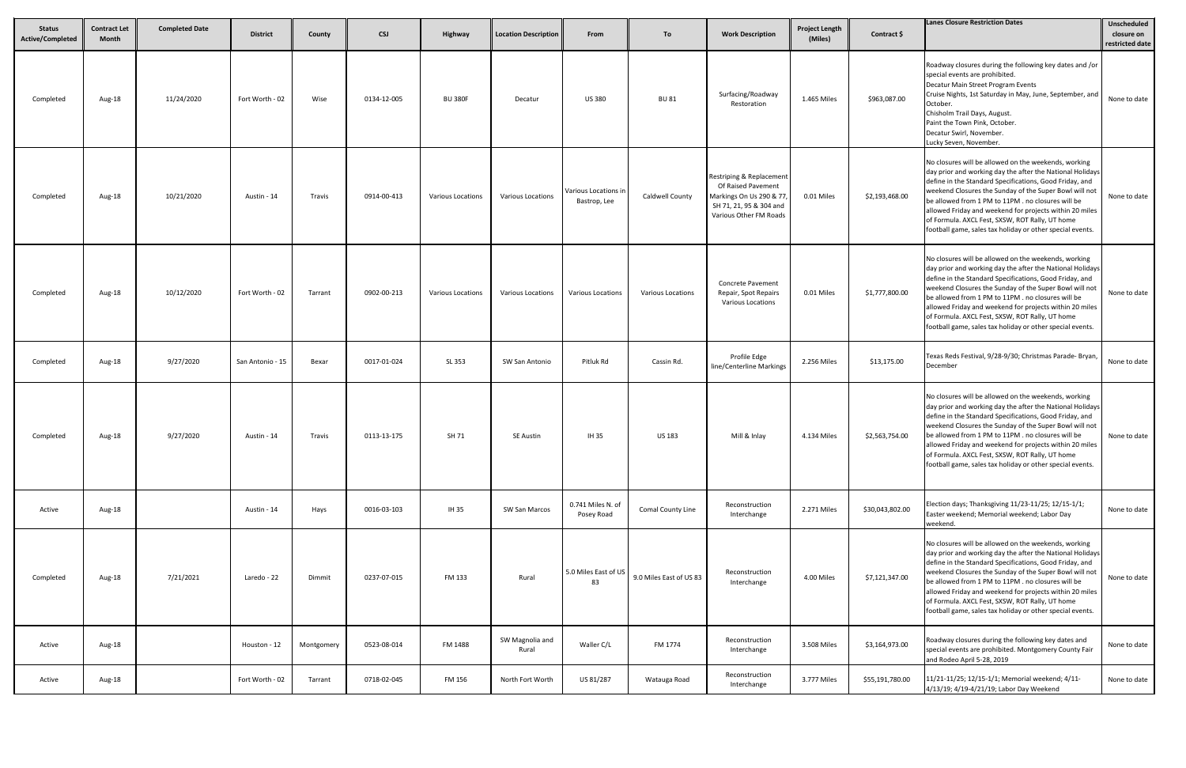| Status Active/Completed | Contract Let Month | Completed Date | District | County | CSJ | Highway | Location Description | From | To | Work Description | Project Length (Miles) | Contract $ | Lanes Closure Restriction Dates | Unscheduled closure on restricted date |
|---|---|---|---|---|---|---|---|---|---|---|---|---|---|---|
| Completed | Aug-18 | 11/24/2020 | Fort Worth - 02 | Wise | 0134-12-005 | BU 380F | Decatur | US 380 | BU 81 | Surfacing/Roadway Restoration | 1.465 Miles | $963,087.00 | Roadway closures during the following key dates and /or special events are prohibited. Decatur Main Street Program Events Cruise Nights, 1st Saturday in May, June, September, and October. Chisholm Trail Days, August. Paint the Town Pink, October. Decatur Swirl, November. Lucky Seven, November. | None to date |
| Completed | Aug-18 | 10/21/2020 | Austin - 14 | Travis | 0914-00-413 | Various Locations | Various Locations | Various Locations in Bastrop, Lee | Caldwell County | Restriping & Replacement Of Raised Pavement Markings On Us 290 & 77, SH 71, 21, 95 & 304 and Various Other FM Roads | 0.01 Miles | $2,193,468.00 | No closures will be allowed on the weekends, working day prior and working day the after the National Holidays define in the Standard Specifications, Good Friday, and weekend Closures the Sunday of the Super Bowl will not be allowed from 1 PM to 11PM . no closures will be allowed Friday and weekend for projects within 20 miles of Formula. AXCL Fest, SXSW, ROT Rally, UT home football game, sales tax holiday or other special events. | None to date |
| Completed | Aug-18 | 10/12/2020 | Fort Worth - 02 | Tarrant | 0902-00-213 | Various Locations | Various Locations | Various Locations | Various Locations | Concrete Pavement Repair, Spot Repairs Various Locations | 0.01 Miles | $1,777,800.00 | No closures will be allowed on the weekends, working day prior and working day the after the National Holidays define in the Standard Specifications, Good Friday, and weekend Closures the Sunday of the Super Bowl will not be allowed from 1 PM to 11PM . no closures will be allowed Friday and weekend for projects within 20 miles of Formula. AXCL Fest, SXSW, ROT Rally, UT home football game, sales tax holiday or other special events. | None to date |
| Completed | Aug-18 | 9/27/2020 | San Antonio - 15 | Bexar | 0017-01-024 | SL 353 | SW San Antonio | Pitluk Rd | Cassin Rd. | Profile Edge line/Centerline Markings | 2.256 Miles | $13,175.00 | Texas Reds Festival, 9/28-9/30; Christmas Parade- Bryan, December | None to date |
| Completed | Aug-18 | 9/27/2020 | Austin - 14 | Travis | 0113-13-175 | SH 71 | SE Austin | IH 35 | US 183 | Mill & Inlay | 4.134 Miles | $2,563,754.00 | No closures will be allowed on the weekends, working day prior and working day the after the National Holidays define in the Standard Specifications, Good Friday, and weekend Closures the Sunday of the Super Bowl will not be allowed from 1 PM to 11PM . no closures will be allowed Friday and weekend for projects within 20 miles of Formula. AXCL Fest, SXSW, ROT Rally, UT home football game, sales tax holiday or other special events. | None to date |
| Active | Aug-18 | | Austin - 14 | Hays | 0016-03-103 | IH 35 | SW San Marcos | 0.741 Miles N. of Posey Road | Comal County Line | Reconstruction Interchange | 2.271 Miles | $30,043,802.00 | Election days; Thanksgiving 11/23-11/25; 12/15-1/1; Easter weekend; Memorial weekend; Labor Day weekend. | None to date |
| Completed | Aug-18 | 7/21/2021 | Laredo - 22 | Dimmit | 0237-07-015 | FM 133 | Rural | 5.0 Miles East of US 83 | 9.0 Miles East of US 83 | Reconstruction Interchange | 4.00 Miles | $7,121,347.00 | No closures will be allowed on the weekends, working day prior and working day the after the National Holidays define in the Standard Specifications, Good Friday, and weekend Closures the Sunday of the Super Bowl will not be allowed from 1 PM to 11PM . no closures will be allowed Friday and weekend for projects within 20 miles of Formula. AXCL Fest, SXSW, ROT Rally, UT home football game, sales tax holiday or other special events. | None to date |
| Active | Aug-18 | | Houston - 12 | Montgomery | 0523-08-014 | FM 1488 | SW Magnolia and Rural | Waller C/L | FM 1774 | Reconstruction Interchange | 3.508 Miles | $3,164,973.00 | Roadway closures during the following key dates and special events are prohibited. Montgomery County Fair and Rodeo April 5-28, 2019 | None to date |
| Active | Aug-18 | | Fort Worth - 02 | Tarrant | 0718-02-045 | FM 156 | North Fort Worth | US 81/287 | Watauga Road | Reconstruction Interchange | 3.777 Miles | $55,191,780.00 | 11/21-11/25; 12/15-1/1; Memorial weekend; 4/11-4/13/19; 4/19-4/21/19; Labor Day Weekend | None to date |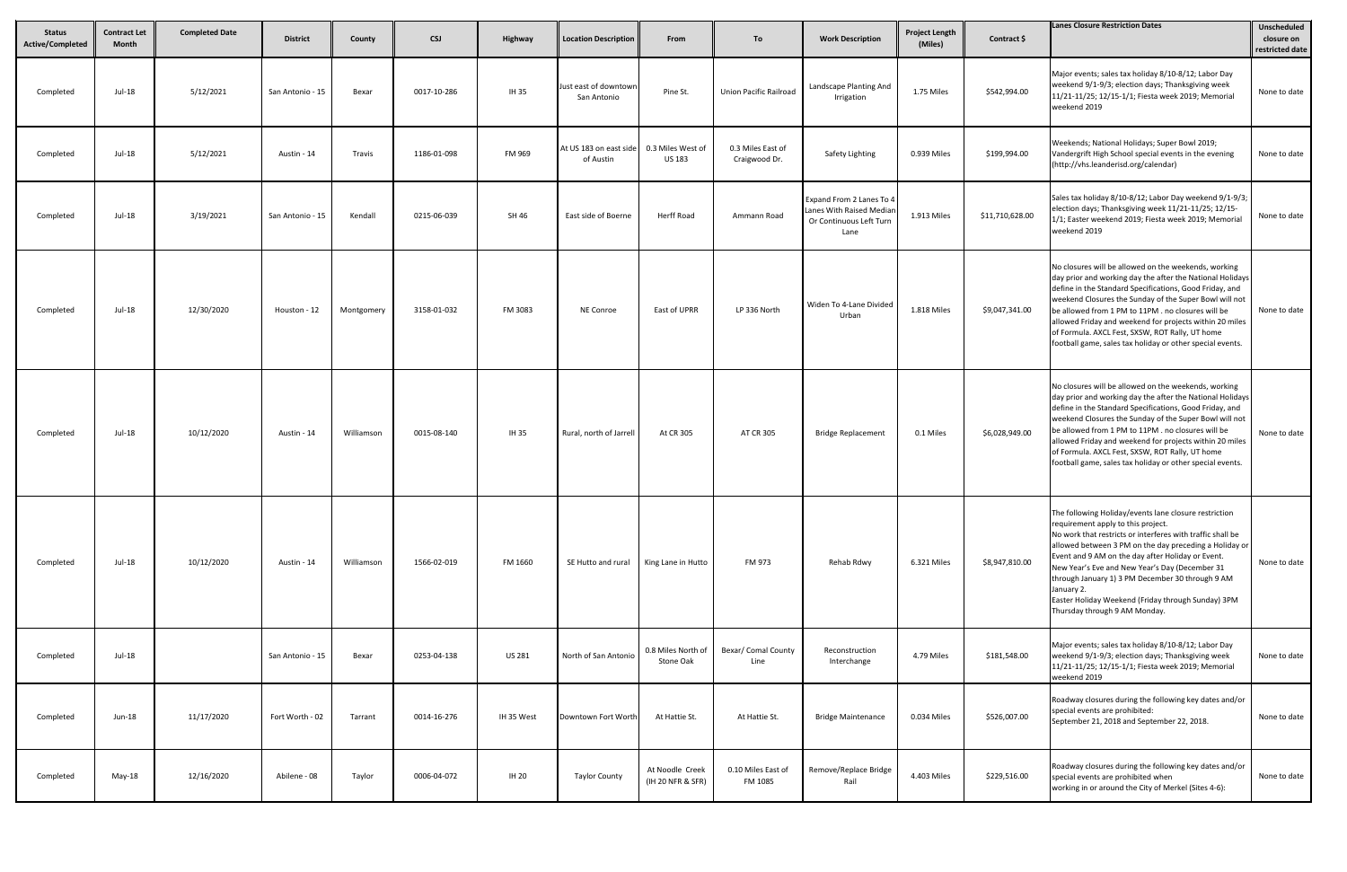| Status Active/Completed | Contract Let Month | Completed Date | District | County | CSJ | Highway | Location Description | From | To | Work Description | Project Length (Miles) | Contract $ | Lanes Closure Restriction Dates | Unscheduled closure on restricted date |
|---|---|---|---|---|---|---|---|---|---|---|---|---|---|---|
| Completed | Jul-18 | 5/12/2021 | San Antonio - 15 | Bexar | 0017-10-286 | IH 35 | Just east of downtown San Antonio | Pine St. | Union Pacific Railroad | Landscape Planting And Irrigation | 1.75 Miles | $542,994.00 | Major events; sales tax holiday 8/10-8/12; Labor Day weekend 9/1-9/3; election days; Thanksgiving week 11/21-11/25; 12/15-1/1; Fiesta week 2019; Memorial weekend 2019 | None to date |
| Completed | Jul-18 | 5/12/2021 | Austin - 14 | Travis | 1186-01-098 | FM 969 | At US 183 on east side of Austin | 0.3 Miles West of US 183 | 0.3 Miles East of Craigwood Dr. | Safety Lighting | 0.939 Miles | $199,994.00 | Weekends; National Holidays; Super Bowl 2019; Vandergrift High School special events in the evening (http://vhs.leanderisd.org/calendar) | None to date |
| Completed | Jul-18 | 3/19/2021 | San Antonio - 15 | Kendall | 0215-06-039 | SH 46 | East side of Boerne | Herff Road | Ammann Road | Expand From 2 Lanes To 4 Lanes With Raised Median Or Continuous Left Turn Lane | 1.913 Miles | $11,710,628.00 | Sales tax holiday 8/10-8/12; Labor Day weekend 9/1-9/3; election days; Thanksgiving week 11/21-11/25; 12/15-1/1; Easter weekend 2019; Fiesta week 2019; Memorial weekend 2019 | None to date |
| Completed | Jul-18 | 12/30/2020 | Houston - 12 | Montgomery | 3158-01-032 | FM 3083 | NE Conroe | East of UPRR | LP 336 North | Widen To 4-Lane Divided Urban | 1.818 Miles | $9,047,341.00 | No closures will be allowed on the weekends, working day prior and working day the after the National Holidays define in the Standard Specifications, Good Friday, and weekend Closures the Sunday of the Super Bowl will not be allowed from 1 PM to 11PM . no closures will be allowed Friday and weekend for projects within 20 miles of Formula. AXCL Fest, SXSW, ROT Rally, UT home football game, sales tax holiday or other special events. | None to date |
| Completed | Jul-18 | 10/12/2020 | Austin - 14 | Williamson | 0015-08-140 | IH 35 | Rural, north of Jarrell | At CR 305 | AT CR 305 | Bridge Replacement | 0.1 Miles | $6,028,949.00 | No closures will be allowed on the weekends, working day prior and working day the after the National Holidays define in the Standard Specifications, Good Friday, and weekend Closures the Sunday of the Super Bowl will not be allowed from 1 PM to 11PM . no closures will be allowed Friday and weekend for projects within 20 miles of Formula. AXCL Fest, SXSW, ROT Rally, UT home football game, sales tax holiday or other special events. | None to date |
| Completed | Jul-18 | 10/12/2020 | Austin - 14 | Williamson | 1566-02-019 | FM 1660 | SE Hutto and rural | King Lane in Hutto | FM 973 | Rehab Rdwy | 6.321 Miles | $8,947,810.00 | The following Holiday/events lane closure restriction requirement apply to this project. No work that restricts or interferes with traffic shall be allowed between 3 PM on the day preceding a Holiday or Event and 9 AM on the day after Holiday or Event. New Year's Eve and New Year's Day (December 31 through January 1) 3 PM December 30 through 9 AM January 2. Easter Holiday Weekend (Friday through Sunday) 3PM Thursday through 9 AM Monday. | None to date |
| Completed | Jul-18 | | San Antonio - 15 | Bexar | 0253-04-138 | US 281 | North of San Antonio | 0.8 Miles North of Stone Oak | Bexar/ Comal County Line | Reconstruction Interchange | 4.79 Miles | $181,548.00 | Major events; sales tax holiday 8/10-8/12; Labor Day weekend 9/1-9/3; election days; Thanksgiving week 11/21-11/25; 12/15-1/1; Fiesta week 2019; Memorial weekend 2019 | None to date |
| Completed | Jun-18 | 11/17/2020 | Fort Worth - 02 | Tarrant | 0014-16-276 | IH 35 West | Downtown Fort Worth | At Hattie St. | At Hattie St. | Bridge Maintenance | 0.034 Miles | $526,007.00 | Roadway closures during the following key dates and/or special events are prohibited: September 21, 2018 and September 22, 2018. | None to date |
| Completed | May-18 | 12/16/2020 | Abilene - 08 | Taylor | 0006-04-072 | IH 20 | Taylor County | At Noodle Creek (IH 20 NFR & SFR) | 0.10 Miles East of FM 1085 | Remove/Replace Bridge Rail | 4.403 Miles | $229,516.00 | Roadway closures during the following key dates and/or special events are prohibited when working in or around the City of Merkel (Sites 4-6): | None to date |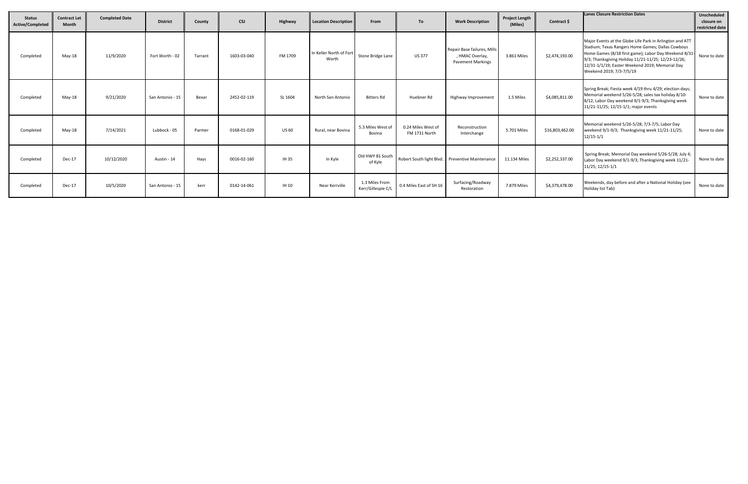| Status Active/Completed | Contract Let Month | Completed Date | District | County | CSJ | Highway | Location Description | From | To | Work Description | Project Length (Miles) | Contract $ | Lanes Closure Restriction Dates | Unscheduled closure on restricted date |
|---|---|---|---|---|---|---|---|---|---|---|---|---|---|---|
| Completed | May-18 | 11/9/2020 | Fort Worth - 02 | Tarrant | 1603-03-040 | FM 1709 | In Keller North of Fort Worth | Stone Bridge Lane | US 377 | Repair Base failures, Mills , HMAC Overlay, Pavement Markings | 3.861 Miles | $2,474,193.00 | Major Events at the Globe Life Park in Arlington and ATT Stadium; Texas Rangers Home Games; Dallas Cowboys Home Games (8/18 first game); Labor Day Weekend 8/31-9/3; Thanksgiving Holiday 11/21-11/25; 12/23-12/26; 12/31-1/1/19; Easter Weekend 2019; Memorial Day Weekend 2019; 7/3-7/5/19 | None to date |
| Completed | May-18 | 9/21/2020 | San Antonio - 15 | Bexar | 2452-02-119 | SL 1604 | North San Antonio | Bitters Rd | Huebner Rd | Highway Improvement | 1.5 Miles | $4,085,811.00 | Spring Break; Fiesta week 4/19 thru 4/29; election days; Memorial weekend 5/26-5/28; sales tax holiday 8/10-8/12; Labor Day weekend 9/1-9/3; Thanksgiving week 11/21-11/25; 12/15-1/1; major events | None to date |
| Completed | May-18 | 7/14/2021 | Lubbock - 05 | Parmer | 0168-01-029 | US 60 | Rural, near Bovina | 5.3 Miles West of Bovina | 0.24 Miles West of FM 1731 North | Reconstruction Interchange | 5.701 Miles | $16,803,462.00 | Memorial weekend 5/26-5/28; 7/3-7/5; Labor Day weekend 9/1-9/3; Thanksgiving week 11/21-11/25; 12/15-1/1 | None to date |
| Completed | Dec-17 | 10/12/2020 | Austin - 14 | Hays | 0016-02-160 | IH 35 | In Kyle | Old HWY 81 South of Kyle | Robert South light Blvd. | Preventive Maintenance | 11.134 Miles | $2,252,337.00 | Spring Break; Memorial Day weekend 5/26-5/28; July 4; Labor Day weekend 9/1-9/3; Thanksgiving week 11/21-11/25; 12/15-1/1 | None to date |
| Completed | Dec-17 | 10/5/2020 | San Antonio - 15 | kerr | 0142-14-061 | IH 10 | Near Kerrville | 1.3 Miles From Kerr/Gillespie C/L | 0.4 Miles East of SH 16 | Surfacing/Roadway Restoration | 7.879 Miles | $4,379,478.00 | Weekends, day before and after a National Holiday (see Holiday list Tab) | None to date |